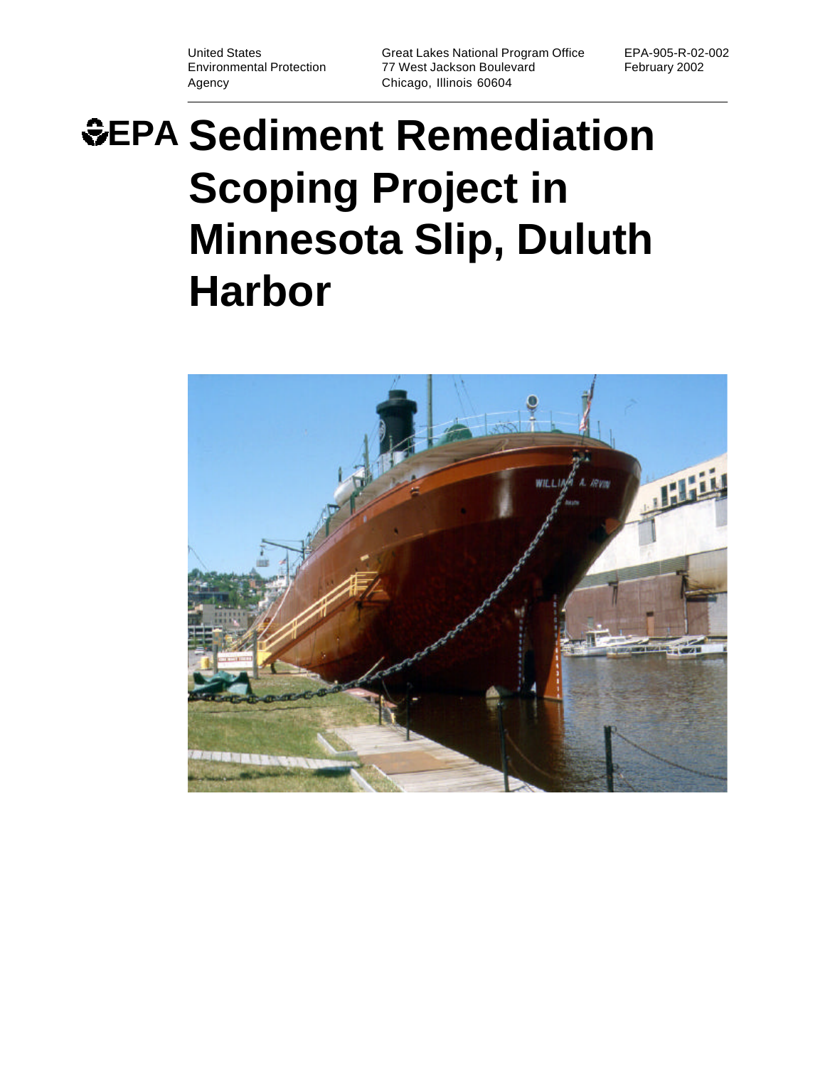United States Environmental Protection Agency

Great Lakes National Program Office
77 West Jackson Boulevard
Chicago, Illinois 60604

EPA-905-R-02-002
February 2002

# EPA Sediment Remediation Scoping Project in Minnesota Slip, Duluth Harbor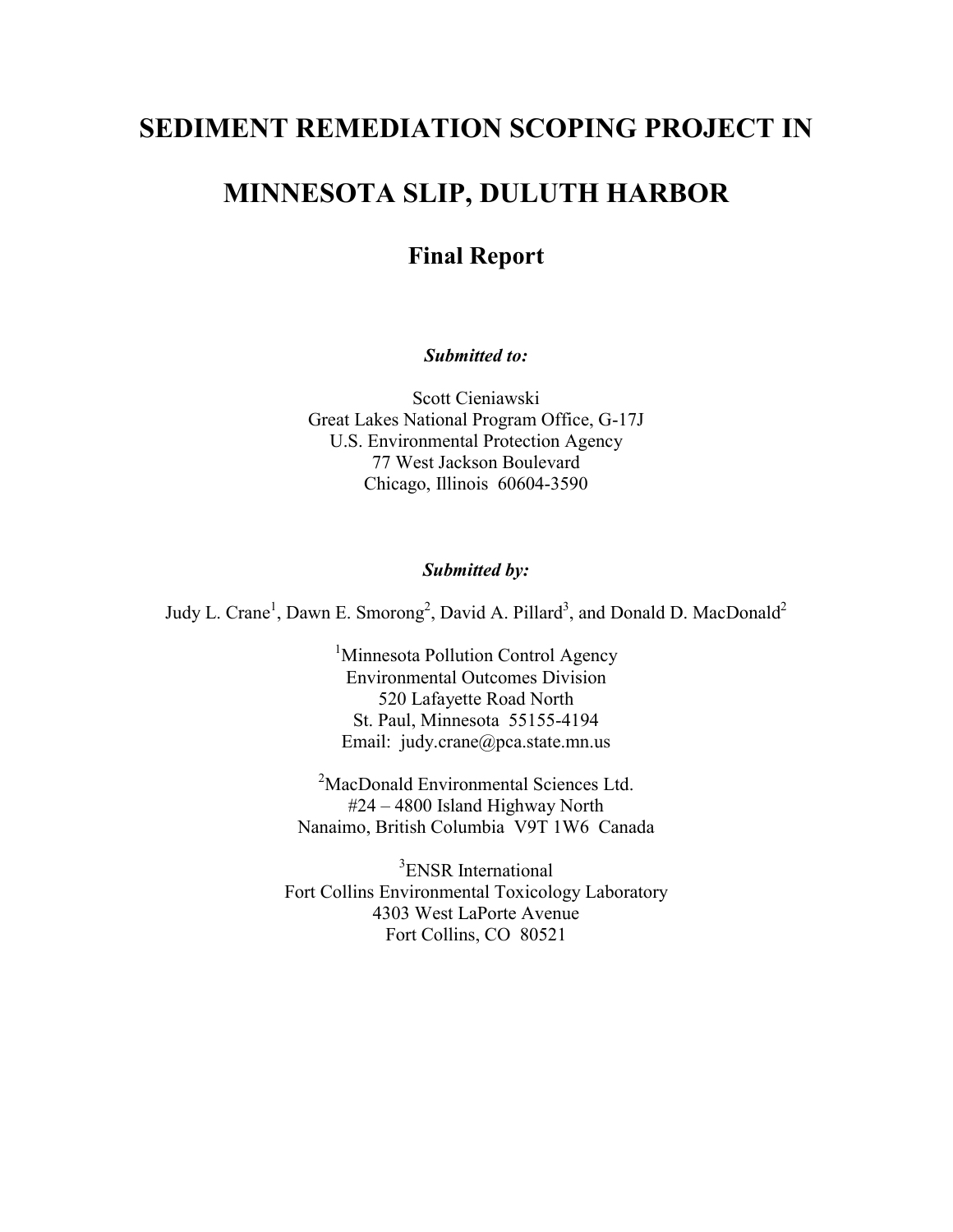# SEDIMENT REMEDIATION SCOPING PROJECT IN MINNESOTA SLIP, DULUTH HARBOR

## Final Report

***Submitted to:***

Scott Cieniawski
Great Lakes National Program Office, G-17J
U.S. Environmental Protection Agency
77 West Jackson Boulevard
Chicago, Illinois 60604-3590

***Submitted by:***

Judy L. Crane[1], Dawn E. Smorong[2], David A. Pillard[3], and Donald D. MacDonald[2]

[1]Minnesota Pollution Control Agency
Environmental Outcomes Division
520 Lafayette Road North
St. Paul, Minnesota 55155-4194
Email: judy.crane@pca.state.mn.us

[2]MacDonald Environmental Sciences Ltd.
#24 – 4800 Island Highway North
Nanaimo, British Columbia V9T 1W6 Canada

[3]ENSR International
Fort Collins Environmental Toxicology Laboratory
4303 West LaPorte Avenue
Fort Collins, CO 80521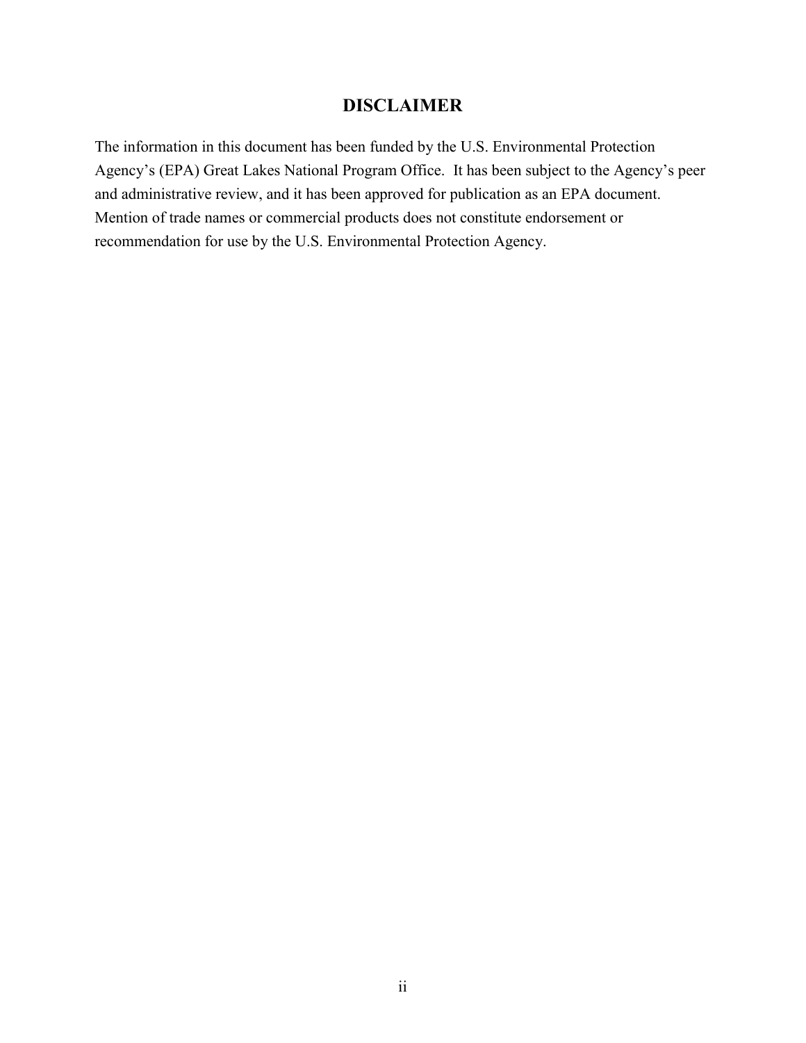## DISCLAIMER

The information in this document has been funded by the U.S. Environmental Protection Agency's (EPA) Great Lakes National Program Office. It has been subject to the Agency's peer and administrative review, and it has been approved for publication as an EPA document. Mention of trade names or commercial products does not constitute endorsement or recommendation for use by the U.S. Environmental Protection Agency.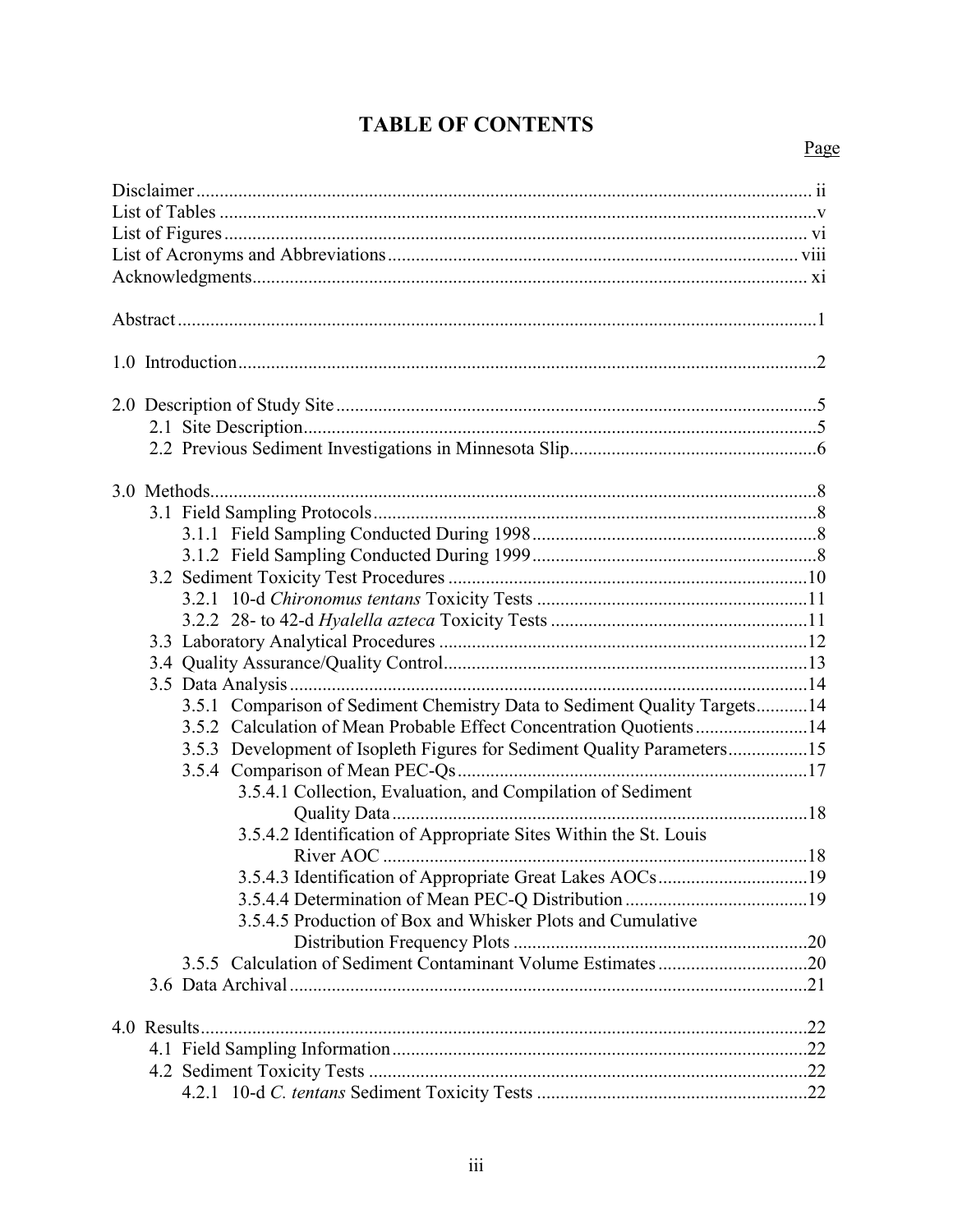# TABLE OF CONTENTS

| | Page |
|---|---|
| Disclaimer | ii |
| List of Tables | v |
| List of Figures | vi |
| List of Acronyms and Abbreviations | viii |
| Acknowledgments | xi |
| Abstract | 1 |
| 1.0 Introduction | 2 |
| 2.0 Description of Study Site | 5 |
| 2.1 Site Description | 5 |
| 2.2 Previous Sediment Investigations in Minnesota Slip | 6 |
| 3.0 Methods | 8 |
| 3.1 Field Sampling Protocols | 8 |
| 3.1.1 Field Sampling Conducted During 1998 | 8 |
| 3.1.2 Field Sampling Conducted During 1999 | 8 |
| 3.2 Sediment Toxicity Test Procedures | 10 |
| 3.2.1 10-d *Chironomus tentans* Toxicity Tests | 11 |
| 3.2.2 28- to 42-d *Hyalella azteca* Toxicity Tests | 11 |
| 3.3 Laboratory Analytical Procedures | 12 |
| 3.4 Quality Assurance/Quality Control | 13 |
| 3.5 Data Analysis | 14 |
| 3.5.1 Comparison of Sediment Chemistry Data to Sediment Quality Targets | 14 |
| 3.5.2 Calculation of Mean Probable Effect Concentration Quotients | 14 |
| 3.5.3 Development of Isopleth Figures for Sediment Quality Parameters | 15 |
| 3.5.4 Comparison of Mean PEC-Qs | 17 |
| 3.5.4.1 Collection, Evaluation, and Compilation of Sediment Quality Data | 18 |
| 3.5.4.2 Identification of Appropriate Sites Within the St. Louis River AOC | 18 |
| 3.5.4.3 Identification of Appropriate Great Lakes AOCs | 19 |
| 3.5.4.4 Determination of Mean PEC-Q Distribution | 19 |
| 3.5.4.5 Production of Box and Whisker Plots and Cumulative Distribution Frequency Plots | 20 |
| 3.5.5 Calculation of Sediment Contaminant Volume Estimates | 20 |
| 3.6 Data Archival | 21 |
| 4.0 Results | 22 |
| 4.1 Field Sampling Information | 22 |
| 4.2 Sediment Toxicity Tests | 22 |
| 4.2.1 10-d *C. tentans* Sediment Toxicity Tests | 22 |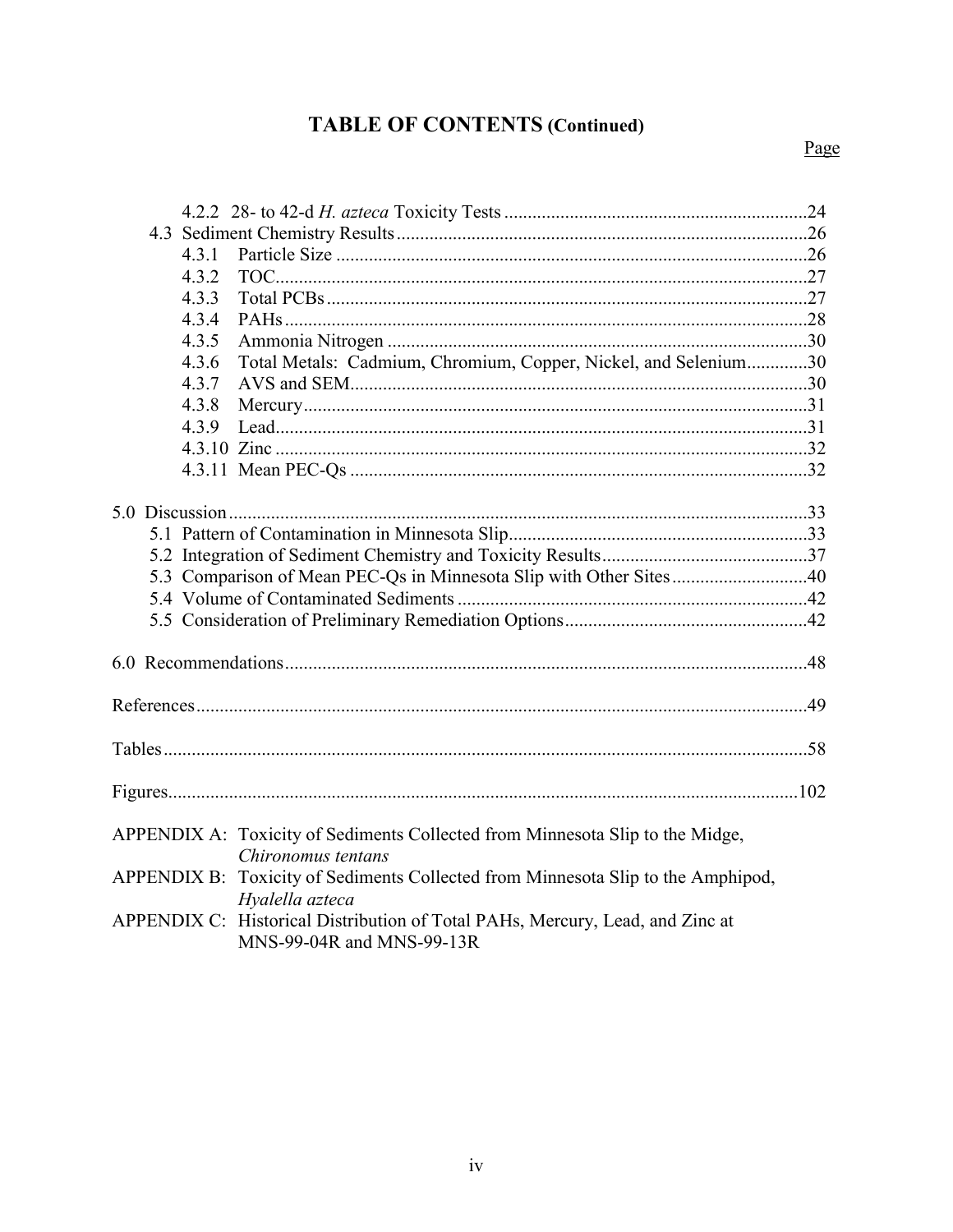# TABLE OF CONTENTS (Continued)

| | Page |
|---|---|
| 4.2.2 28- to 42-d *H. azteca* Toxicity Tests | 24 |
| 4.3 Sediment Chemistry Results | 26 |
| 4.3.1 Particle Size | 26 |
| 4.3.2 TOC | 27 |
| 4.3.3 Total PCBs | 27 |
| 4.3.4 PAHs | 28 |
| 4.3.5 Ammonia Nitrogen | 30 |
| 4.3.6 Total Metals: Cadmium, Chromium, Copper, Nickel, and Selenium | 30 |
| 4.3.7 AVS and SEM | 30 |
| 4.3.8 Mercury | 31 |
| 4.3.9 Lead | 31 |
| 4.3.10 Zinc | 32 |
| 4.3.11 Mean PEC-Qs | 32 |
| 5.0 Discussion | 33 |
| 5.1 Pattern of Contamination in Minnesota Slip | 33 |
| 5.2 Integration of Sediment Chemistry and Toxicity Results | 37 |
| 5.3 Comparison of Mean PEC-Qs in Minnesota Slip with Other Sites | 40 |
| 5.4 Volume of Contaminated Sediments | 42 |
| 5.5 Consideration of Preliminary Remediation Options | 42 |
| 6.0 Recommendations | 48 |
| References | 49 |
| Tables | 58 |
| Figures | 102 |

APPENDIX A: Toxicity of Sediments Collected from Minnesota Slip to the Midge, *Chironomus tentans*

APPENDIX B: Toxicity of Sediments Collected from Minnesota Slip to the Amphipod, *Hyalella azteca*

APPENDIX C: Historical Distribution of Total PAHs, Mercury, Lead, and Zinc at MNS-99-04R and MNS-99-13R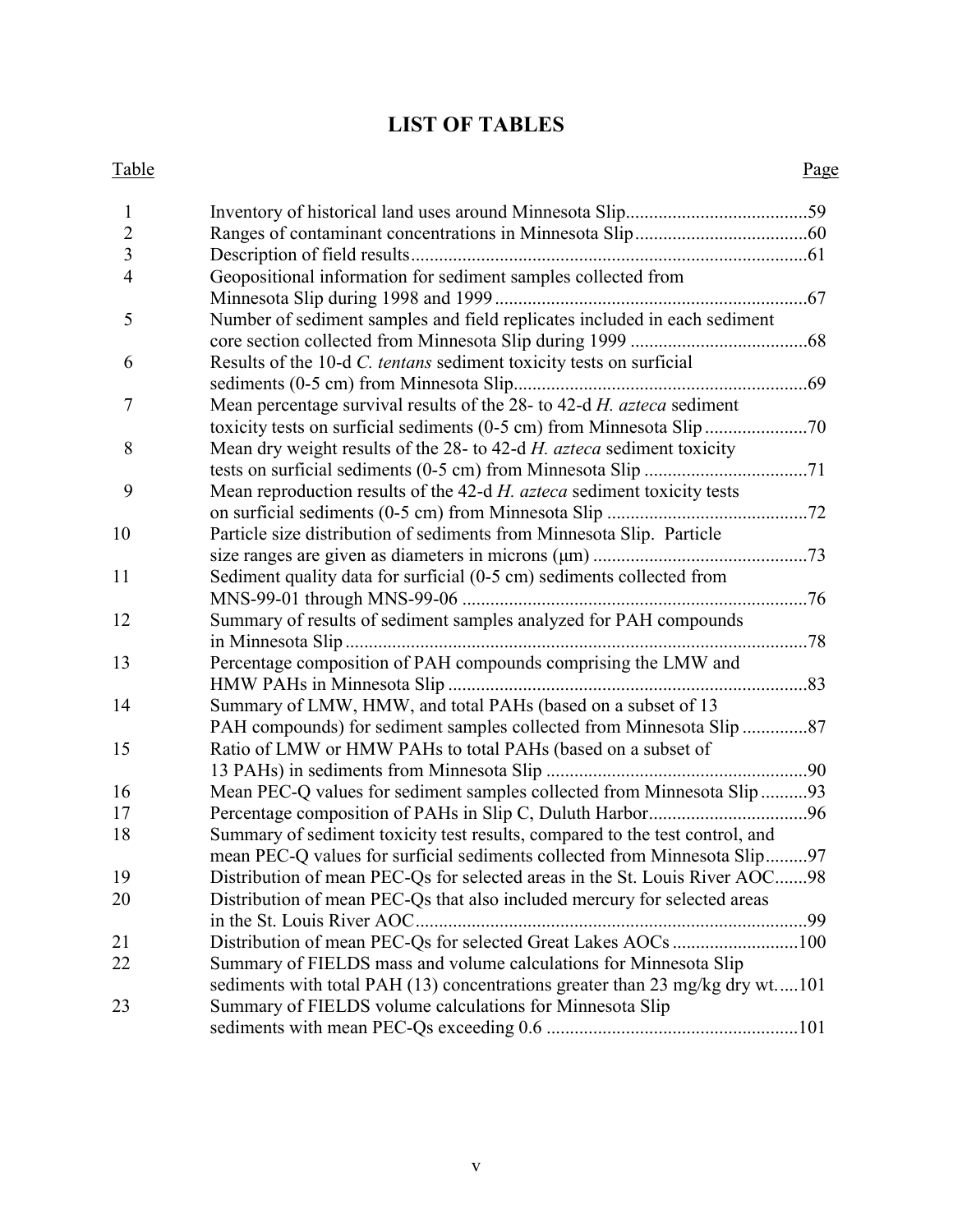# LIST OF TABLES

| Table | | Page |
|---|---|---|
| 1 | Inventory of historical land uses around Minnesota Slip | 59 |
| 2 | Ranges of contaminant concentrations in Minnesota Slip | 60 |
| 3 | Description of field results | 61 |
| 4 | Geopositional information for sediment samples collected from Minnesota Slip during 1998 and 1999 | 67 |
| 5 | Number of sediment samples and field replicates included in each sediment core section collected from Minnesota Slip during 1999 | 68 |
| 6 | Results of the 10-d *C. tentans* sediment toxicity tests on surficial sediments (0-5 cm) from Minnesota Slip | 69 |
| 7 | Mean percentage survival results of the 28- to 42-d *H. azteca* sediment toxicity tests on surficial sediments (0-5 cm) from Minnesota Slip | 70 |
| 8 | Mean dry weight results of the 28- to 42-d *H. azteca* sediment toxicity tests on surficial sediments (0-5 cm) from Minnesota Slip | 71 |
| 9 | Mean reproduction results of the 42-d *H. azteca* sediment toxicity tests on surficial sediments (0-5 cm) from Minnesota Slip | 72 |
| 10 | Particle size distribution of sediments from Minnesota Slip. Particle size ranges are given as diameters in microns (µm) | 73 |
| 11 | Sediment quality data for surficial (0-5 cm) sediments collected from MNS-99-01 through MNS-99-06 | 76 |
| 12 | Summary of results of sediment samples analyzed for PAH compounds in Minnesota Slip | 78 |
| 13 | Percentage composition of PAH compounds comprising the LMW and HMW PAHs in Minnesota Slip | 83 |
| 14 | Summary of LMW, HMW, and total PAHs (based on a subset of 13 PAH compounds) for sediment samples collected from Minnesota Slip | 87 |
| 15 | Ratio of LMW or HMW PAHs to total PAHs (based on a subset of 13 PAHs) in sediments from Minnesota Slip | 90 |
| 16 | Mean PEC-Q values for sediment samples collected from Minnesota Slip | 93 |
| 17 | Percentage composition of PAHs in Slip C, Duluth Harbor | 96 |
| 18 | Summary of sediment toxicity test results, compared to the test control, and mean PEC-Q values for surficial sediments collected from Minnesota Slip | 97 |
| 19 | Distribution of mean PEC-Qs for selected areas in the St. Louis River AOC | 98 |
| 20 | Distribution of mean PEC-Qs that also included mercury for selected areas in the St. Louis River AOC | 99 |
| 21 | Distribution of mean PEC-Qs for selected Great Lakes AOCs | 100 |
| 22 | Summary of FIELDS mass and volume calculations for Minnesota Slip sediments with total PAH (13) concentrations greater than 23 mg/kg dry wt. | 101 |
| 23 | Summary of FIELDS volume calculations for Minnesota Slip sediments with mean PEC-Qs exceeding 0.6 | 101 |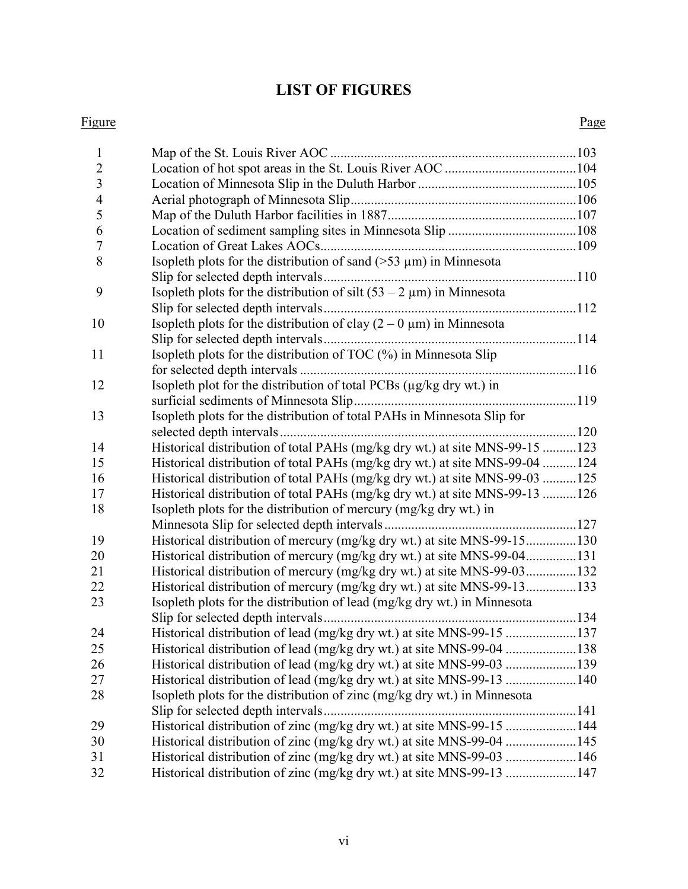# LIST OF FIGURES

| Figure | | Page |
|---|---|---|
| 1 | Map of the St. Louis River AOC | 103 |
| 2 | Location of hot spot areas in the St. Louis River AOC | 104 |
| 3 | Location of Minnesota Slip in the Duluth Harbor | 105 |
| 4 | Aerial photograph of Minnesota Slip | 106 |
| 5 | Map of the Duluth Harbor facilities in 1887 | 107 |
| 6 | Location of sediment sampling sites in Minnesota Slip | 108 |
| 7 | Location of Great Lakes AOCs | 109 |
| 8 | Isopleth plots for the distribution of sand (>53 µm) in Minnesota Slip for selected depth intervals | 110 |
| 9 | Isopleth plots for the distribution of silt (53 – 2 µm) in Minnesota Slip for selected depth intervals | 112 |
| 10 | Isopleth plots for the distribution of clay (2 – 0 µm) in Minnesota Slip for selected depth intervals | 114 |
| 11 | Isopleth plots for the distribution of TOC (%) in Minnesota Slip for selected depth intervals | 116 |
| 12 | Isopleth plot for the distribution of total PCBs (µg/kg dry wt.) in surficial sediments of Minnesota Slip | 119 |
| 13 | Isopleth plots for the distribution of total PAHs in Minnesota Slip for selected depth intervals | 120 |
| 14 | Historical distribution of total PAHs (mg/kg dry wt.) at site MNS-99-15 | 123 |
| 15 | Historical distribution of total PAHs (mg/kg dry wt.) at site MNS-99-04 | 124 |
| 16 | Historical distribution of total PAHs (mg/kg dry wt.) at site MNS-99-03 | 125 |
| 17 | Historical distribution of total PAHs (mg/kg dry wt.) at site MNS-99-13 | 126 |
| 18 | Isopleth plots for the distribution of mercury (mg/kg dry wt.) in Minnesota Slip for selected depth intervals | 127 |
| 19 | Historical distribution of mercury (mg/kg dry wt.) at site MNS-99-15 | 130 |
| 20 | Historical distribution of mercury (mg/kg dry wt.) at site MNS-99-04 | 131 |
| 21 | Historical distribution of mercury (mg/kg dry wt.) at site MNS-99-03 | 132 |
| 22 | Historical distribution of mercury (mg/kg dry wt.) at site MNS-99-13 | 133 |
| 23 | Isopleth plots for the distribution of lead (mg/kg dry wt.) in Minnesota Slip for selected depth intervals | 134 |
| 24 | Historical distribution of lead (mg/kg dry wt.) at site MNS-99-15 | 137 |
| 25 | Historical distribution of lead (mg/kg dry wt.) at site MNS-99-04 | 138 |
| 26 | Historical distribution of lead (mg/kg dry wt.) at site MNS-99-03 | 139 |
| 27 | Historical distribution of lead (mg/kg dry wt.) at site MNS-99-13 | 140 |
| 28 | Isopleth plots for the distribution of zinc (mg/kg dry wt.) in Minnesota Slip for selected depth intervals | 141 |
| 29 | Historical distribution of zinc (mg/kg dry wt.) at site MNS-99-15 | 144 |
| 30 | Historical distribution of zinc (mg/kg dry wt.) at site MNS-99-04 | 145 |
| 31 | Historical distribution of zinc (mg/kg dry wt.) at site MNS-99-03 | 146 |
| 32 | Historical distribution of zinc (mg/kg dry wt.) at site MNS-99-13 | 147 |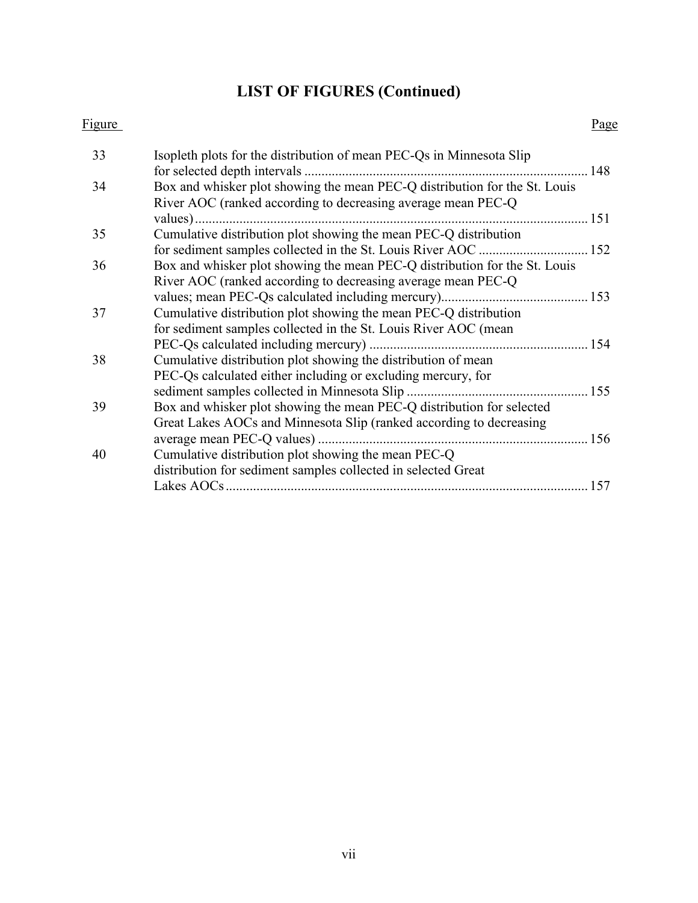# LIST OF FIGURES (Continued)

| Figure | | Page |
|---|---|---|
| 33 | Isopleth plots for the distribution of mean PEC-Qs in Minnesota Slip for selected depth intervals | 148 |
| 34 | Box and whisker plot showing the mean PEC-Q distribution for the St. Louis River AOC (ranked according to decreasing average mean PEC-Q values) | 151 |
| 35 | Cumulative distribution plot showing the mean PEC-Q distribution for sediment samples collected in the St. Louis River AOC | 152 |
| 36 | Box and whisker plot showing the mean PEC-Q distribution for the St. Louis River AOC (ranked according to decreasing average mean PEC-Q values; mean PEC-Qs calculated including mercury) | 153 |
| 37 | Cumulative distribution plot showing the mean PEC-Q distribution for sediment samples collected in the St. Louis River AOC (mean PEC-Qs calculated including mercury) | 154 |
| 38 | Cumulative distribution plot showing the distribution of mean PEC-Qs calculated either including or excluding mercury, for sediment samples collected in Minnesota Slip | 155 |
| 39 | Box and whisker plot showing the mean PEC-Q distribution for selected Great Lakes AOCs and Minnesota Slip (ranked according to decreasing average mean PEC-Q values) | 156 |
| 40 | Cumulative distribution plot showing the mean PEC-Q distribution for sediment samples collected in selected Great Lakes AOCs | 157 |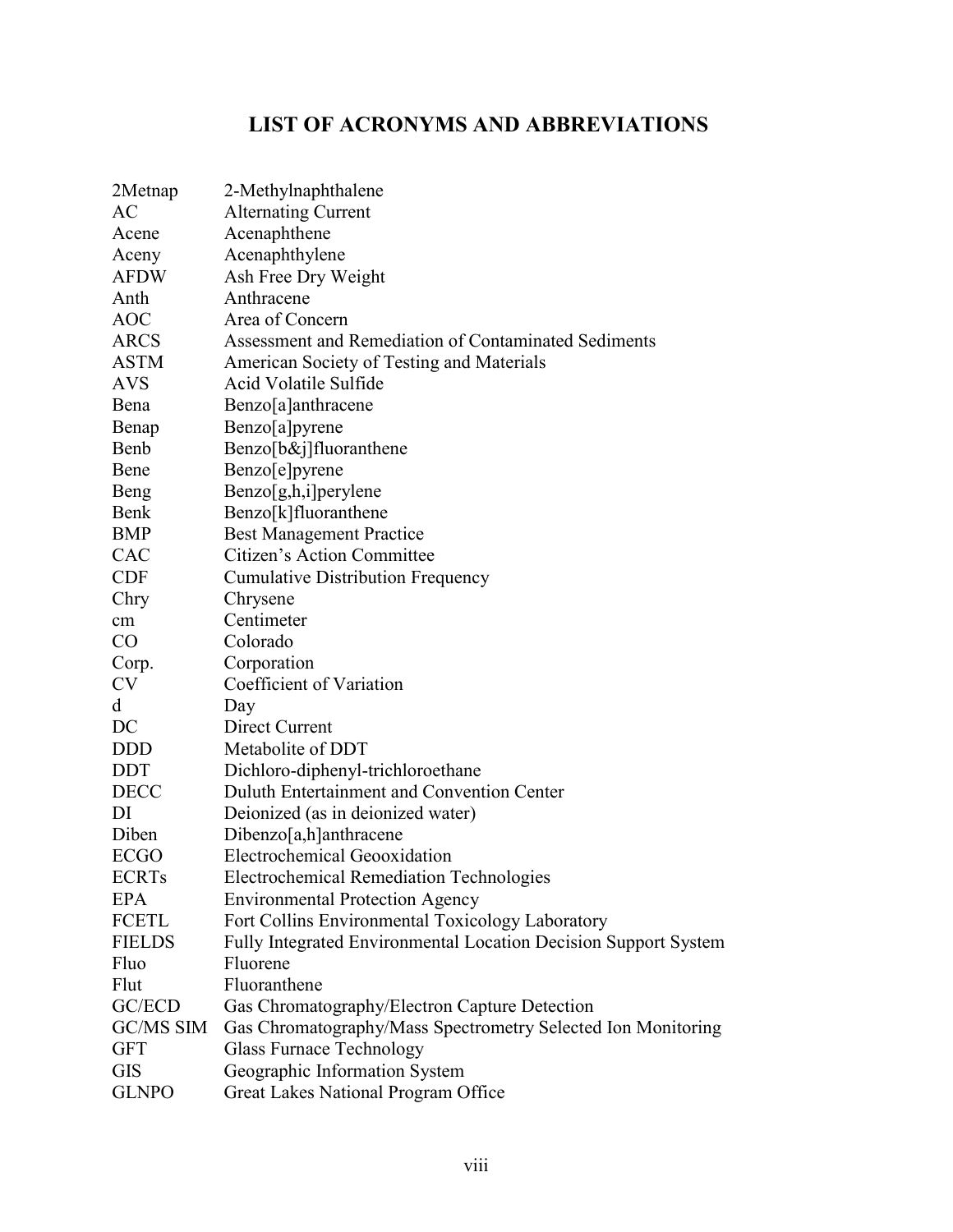# LIST OF ACRONYMS AND ABBREVIATIONS

| | |
|---|---|
| 2Metnap | 2-Methylnaphthalene |
| AC | Alternating Current |
| Acene | Acenaphthene |
| Aceny | Acenaphthylene |
| AFDW | Ash Free Dry Weight |
| Anth | Anthracene |
| AOC | Area of Concern |
| ARCS | Assessment and Remediation of Contaminated Sediments |
| ASTM | American Society of Testing and Materials |
| AVS | Acid Volatile Sulfide |
| Bena | Benzo[a]anthracene |
| Benap | Benzo[a]pyrene |
| Benb | Benzo[b&j]fluoranthene |
| Bene | Benzo[e]pyrene |
| Beng | Benzo[g,h,i]perylene |
| Benk | Benzo[k]fluoranthene |
| BMP | Best Management Practice |
| CAC | Citizen's Action Committee |
| CDF | Cumulative Distribution Frequency |
| Chry | Chrysene |
| cm | Centimeter |
| CO | Colorado |
| Corp. | Corporation |
| CV | Coefficient of Variation |
| d | Day |
| DC | Direct Current |
| DDD | Metabolite of DDT |
| DDT | Dichloro-diphenyl-trichloroethane |
| DECC | Duluth Entertainment and Convention Center |
| DI | Deionized (as in deionized water) |
| Diben | Dibenzo[a,h]anthracene |
| ECGO | Electrochemical Geooxidation |
| ECRTs | Electrochemical Remediation Technologies |
| EPA | Environmental Protection Agency |
| FCETL | Fort Collins Environmental Toxicology Laboratory |
| FIELDS | Fully Integrated Environmental Location Decision Support System |
| Fluo | Fluorene |
| Flut | Fluoranthene |
| GC/ECD | Gas Chromatography/Electron Capture Detection |
| GC/MS SIM | Gas Chromatography/Mass Spectrometry Selected Ion Monitoring |
| GFT | Glass Furnace Technology |
| GIS | Geographic Information System |
| GLNPO | Great Lakes National Program Office |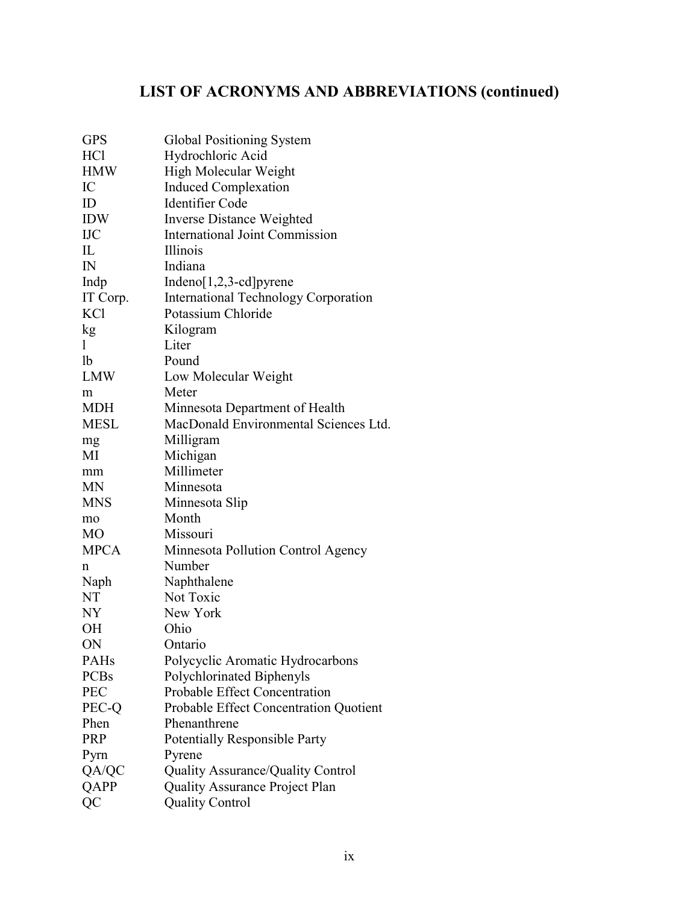# LIST OF ACRONYMS AND ABBREVIATIONS (continued)

| | |
|---|---|
| GPS | Global Positioning System |
| HCl | Hydrochloric Acid |
| HMW | High Molecular Weight |
| IC | Induced Complexation |
| ID | Identifier Code |
| IDW | Inverse Distance Weighted |
| IJC | International Joint Commission |
| IL | Illinois |
| IN | Indiana |
| Indp | Indeno[1,2,3-cd]pyrene |
| IT Corp. | International Technology Corporation |
| KCl | Potassium Chloride |
| kg | Kilogram |
| l | Liter |
| lb | Pound |
| LMW | Low Molecular Weight |
| m | Meter |
| MDH | Minnesota Department of Health |
| MESL | MacDonald Environmental Sciences Ltd. |
| mg | Milligram |
| MI | Michigan |
| mm | Millimeter |
| MN | Minnesota |
| MNS | Minnesota Slip |
| mo | Month |
| MO | Missouri |
| MPCA | Minnesota Pollution Control Agency |
| n | Number |
| Naph | Naphthalene |
| NT | Not Toxic |
| NY | New York |
| OH | Ohio |
| ON | Ontario |
| PAHs | Polycyclic Aromatic Hydrocarbons |
| PCBs | Polychlorinated Biphenyls |
| PEC | Probable Effect Concentration |
| PEC-Q | Probable Effect Concentration Quotient |
| Phen | Phenanthrene |
| PRP | Potentially Responsible Party |
| Pyrn | Pyrene |
| QA/QC | Quality Assurance/Quality Control |
| QAPP | Quality Assurance Project Plan |
| QC | Quality Control |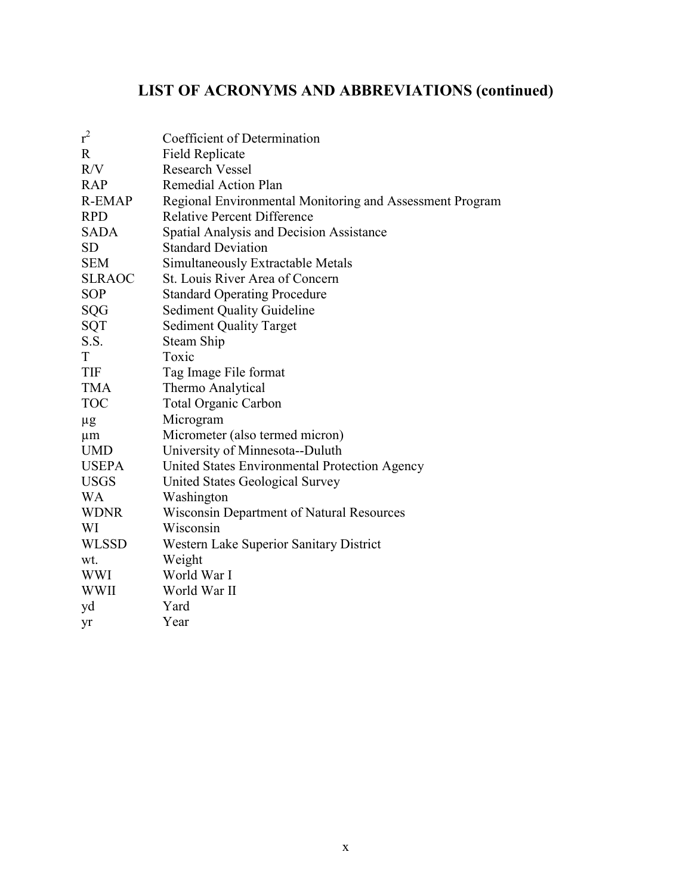# LIST OF ACRONYMS AND ABBREVIATIONS (continued)

| | |
|---|---|
| $r^2$ | Coefficient of Determination |
| R | Field Replicate |
| R/V | Research Vessel |
| RAP | Remedial Action Plan |
| R-EMAP | Regional Environmental Monitoring and Assessment Program |
| RPD | Relative Percent Difference |
| SADA | Spatial Analysis and Decision Assistance |
| SD | Standard Deviation |
| SEM | Simultaneously Extractable Metals |
| SLRAOC | St. Louis River Area of Concern |
| SOP | Standard Operating Procedure |
| SQG | Sediment Quality Guideline |
| SQT | Sediment Quality Target |
| S.S. | Steam Ship |
| T | Toxic |
| TIF | Tag Image File format |
| TMA | Thermo Analytical |
| TOC | Total Organic Carbon |
| µg | Microgram |
| µm | Micrometer (also termed micron) |
| UMD | University of Minnesota--Duluth |
| USEPA | United States Environmental Protection Agency |
| USGS | United States Geological Survey |
| WA | Washington |
| WDNR | Wisconsin Department of Natural Resources |
| WI | Wisconsin |
| WLSSD | Western Lake Superior Sanitary District |
| wt. | Weight |
| WWI | World War I |
| WWII | World War II |
| yd | Yard |
| yr | Year |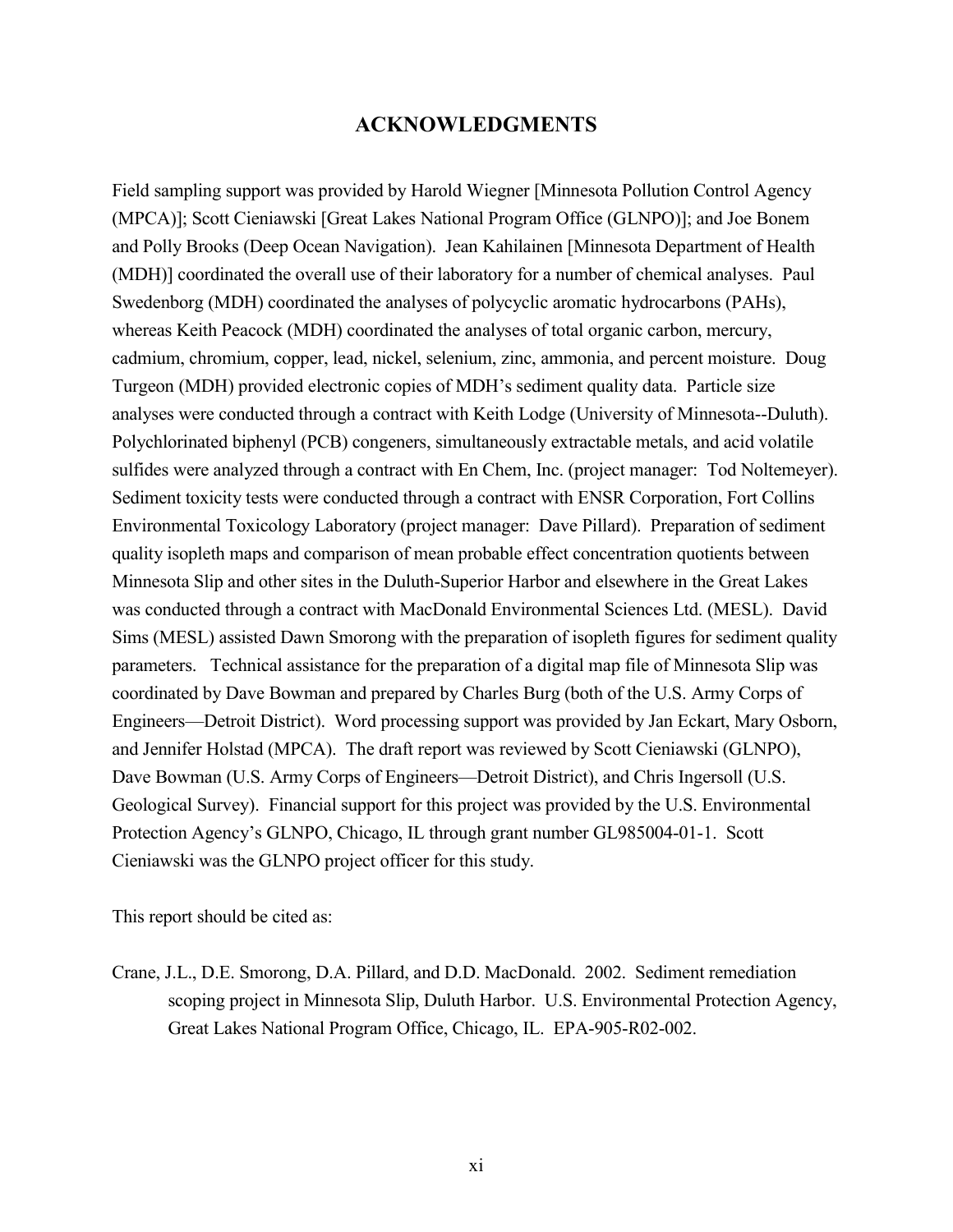## ACKNOWLEDGMENTS

Field sampling support was provided by Harold Wiegner [Minnesota Pollution Control Agency (MPCA)]; Scott Cieniawski [Great Lakes National Program Office (GLNPO)]; and Joe Bonem and Polly Brooks (Deep Ocean Navigation). Jean Kahilainen [Minnesota Department of Health (MDH)] coordinated the overall use of their laboratory for a number of chemical analyses. Paul Swedenborg (MDH) coordinated the analyses of polycyclic aromatic hydrocarbons (PAHs), whereas Keith Peacock (MDH) coordinated the analyses of total organic carbon, mercury, cadmium, chromium, copper, lead, nickel, selenium, zinc, ammonia, and percent moisture. Doug Turgeon (MDH) provided electronic copies of MDH's sediment quality data. Particle size analyses were conducted through a contract with Keith Lodge (University of Minnesota--Duluth). Polychlorinated biphenyl (PCB) congeners, simultaneously extractable metals, and acid volatile sulfides were analyzed through a contract with En Chem, Inc. (project manager: Tod Noltemeyer). Sediment toxicity tests were conducted through a contract with ENSR Corporation, Fort Collins Environmental Toxicology Laboratory (project manager: Dave Pillard). Preparation of sediment quality isopleth maps and comparison of mean probable effect concentration quotients between Minnesota Slip and other sites in the Duluth-Superior Harbor and elsewhere in the Great Lakes was conducted through a contract with MacDonald Environmental Sciences Ltd. (MESL). David Sims (MESL) assisted Dawn Smorong with the preparation of isopleth figures for sediment quality parameters. Technical assistance for the preparation of a digital map file of Minnesota Slip was coordinated by Dave Bowman and prepared by Charles Burg (both of the U.S. Army Corps of Engineers—Detroit District). Word processing support was provided by Jan Eckart, Mary Osborn, and Jennifer Holstad (MPCA). The draft report was reviewed by Scott Cieniawski (GLNPO), Dave Bowman (U.S. Army Corps of Engineers—Detroit District), and Chris Ingersoll (U.S. Geological Survey). Financial support for this project was provided by the U.S. Environmental Protection Agency's GLNPO, Chicago, IL through grant number GL985004-01-1. Scott Cieniawski was the GLNPO project officer for this study.

This report should be cited as:

Crane, J.L., D.E. Smorong, D.A. Pillard, and D.D. MacDonald. 2002. Sediment remediation scoping project in Minnesota Slip, Duluth Harbor. U.S. Environmental Protection Agency, Great Lakes National Program Office, Chicago, IL. EPA-905-R02-002.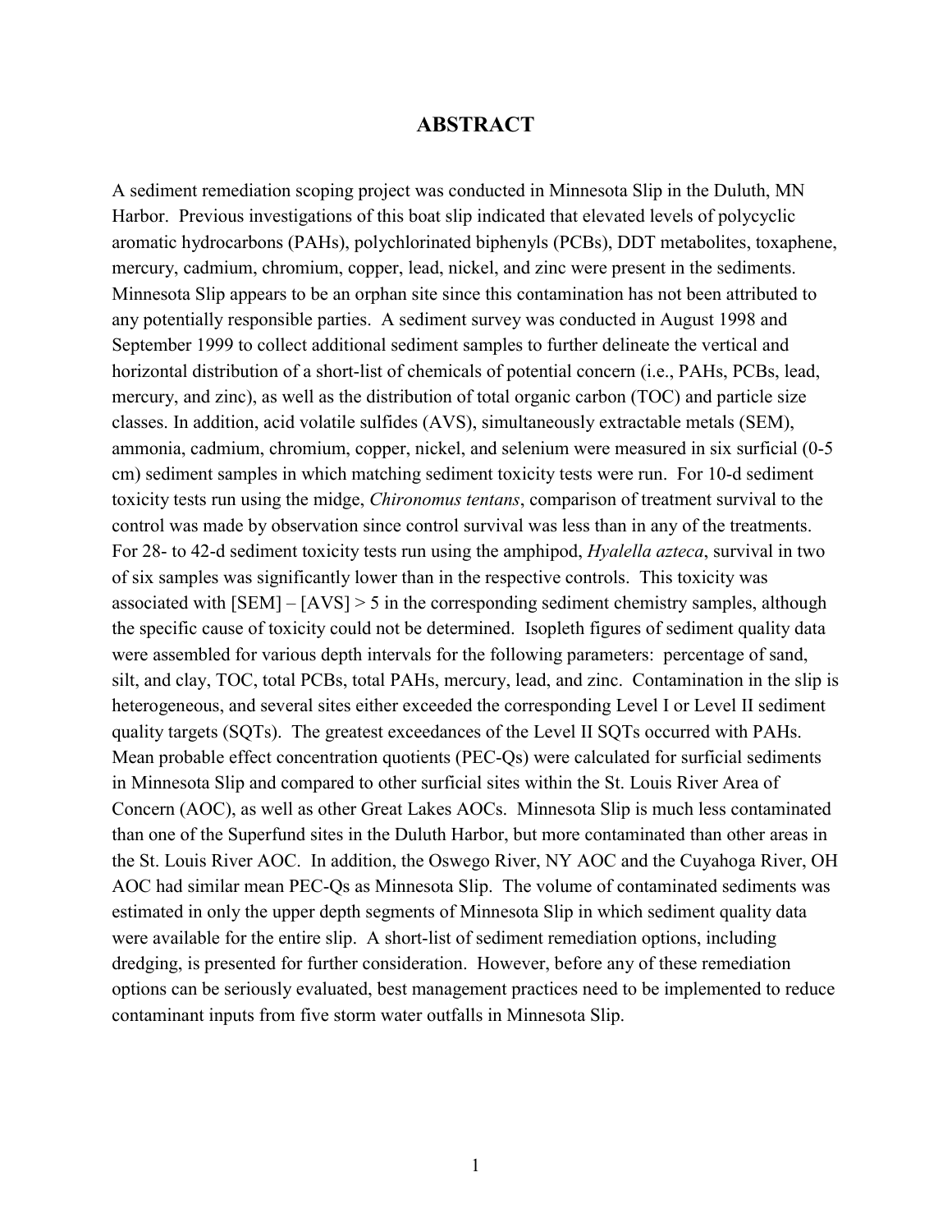# ABSTRACT

A sediment remediation scoping project was conducted in Minnesota Slip in the Duluth, MN Harbor. Previous investigations of this boat slip indicated that elevated levels of polycyclic aromatic hydrocarbons (PAHs), polychlorinated biphenyls (PCBs), DDT metabolites, toxaphene, mercury, cadmium, chromium, copper, lead, nickel, and zinc were present in the sediments. Minnesota Slip appears to be an orphan site since this contamination has not been attributed to any potentially responsible parties. A sediment survey was conducted in August 1998 and September 1999 to collect additional sediment samples to further delineate the vertical and horizontal distribution of a short-list of chemicals of potential concern (i.e., PAHs, PCBs, lead, mercury, and zinc), as well as the distribution of total organic carbon (TOC) and particle size classes. In addition, acid volatile sulfides (AVS), simultaneously extractable metals (SEM), ammonia, cadmium, chromium, copper, nickel, and selenium were measured in six surficial (0-5 cm) sediment samples in which matching sediment toxicity tests were run. For 10-d sediment toxicity tests run using the midge, *Chironomus tentans*, comparison of treatment survival to the control was made by observation since control survival was less than in any of the treatments. For 28- to 42-d sediment toxicity tests run using the amphipod, *Hyalella azteca*, survival in two of six samples was significantly lower than in the respective controls. This toxicity was associated with $[SEM] – [AVS] > 5$ in the corresponding sediment chemistry samples, although the specific cause of toxicity could not be determined. Isopleth figures of sediment quality data were assembled for various depth intervals for the following parameters: percentage of sand, silt, and clay, TOC, total PCBs, total PAHs, mercury, lead, and zinc. Contamination in the slip is heterogeneous, and several sites either exceeded the corresponding Level I or Level II sediment quality targets (SQTs). The greatest exceedances of the Level II SQTs occurred with PAHs. Mean probable effect concentration quotients (PEC-Qs) were calculated for surficial sediments in Minnesota Slip and compared to other surficial sites within the St. Louis River Area of Concern (AOC), as well as other Great Lakes AOCs. Minnesota Slip is much less contaminated than one of the Superfund sites in the Duluth Harbor, but more contaminated than other areas in the St. Louis River AOC. In addition, the Oswego River, NY AOC and the Cuyahoga River, OH AOC had similar mean PEC-Qs as Minnesota Slip. The volume of contaminated sediments was estimated in only the upper depth segments of Minnesota Slip in which sediment quality data were available for the entire slip. A short-list of sediment remediation options, including dredging, is presented for further consideration. However, before any of these remediation options can be seriously evaluated, best management practices need to be implemented to reduce contaminant inputs from five storm water outfalls in Minnesota Slip.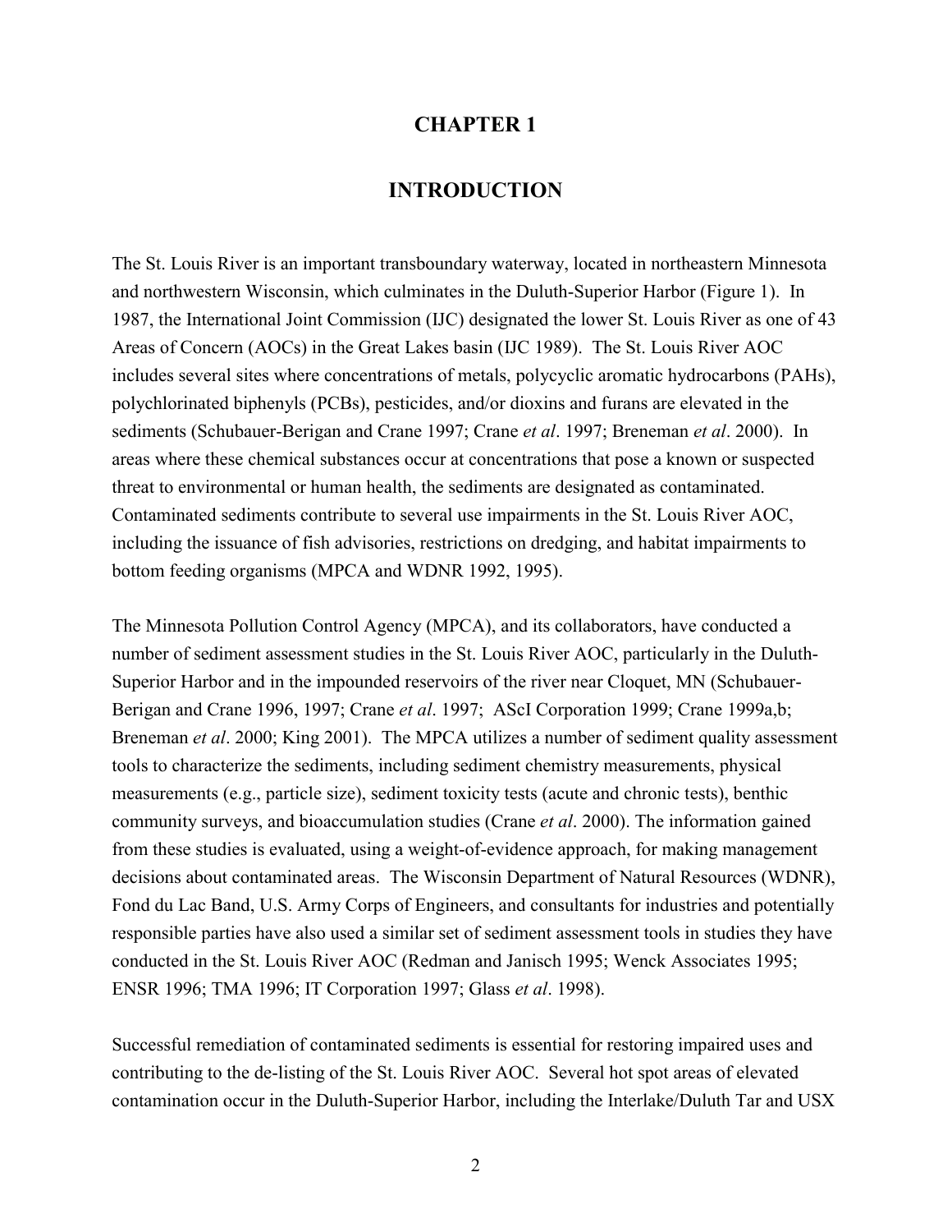# CHAPTER 1

## INTRODUCTION

The St. Louis River is an important transboundary waterway, located in northeastern Minnesota and northwestern Wisconsin, which culminates in the Duluth-Superior Harbor (Figure 1). In 1987, the International Joint Commission (IJC) designated the lower St. Louis River as one of 43 Areas of Concern (AOCs) in the Great Lakes basin (IJC 1989). The St. Louis River AOC includes several sites where concentrations of metals, polycyclic aromatic hydrocarbons (PAHs), polychlorinated biphenyls (PCBs), pesticides, and/or dioxins and furans are elevated in the sediments (Schubauer-Berigan and Crane 1997; Crane *et al*. 1997; Breneman *et al*. 2000). In areas where these chemical substances occur at concentrations that pose a known or suspected threat to environmental or human health, the sediments are designated as contaminated. Contaminated sediments contribute to several use impairments in the St. Louis River AOC, including the issuance of fish advisories, restrictions on dredging, and habitat impairments to bottom feeding organisms (MPCA and WDNR 1992, 1995).

The Minnesota Pollution Control Agency (MPCA), and its collaborators, have conducted a number of sediment assessment studies in the St. Louis River AOC, particularly in the Duluth-Superior Harbor and in the impounded reservoirs of the river near Cloquet, MN (Schubauer-Berigan and Crane 1996, 1997; Crane *et al*. 1997; AScI Corporation 1999; Crane 1999a,b; Breneman *et al*. 2000; King 2001). The MPCA utilizes a number of sediment quality assessment tools to characterize the sediments, including sediment chemistry measurements, physical measurements (e.g., particle size), sediment toxicity tests (acute and chronic tests), benthic community surveys, and bioaccumulation studies (Crane *et al*. 2000). The information gained from these studies is evaluated, using a weight-of-evidence approach, for making management decisions about contaminated areas. The Wisconsin Department of Natural Resources (WDNR), Fond du Lac Band, U.S. Army Corps of Engineers, and consultants for industries and potentially responsible parties have also used a similar set of sediment assessment tools in studies they have conducted in the St. Louis River AOC (Redman and Janisch 1995; Wenck Associates 1995; ENSR 1996; TMA 1996; IT Corporation 1997; Glass *et al*. 1998).

Successful remediation of contaminated sediments is essential for restoring impaired uses and contributing to the de-listing of the St. Louis River AOC. Several hot spot areas of elevated contamination occur in the Duluth-Superior Harbor, including the Interlake/Duluth Tar and USX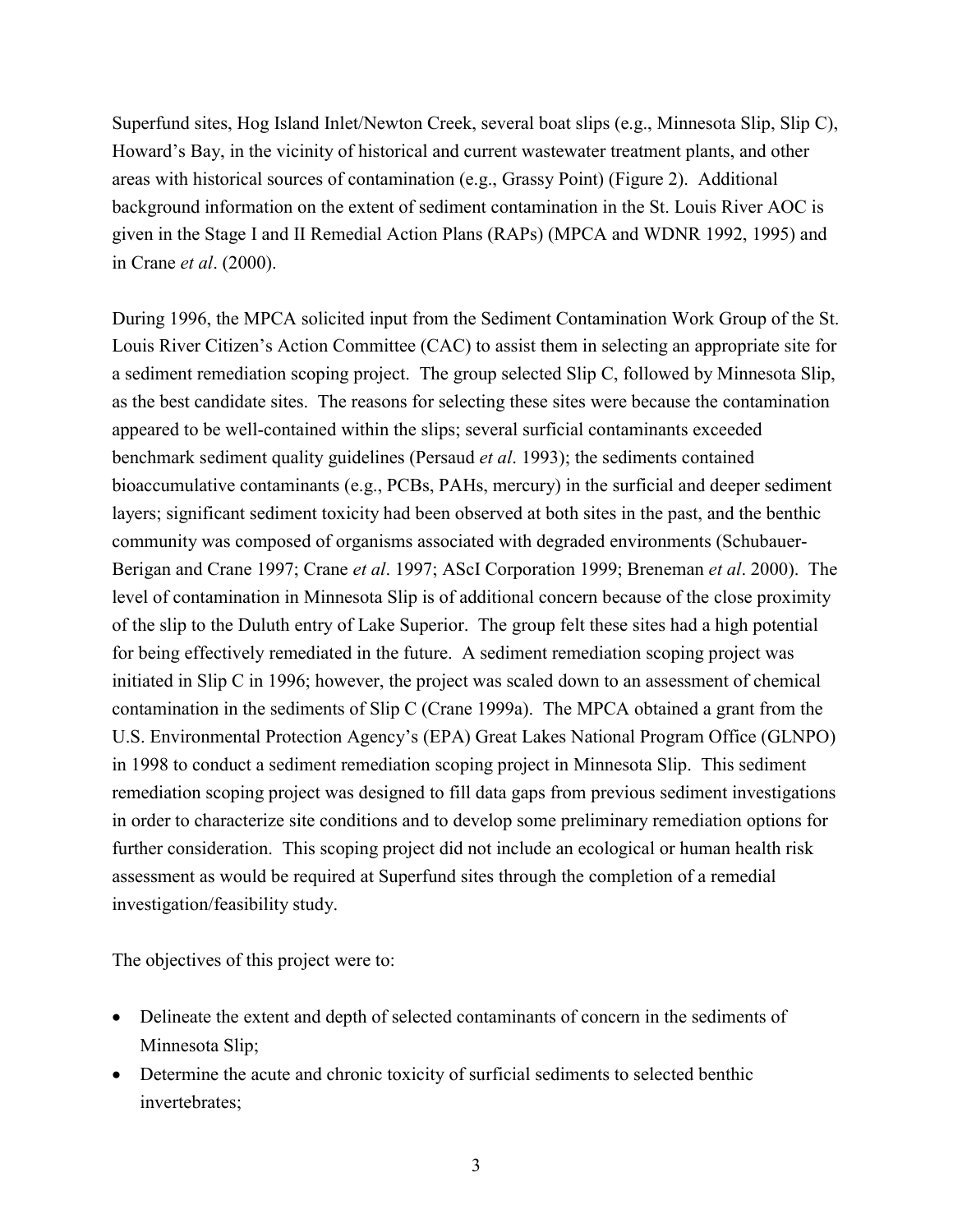Superfund sites, Hog Island Inlet/Newton Creek, several boat slips (e.g., Minnesota Slip, Slip C), Howard's Bay, in the vicinity of historical and current wastewater treatment plants, and other areas with historical sources of contamination (e.g., Grassy Point) (Figure 2). Additional background information on the extent of sediment contamination in the St. Louis River AOC is given in the Stage I and II Remedial Action Plans (RAPs) (MPCA and WDNR 1992, 1995) and in Crane *et al*. (2000).

During 1996, the MPCA solicited input from the Sediment Contamination Work Group of the St. Louis River Citizen's Action Committee (CAC) to assist them in selecting an appropriate site for a sediment remediation scoping project. The group selected Slip C, followed by Minnesota Slip, as the best candidate sites. The reasons for selecting these sites were because the contamination appeared to be well-contained within the slips; several surficial contaminants exceeded benchmark sediment quality guidelines (Persaud *et al*. 1993); the sediments contained bioaccumulative contaminants (e.g., PCBs, PAHs, mercury) in the surficial and deeper sediment layers; significant sediment toxicity had been observed at both sites in the past, and the benthic community was composed of organisms associated with degraded environments (Schubauer-Berigan and Crane 1997; Crane *et al*. 1997; AScI Corporation 1999; Breneman *et al*. 2000). The level of contamination in Minnesota Slip is of additional concern because of the close proximity of the slip to the Duluth entry of Lake Superior. The group felt these sites had a high potential for being effectively remediated in the future. A sediment remediation scoping project was initiated in Slip C in 1996; however, the project was scaled down to an assessment of chemical contamination in the sediments of Slip C (Crane 1999a). The MPCA obtained a grant from the U.S. Environmental Protection Agency's (EPA) Great Lakes National Program Office (GLNPO) in 1998 to conduct a sediment remediation scoping project in Minnesota Slip. This sediment remediation scoping project was designed to fill data gaps from previous sediment investigations in order to characterize site conditions and to develop some preliminary remediation options for further consideration. This scoping project did not include an ecological or human health risk assessment as would be required at Superfund sites through the completion of a remedial investigation/feasibility study.

The objectives of this project were to:

- Delineate the extent and depth of selected contaminants of concern in the sediments of Minnesota Slip;
- Determine the acute and chronic toxicity of surficial sediments to selected benthic invertebrates;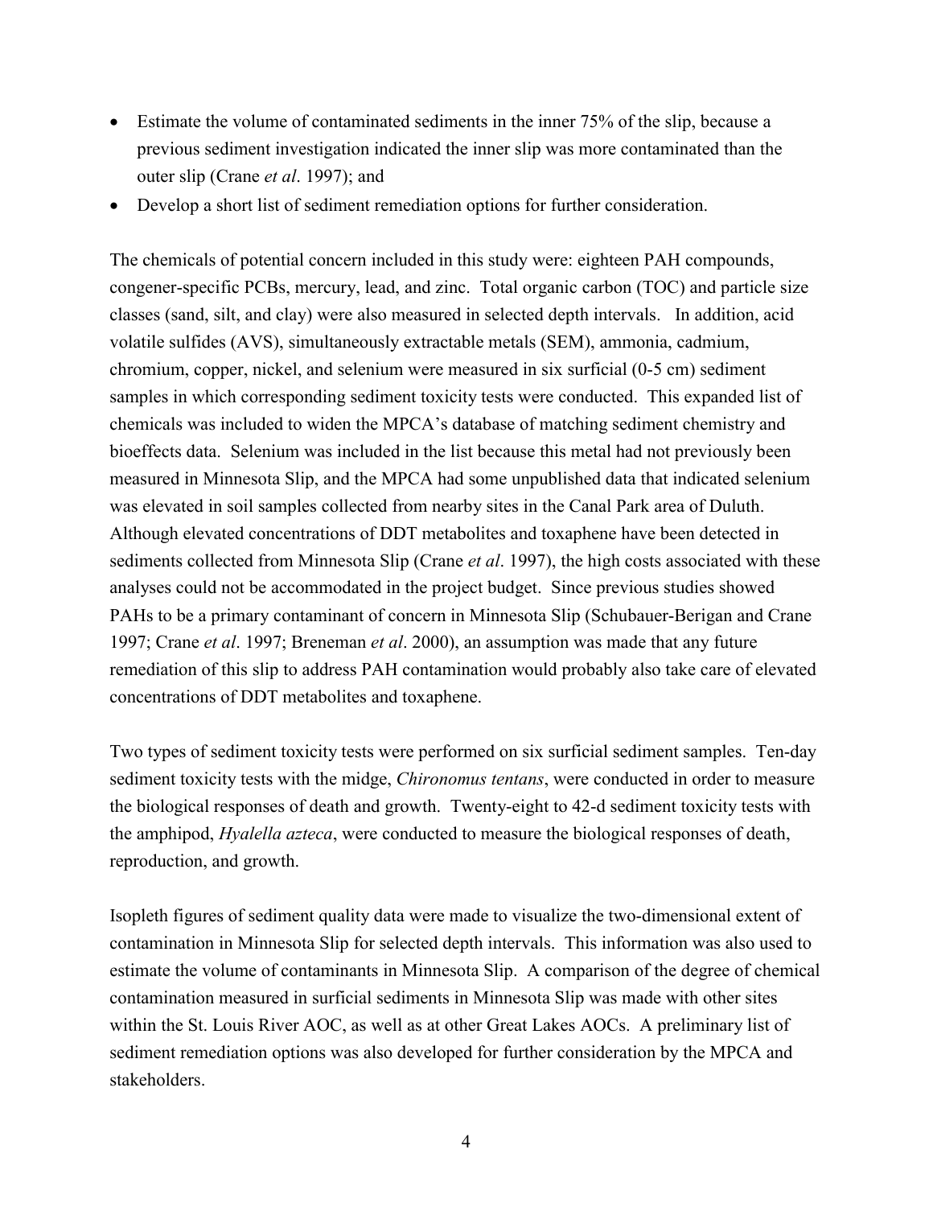- Estimate the volume of contaminated sediments in the inner 75% of the slip, because a previous sediment investigation indicated the inner slip was more contaminated than the outer slip (Crane *et al*. 1997); and
- Develop a short list of sediment remediation options for further consideration.

The chemicals of potential concern included in this study were: eighteen PAH compounds, congener-specific PCBs, mercury, lead, and zinc. Total organic carbon (TOC) and particle size classes (sand, silt, and clay) were also measured in selected depth intervals. In addition, acid volatile sulfides (AVS), simultaneously extractable metals (SEM), ammonia, cadmium, chromium, copper, nickel, and selenium were measured in six surficial (0-5 cm) sediment samples in which corresponding sediment toxicity tests were conducted. This expanded list of chemicals was included to widen the MPCA's database of matching sediment chemistry and bioeffects data. Selenium was included in the list because this metal had not previously been measured in Minnesota Slip, and the MPCA had some unpublished data that indicated selenium was elevated in soil samples collected from nearby sites in the Canal Park area of Duluth. Although elevated concentrations of DDT metabolites and toxaphene have been detected in sediments collected from Minnesota Slip (Crane *et al*. 1997), the high costs associated with these analyses could not be accommodated in the project budget. Since previous studies showed PAHs to be a primary contaminant of concern in Minnesota Slip (Schubauer-Berigan and Crane 1997; Crane *et al*. 1997; Breneman *et al*. 2000), an assumption was made that any future remediation of this slip to address PAH contamination would probably also take care of elevated concentrations of DDT metabolites and toxaphene.

Two types of sediment toxicity tests were performed on six surficial sediment samples. Ten-day sediment toxicity tests with the midge, *Chironomus tentans*, were conducted in order to measure the biological responses of death and growth. Twenty-eight to 42-d sediment toxicity tests with the amphipod, *Hyalella azteca*, were conducted to measure the biological responses of death, reproduction, and growth.

Isopleth figures of sediment quality data were made to visualize the two-dimensional extent of contamination in Minnesota Slip for selected depth intervals. This information was also used to estimate the volume of contaminants in Minnesota Slip. A comparison of the degree of chemical contamination measured in surficial sediments in Minnesota Slip was made with other sites within the St. Louis River AOC, as well as at other Great Lakes AOCs. A preliminary list of sediment remediation options was also developed for further consideration by the MPCA and stakeholders.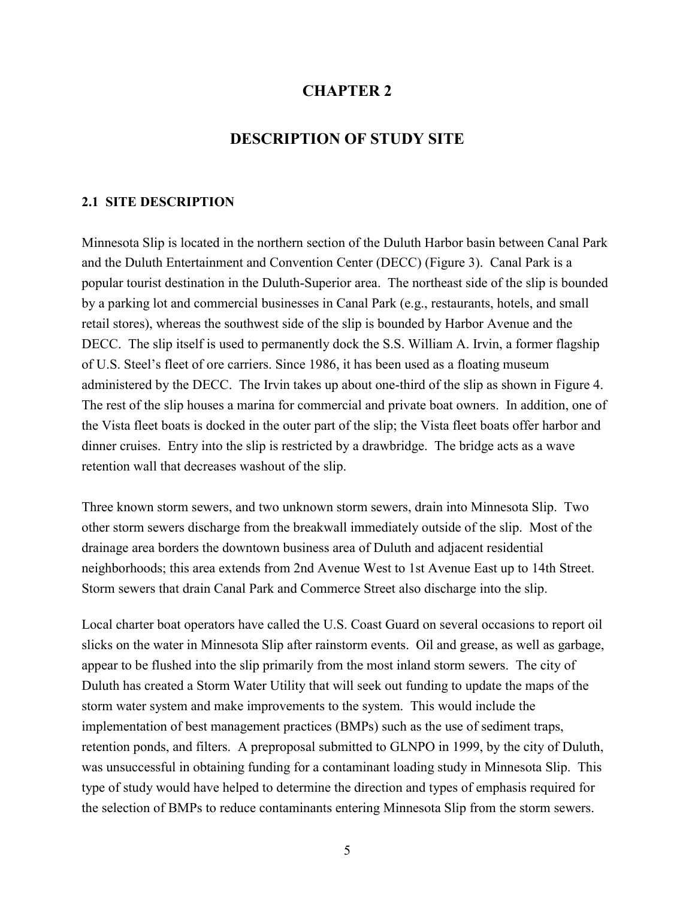# CHAPTER 2

# DESCRIPTION OF STUDY SITE

## 2.1 SITE DESCRIPTION

Minnesota Slip is located in the northern section of the Duluth Harbor basin between Canal Park and the Duluth Entertainment and Convention Center (DECC) (Figure 3). Canal Park is a popular tourist destination in the Duluth-Superior area. The northeast side of the slip is bounded by a parking lot and commercial businesses in Canal Park (e.g., restaurants, hotels, and small retail stores), whereas the southwest side of the slip is bounded by Harbor Avenue and the DECC. The slip itself is used to permanently dock the S.S. William A. Irvin, a former flagship of U.S. Steel's fleet of ore carriers. Since 1986, it has been used as a floating museum administered by the DECC. The Irvin takes up about one-third of the slip as shown in Figure 4. The rest of the slip houses a marina for commercial and private boat owners. In addition, one of the Vista fleet boats is docked in the outer part of the slip; the Vista fleet boats offer harbor and dinner cruises. Entry into the slip is restricted by a drawbridge. The bridge acts as a wave retention wall that decreases washout of the slip.

Three known storm sewers, and two unknown storm sewers, drain into Minnesota Slip. Two other storm sewers discharge from the breakwall immediately outside of the slip. Most of the drainage area borders the downtown business area of Duluth and adjacent residential neighborhoods; this area extends from 2nd Avenue West to 1st Avenue East up to 14th Street. Storm sewers that drain Canal Park and Commerce Street also discharge into the slip.

Local charter boat operators have called the U.S. Coast Guard on several occasions to report oil slicks on the water in Minnesota Slip after rainstorm events. Oil and grease, as well as garbage, appear to be flushed into the slip primarily from the most inland storm sewers. The city of Duluth has created a Storm Water Utility that will seek out funding to update the maps of the storm water system and make improvements to the system. This would include the implementation of best management practices (BMPs) such as the use of sediment traps, retention ponds, and filters. A preproposal submitted to GLNPO in 1999, by the city of Duluth, was unsuccessful in obtaining funding for a contaminant loading study in Minnesota Slip. This type of study would have helped to determine the direction and types of emphasis required for the selection of BMPs to reduce contaminants entering Minnesota Slip from the storm sewers.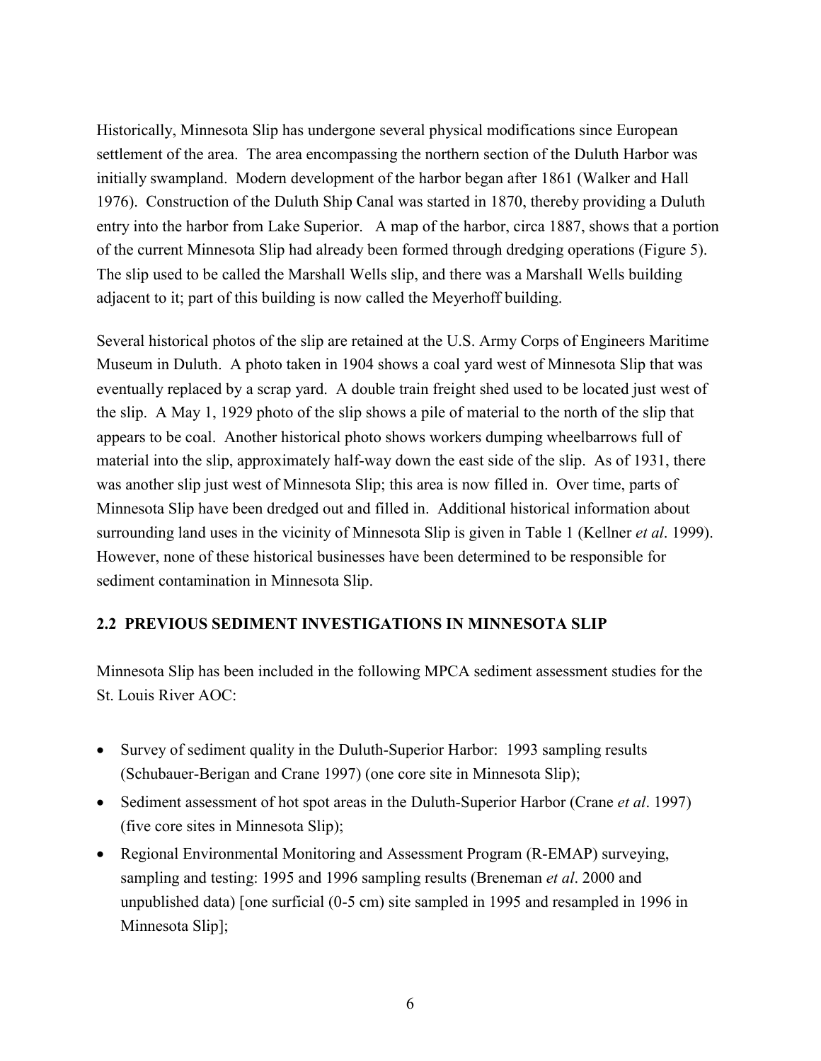Historically, Minnesota Slip has undergone several physical modifications since European settlement of the area. The area encompassing the northern section of the Duluth Harbor was initially swampland. Modern development of the harbor began after 1861 (Walker and Hall 1976). Construction of the Duluth Ship Canal was started in 1870, thereby providing a Duluth entry into the harbor from Lake Superior. A map of the harbor, circa 1887, shows that a portion of the current Minnesota Slip had already been formed through dredging operations (Figure 5). The slip used to be called the Marshall Wells slip, and there was a Marshall Wells building adjacent to it; part of this building is now called the Meyerhoff building.

Several historical photos of the slip are retained at the U.S. Army Corps of Engineers Maritime Museum in Duluth. A photo taken in 1904 shows a coal yard west of Minnesota Slip that was eventually replaced by a scrap yard. A double train freight shed used to be located just west of the slip. A May 1, 1929 photo of the slip shows a pile of material to the north of the slip that appears to be coal. Another historical photo shows workers dumping wheelbarrows full of material into the slip, approximately half-way down the east side of the slip. As of 1931, there was another slip just west of Minnesota Slip; this area is now filled in. Over time, parts of Minnesota Slip have been dredged out and filled in. Additional historical information about surrounding land uses in the vicinity of Minnesota Slip is given in Table 1 (Kellner *et al*. 1999). However, none of these historical businesses have been determined to be responsible for sediment contamination in Minnesota Slip.

## 2.2 PREVIOUS SEDIMENT INVESTIGATIONS IN MINNESOTA SLIP

Minnesota Slip has been included in the following MPCA sediment assessment studies for the St. Louis River AOC:

- Survey of sediment quality in the Duluth-Superior Harbor: 1993 sampling results (Schubauer-Berigan and Crane 1997) (one core site in Minnesota Slip);
- Sediment assessment of hot spot areas in the Duluth-Superior Harbor (Crane *et al*. 1997) (five core sites in Minnesota Slip);
- Regional Environmental Monitoring and Assessment Program (R-EMAP) surveying, sampling and testing: 1995 and 1996 sampling results (Breneman *et al*. 2000 and unpublished data) [one surficial (0-5 cm) site sampled in 1995 and resampled in 1996 in Minnesota Slip];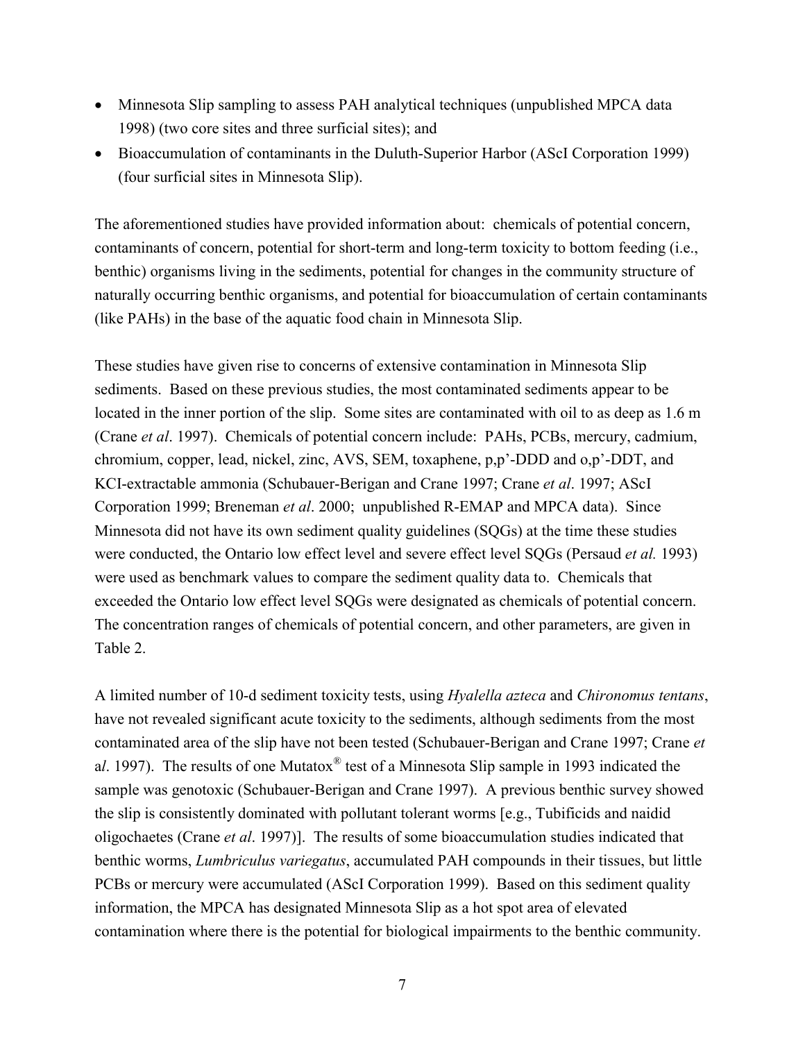- Minnesota Slip sampling to assess PAH analytical techniques (unpublished MPCA data 1998) (two core sites and three surficial sites); and
- Bioaccumulation of contaminants in the Duluth-Superior Harbor (AScI Corporation 1999) (four surficial sites in Minnesota Slip).

The aforementioned studies have provided information about: chemicals of potential concern, contaminants of concern, potential for short-term and long-term toxicity to bottom feeding (i.e., benthic) organisms living in the sediments, potential for changes in the community structure of naturally occurring benthic organisms, and potential for bioaccumulation of certain contaminants (like PAHs) in the base of the aquatic food chain in Minnesota Slip.

These studies have given rise to concerns of extensive contamination in Minnesota Slip sediments. Based on these previous studies, the most contaminated sediments appear to be located in the inner portion of the slip. Some sites are contaminated with oil to as deep as 1.6 m (Crane *et al*. 1997). Chemicals of potential concern include: PAHs, PCBs, mercury, cadmium, chromium, copper, lead, nickel, zinc, AVS, SEM, toxaphene, p,p'-DDD and o,p'-DDT, and KCl-extractable ammonia (Schubauer-Berigan and Crane 1997; Crane *et al*. 1997; AScI Corporation 1999; Breneman *et al*. 2000; unpublished R-EMAP and MPCA data). Since Minnesota did not have its own sediment quality guidelines (SQGs) at the time these studies were conducted, the Ontario low effect level and severe effect level SQGs (Persaud *et al.* 1993) were used as benchmark values to compare the sediment quality data to. Chemicals that exceeded the Ontario low effect level SQGs were designated as chemicals of potential concern. The concentration ranges of chemicals of potential concern, and other parameters, are given in Table 2.

A limited number of 10-d sediment toxicity tests, using *Hyalella azteca* and *Chironomus tentans*, have not revealed significant acute toxicity to the sediments, although sediments from the most contaminated area of the slip have not been tested (Schubauer-Berigan and Crane 1997; Crane *et al*. 1997). The results of one Mutatox® test of a Minnesota Slip sample in 1993 indicated the sample was genotoxic (Schubauer-Berigan and Crane 1997). A previous benthic survey showed the slip is consistently dominated with pollutant tolerant worms [e.g., Tubificids and naidid oligochaetes (Crane *et al*. 1997)]. The results of some bioaccumulation studies indicated that benthic worms, *Lumbriculus variegatus*, accumulated PAH compounds in their tissues, but little PCBs or mercury were accumulated (AScI Corporation 1999). Based on this sediment quality information, the MPCA has designated Minnesota Slip as a hot spot area of elevated contamination where there is the potential for biological impairments to the benthic community.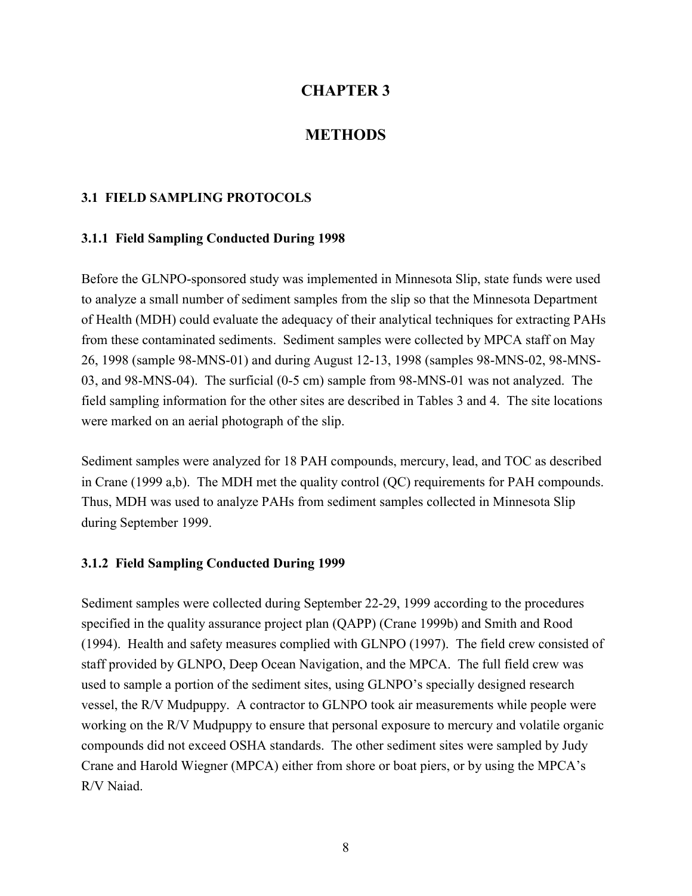# CHAPTER 3

# METHODS

## 3.1 FIELD SAMPLING PROTOCOLS

### 3.1.1 Field Sampling Conducted During 1998

Before the GLNPO-sponsored study was implemented in Minnesota Slip, state funds were used to analyze a small number of sediment samples from the slip so that the Minnesota Department of Health (MDH) could evaluate the adequacy of their analytical techniques for extracting PAHs from these contaminated sediments. Sediment samples were collected by MPCA staff on May 26, 1998 (sample 98-MNS-01) and during August 12-13, 1998 (samples 98-MNS-02, 98-MNS-03, and 98-MNS-04). The surficial (0-5 cm) sample from 98-MNS-01 was not analyzed. The field sampling information for the other sites are described in Tables 3 and 4. The site locations were marked on an aerial photograph of the slip.

Sediment samples were analyzed for 18 PAH compounds, mercury, lead, and TOC as described in Crane (1999 a,b). The MDH met the quality control (QC) requirements for PAH compounds. Thus, MDH was used to analyze PAHs from sediment samples collected in Minnesota Slip during September 1999.

### 3.1.2 Field Sampling Conducted During 1999

Sediment samples were collected during September 22-29, 1999 according to the procedures specified in the quality assurance project plan (QAPP) (Crane 1999b) and Smith and Rood (1994). Health and safety measures complied with GLNPO (1997). The field crew consisted of staff provided by GLNPO, Deep Ocean Navigation, and the MPCA. The full field crew was used to sample a portion of the sediment sites, using GLNPO's specially designed research vessel, the R/V Mudpuppy. A contractor to GLNPO took air measurements while people were working on the R/V Mudpuppy to ensure that personal exposure to mercury and volatile organic compounds did not exceed OSHA standards. The other sediment sites were sampled by Judy Crane and Harold Wiegner (MPCA) either from shore or boat piers, or by using the MPCA's R/V Naiad.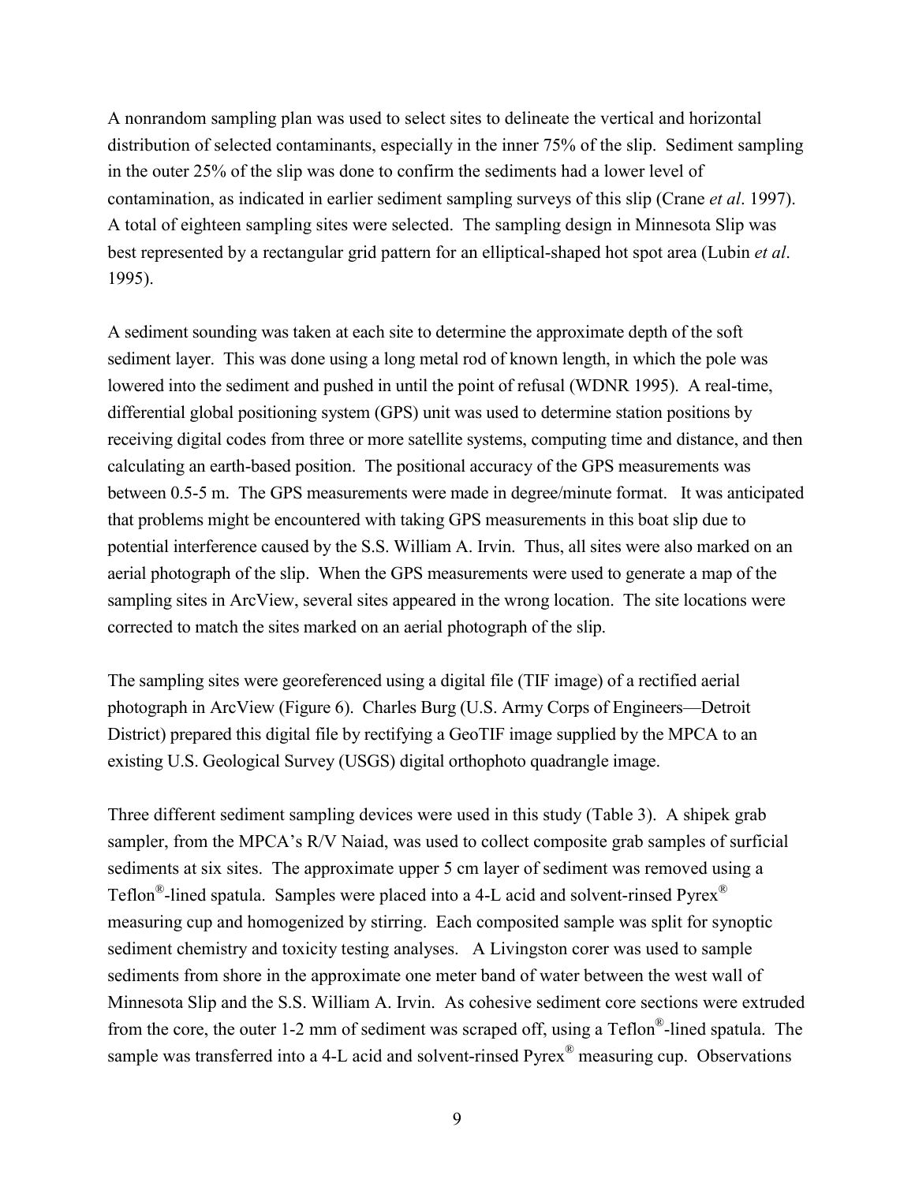A nonrandom sampling plan was used to select sites to delineate the vertical and horizontal distribution of selected contaminants, especially in the inner 75% of the slip. Sediment sampling in the outer 25% of the slip was done to confirm the sediments had a lower level of contamination, as indicated in earlier sediment sampling surveys of this slip (Crane *et al*. 1997). A total of eighteen sampling sites were selected. The sampling design in Minnesota Slip was best represented by a rectangular grid pattern for an elliptical-shaped hot spot area (Lubin *et al*. 1995).

A sediment sounding was taken at each site to determine the approximate depth of the soft sediment layer. This was done using a long metal rod of known length, in which the pole was lowered into the sediment and pushed in until the point of refusal (WDNR 1995). A real-time, differential global positioning system (GPS) unit was used to determine station positions by receiving digital codes from three or more satellite systems, computing time and distance, and then calculating an earth-based position. The positional accuracy of the GPS measurements was between 0.5-5 m. The GPS measurements were made in degree/minute format. It was anticipated that problems might be encountered with taking GPS measurements in this boat slip due to potential interference caused by the S.S. William A. Irvin. Thus, all sites were also marked on an aerial photograph of the slip. When the GPS measurements were used to generate a map of the sampling sites in ArcView, several sites appeared in the wrong location. The site locations were corrected to match the sites marked on an aerial photograph of the slip.

The sampling sites were georeferenced using a digital file (TIF image) of a rectified aerial photograph in ArcView (Figure 6). Charles Burg (U.S. Army Corps of Engineers—Detroit District) prepared this digital file by rectifying a GeoTIF image supplied by the MPCA to an existing U.S. Geological Survey (USGS) digital orthophoto quadrangle image.

Three different sediment sampling devices were used in this study (Table 3). A shipek grab sampler, from the MPCA's R/V Naiad, was used to collect composite grab samples of surficial sediments at six sites. The approximate upper 5 cm layer of sediment was removed using a Teflon®-lined spatula. Samples were placed into a 4-L acid and solvent-rinsed Pyrex® measuring cup and homogenized by stirring. Each composited sample was split for synoptic sediment chemistry and toxicity testing analyses. A Livingston corer was used to sample sediments from shore in the approximate one meter band of water between the west wall of Minnesota Slip and the S.S. William A. Irvin. As cohesive sediment core sections were extruded from the core, the outer 1-2 mm of sediment was scraped off, using a Teflon®-lined spatula. The sample was transferred into a 4-L acid and solvent-rinsed Pyrex® measuring cup. Observations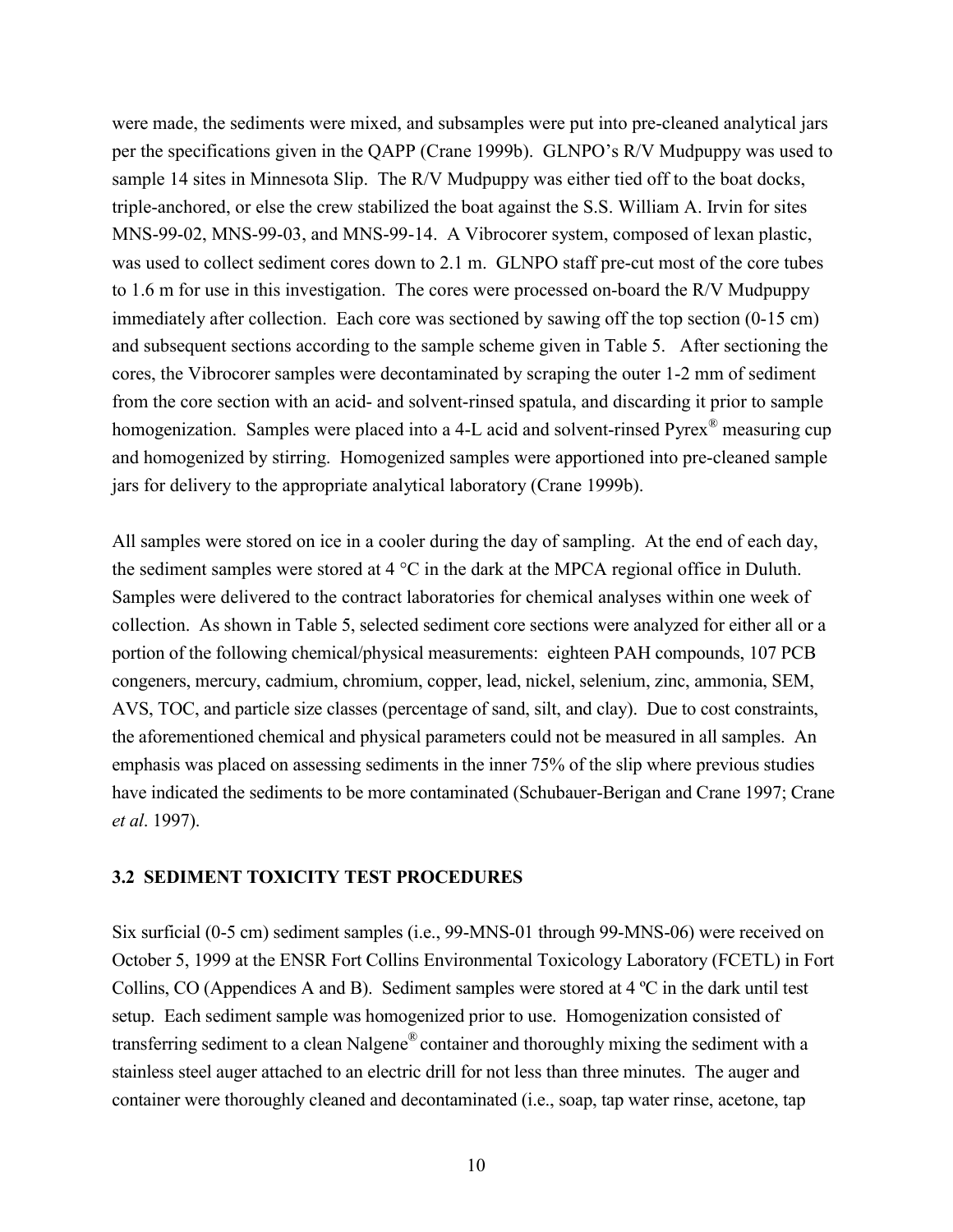were made, the sediments were mixed, and subsamples were put into pre-cleaned analytical jars per the specifications given in the QAPP (Crane 1999b). GLNPO's R/V Mudpuppy was used to sample 14 sites in Minnesota Slip. The R/V Mudpuppy was either tied off to the boat docks, triple-anchored, or else the crew stabilized the boat against the S.S. William A. Irvin for sites MNS-99-02, MNS-99-03, and MNS-99-14. A Vibrocorer system, composed of lexan plastic, was used to collect sediment cores down to 2.1 m. GLNPO staff pre-cut most of the core tubes to 1.6 m for use in this investigation. The cores were processed on-board the R/V Mudpuppy immediately after collection. Each core was sectioned by sawing off the top section (0-15 cm) and subsequent sections according to the sample scheme given in Table 5. After sectioning the cores, the Vibrocorer samples were decontaminated by scraping the outer 1-2 mm of sediment from the core section with an acid- and solvent-rinsed spatula, and discarding it prior to sample homogenization. Samples were placed into a 4-L acid and solvent-rinsed Pyrex® measuring cup and homogenized by stirring. Homogenized samples were apportioned into pre-cleaned sample jars for delivery to the appropriate analytical laboratory (Crane 1999b).

All samples were stored on ice in a cooler during the day of sampling. At the end of each day, the sediment samples were stored at 4 °C in the dark at the MPCA regional office in Duluth. Samples were delivered to the contract laboratories for chemical analyses within one week of collection. As shown in Table 5, selected sediment core sections were analyzed for either all or a portion of the following chemical/physical measurements: eighteen PAH compounds, 107 PCB congeners, mercury, cadmium, chromium, copper, lead, nickel, selenium, zinc, ammonia, SEM, AVS, TOC, and particle size classes (percentage of sand, silt, and clay). Due to cost constraints, the aforementioned chemical and physical parameters could not be measured in all samples. An emphasis was placed on assessing sediments in the inner 75% of the slip where previous studies have indicated the sediments to be more contaminated (Schubauer-Berigan and Crane 1997; Crane *et al*. 1997).

### 3.2 SEDIMENT TOXICITY TEST PROCEDURES

Six surficial (0-5 cm) sediment samples (i.e., 99-MNS-01 through 99-MNS-06) were received on October 5, 1999 at the ENSR Fort Collins Environmental Toxicology Laboratory (FCETL) in Fort Collins, CO (Appendices A and B). Sediment samples were stored at 4 ºC in the dark until test setup. Each sediment sample was homogenized prior to use. Homogenization consisted of transferring sediment to a clean Nalgene® container and thoroughly mixing the sediment with a stainless steel auger attached to an electric drill for not less than three minutes. The auger and container were thoroughly cleaned and decontaminated (i.e., soap, tap water rinse, acetone, tap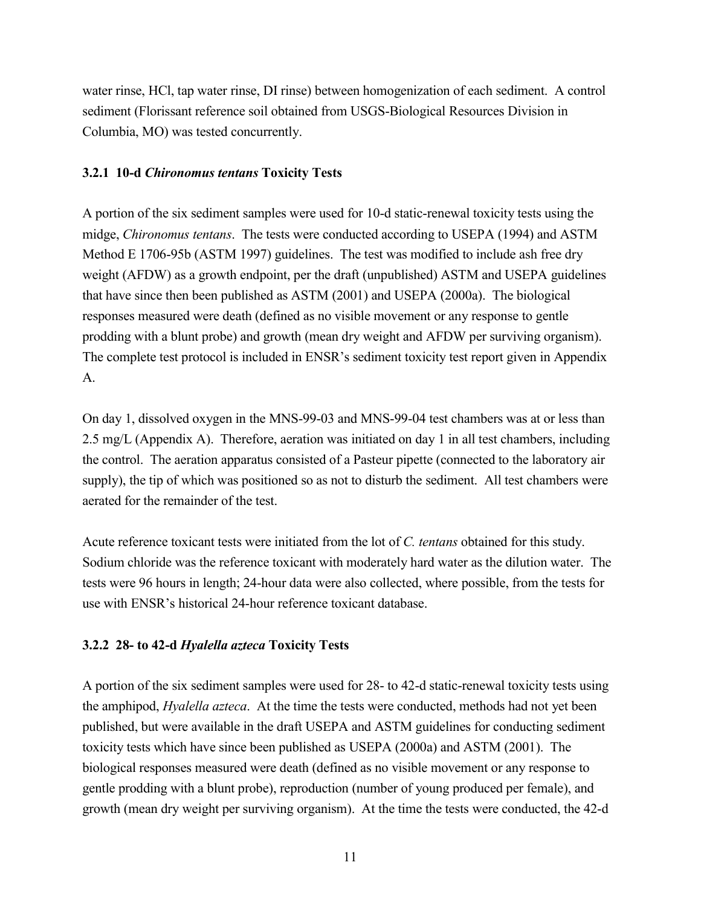water rinse, HCl, tap water rinse, DI rinse) between homogenization of each sediment. A control sediment (Florissant reference soil obtained from USGS-Biological Resources Division in Columbia, MO) was tested concurrently.

### 3.2.1 10-d *Chironomus tentans* Toxicity Tests

A portion of the six sediment samples were used for 10-d static-renewal toxicity tests using the midge, *Chironomus tentans*. The tests were conducted according to USEPA (1994) and ASTM Method E 1706-95b (ASTM 1997) guidelines. The test was modified to include ash free dry weight (AFDW) as a growth endpoint, per the draft (unpublished) ASTM and USEPA guidelines that have since then been published as ASTM (2001) and USEPA (2000a). The biological responses measured were death (defined as no visible movement or any response to gentle prodding with a blunt probe) and growth (mean dry weight and AFDW per surviving organism). The complete test protocol is included in ENSR's sediment toxicity test report given in Appendix A.

On day 1, dissolved oxygen in the MNS-99-03 and MNS-99-04 test chambers was at or less than 2.5 mg/L (Appendix A). Therefore, aeration was initiated on day 1 in all test chambers, including the control. The aeration apparatus consisted of a Pasteur pipette (connected to the laboratory air supply), the tip of which was positioned so as not to disturb the sediment. All test chambers were aerated for the remainder of the test.

Acute reference toxicant tests were initiated from the lot of *C. tentans* obtained for this study. Sodium chloride was the reference toxicant with moderately hard water as the dilution water. The tests were 96 hours in length; 24-hour data were also collected, where possible, from the tests for use with ENSR's historical 24-hour reference toxicant database.

### 3.2.2 28- to 42-d *Hyalella azteca* Toxicity Tests

A portion of the six sediment samples were used for 28- to 42-d static-renewal toxicity tests using the amphipod, *Hyalella azteca*. At the time the tests were conducted, methods had not yet been published, but were available in the draft USEPA and ASTM guidelines for conducting sediment toxicity tests which have since been published as USEPA (2000a) and ASTM (2001). The biological responses measured were death (defined as no visible movement or any response to gentle prodding with a blunt probe), reproduction (number of young produced per female), and growth (mean dry weight per surviving organism). At the time the tests were conducted, the 42-d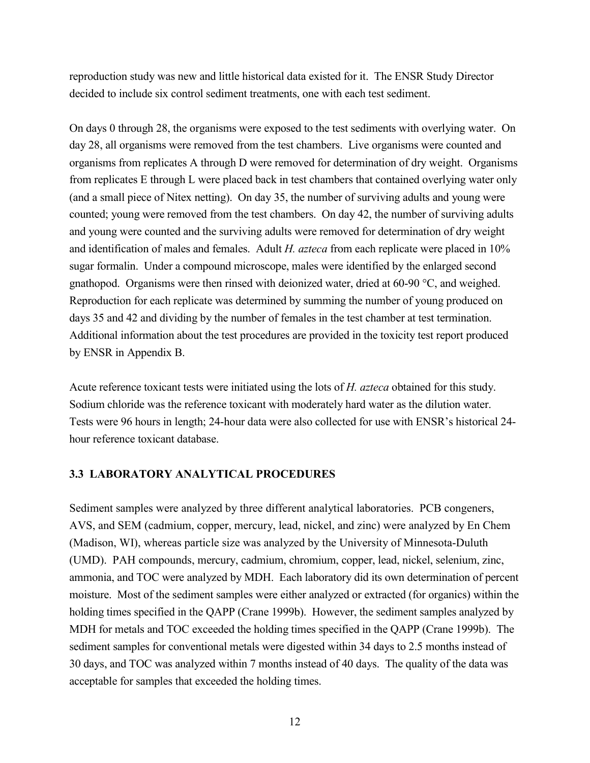reproduction study was new and little historical data existed for it. The ENSR Study Director decided to include six control sediment treatments, one with each test sediment.

On days 0 through 28, the organisms were exposed to the test sediments with overlying water. On day 28, all organisms were removed from the test chambers. Live organisms were counted and organisms from replicates A through D were removed for determination of dry weight. Organisms from replicates E through L were placed back in test chambers that contained overlying water only (and a small piece of Nitex netting). On day 35, the number of surviving adults and young were counted; young were removed from the test chambers. On day 42, the number of surviving adults and young were counted and the surviving adults were removed for determination of dry weight and identification of males and females. Adult *H. azteca* from each replicate were placed in 10% sugar formalin. Under a compound microscope, males were identified by the enlarged second gnathopod. Organisms were then rinsed with deionized water, dried at 60-90 °C, and weighed. Reproduction for each replicate was determined by summing the number of young produced on days 35 and 42 and dividing by the number of females in the test chamber at test termination. Additional information about the test procedures are provided in the toxicity test report produced by ENSR in Appendix B.

Acute reference toxicant tests were initiated using the lots of *H. azteca* obtained for this study. Sodium chloride was the reference toxicant with moderately hard water as the dilution water. Tests were 96 hours in length; 24-hour data were also collected for use with ENSR's historical 24-hour reference toxicant database.

### 3.3 LABORATORY ANALYTICAL PROCEDURES

Sediment samples were analyzed by three different analytical laboratories. PCB congeners, AVS, and SEM (cadmium, copper, mercury, lead, nickel, and zinc) were analyzed by En Chem (Madison, WI), whereas particle size was analyzed by the University of Minnesota-Duluth (UMD). PAH compounds, mercury, cadmium, chromium, copper, lead, nickel, selenium, zinc, ammonia, and TOC were analyzed by MDH. Each laboratory did its own determination of percent moisture. Most of the sediment samples were either analyzed or extracted (for organics) within the holding times specified in the QAPP (Crane 1999b). However, the sediment samples analyzed by MDH for metals and TOC exceeded the holding times specified in the QAPP (Crane 1999b). The sediment samples for conventional metals were digested within 34 days to 2.5 months instead of 30 days, and TOC was analyzed within 7 months instead of 40 days. The quality of the data was acceptable for samples that exceeded the holding times.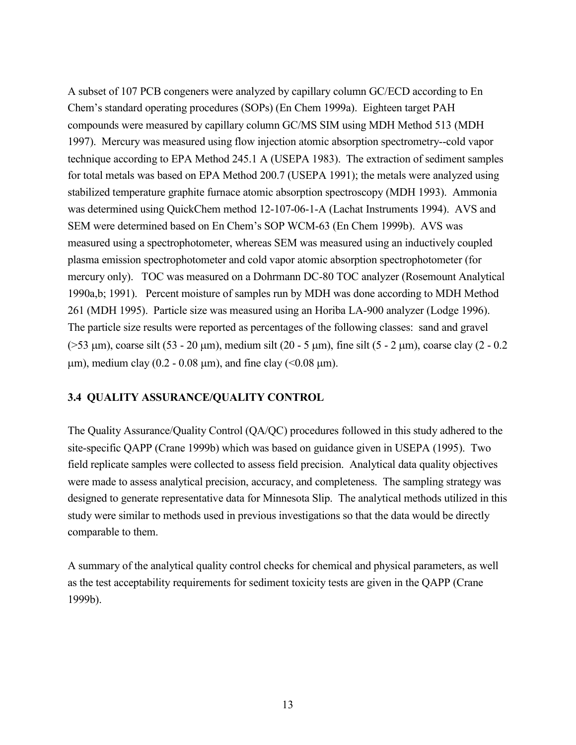A subset of 107 PCB congeners were analyzed by capillary column GC/ECD according to En Chem's standard operating procedures (SOPs) (En Chem 1999a). Eighteen target PAH compounds were measured by capillary column GC/MS SIM using MDH Method 513 (MDH 1997). Mercury was measured using flow injection atomic absorption spectrometry--cold vapor technique according to EPA Method 245.1 A (USEPA 1983). The extraction of sediment samples for total metals was based on EPA Method 200.7 (USEPA 1991); the metals were analyzed using stabilized temperature graphite furnace atomic absorption spectroscopy (MDH 1993). Ammonia was determined using QuickChem method 12-107-06-1-A (Lachat Instruments 1994). AVS and SEM were determined based on En Chem's SOP WCM-63 (En Chem 1999b). AVS was measured using a spectrophotometer, whereas SEM was measured using an inductively coupled plasma emission spectrophotometer and cold vapor atomic absorption spectrophotometer (for mercury only). TOC was measured on a Dohrmann DC-80 TOC analyzer (Rosemount Analytical 1990a,b; 1991). Percent moisture of samples run by MDH was done according to MDH Method 261 (MDH 1995). Particle size was measured using an Horiba LA-900 analyzer (Lodge 1996). The particle size results were reported as percentages of the following classes: sand and gravel (>53 μm), coarse silt (53 - 20 μm), medium silt (20 - 5 μm), fine silt (5 - 2 μm), coarse clay (2 - 0.2 μm), medium clay (0.2 - 0.08 μm), and fine clay (<0.08 μm).

### 3.4 QUALITY ASSURANCE/QUALITY CONTROL

The Quality Assurance/Quality Control (QA/QC) procedures followed in this study adhered to the site-specific QAPP (Crane 1999b) which was based on guidance given in USEPA (1995). Two field replicate samples were collected to assess field precision. Analytical data quality objectives were made to assess analytical precision, accuracy, and completeness. The sampling strategy was designed to generate representative data for Minnesota Slip. The analytical methods utilized in this study were similar to methods used in previous investigations so that the data would be directly comparable to them.

A summary of the analytical quality control checks for chemical and physical parameters, as well as the test acceptability requirements for sediment toxicity tests are given in the QAPP (Crane 1999b).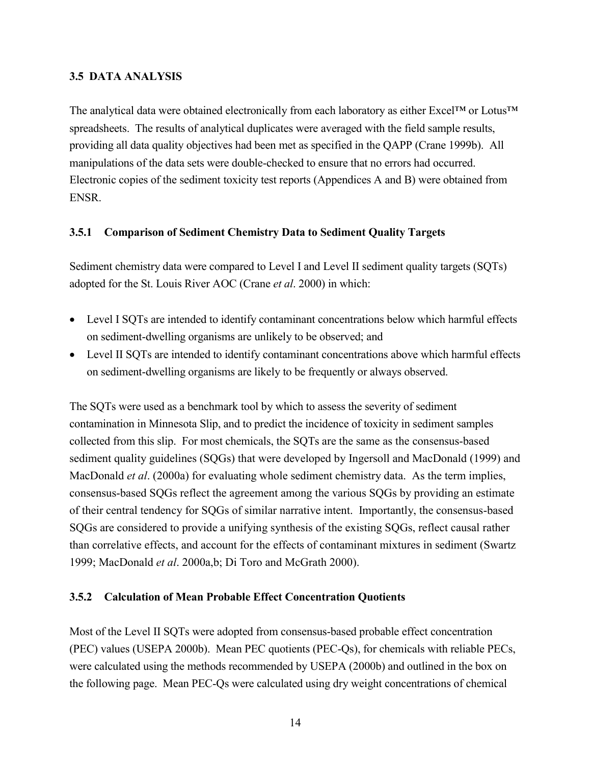### 3.5 DATA ANALYSIS

The analytical data were obtained electronically from each laboratory as either Excel™ or Lotus™ spreadsheets. The results of analytical duplicates were averaged with the field sample results, providing all data quality objectives had been met as specified in the QAPP (Crane 1999b). All manipulations of the data sets were double-checked to ensure that no errors had occurred. Electronic copies of the sediment toxicity test reports (Appendices A and B) were obtained from ENSR.

#### 3.5.1 Comparison of Sediment Chemistry Data to Sediment Quality Targets

Sediment chemistry data were compared to Level I and Level II sediment quality targets (SQTs) adopted for the St. Louis River AOC (Crane *et al*. 2000) in which:

- Level I SQTs are intended to identify contaminant concentrations below which harmful effects on sediment-dwelling organisms are unlikely to be observed; and
- Level II SQTs are intended to identify contaminant concentrations above which harmful effects on sediment-dwelling organisms are likely to be frequently or always observed.

The SQTs were used as a benchmark tool by which to assess the severity of sediment contamination in Minnesota Slip, and to predict the incidence of toxicity in sediment samples collected from this slip. For most chemicals, the SQTs are the same as the consensus-based sediment quality guidelines (SQGs) that were developed by Ingersoll and MacDonald (1999) and MacDonald *et al*. (2000a) for evaluating whole sediment chemistry data. As the term implies, consensus-based SQGs reflect the agreement among the various SQGs by providing an estimate of their central tendency for SQGs of similar narrative intent. Importantly, the consensus-based SQGs are considered to provide a unifying synthesis of the existing SQGs, reflect causal rather than correlative effects, and account for the effects of contaminant mixtures in sediment (Swartz 1999; MacDonald *et al*. 2000a,b; Di Toro and McGrath 2000).

#### 3.5.2 Calculation of Mean Probable Effect Concentration Quotients

Most of the Level II SQTs were adopted from consensus-based probable effect concentration (PEC) values (USEPA 2000b). Mean PEC quotients (PEC-Qs), for chemicals with reliable PECs, were calculated using the methods recommended by USEPA (2000b) and outlined in the box on the following page. Mean PEC-Qs were calculated using dry weight concentrations of chemical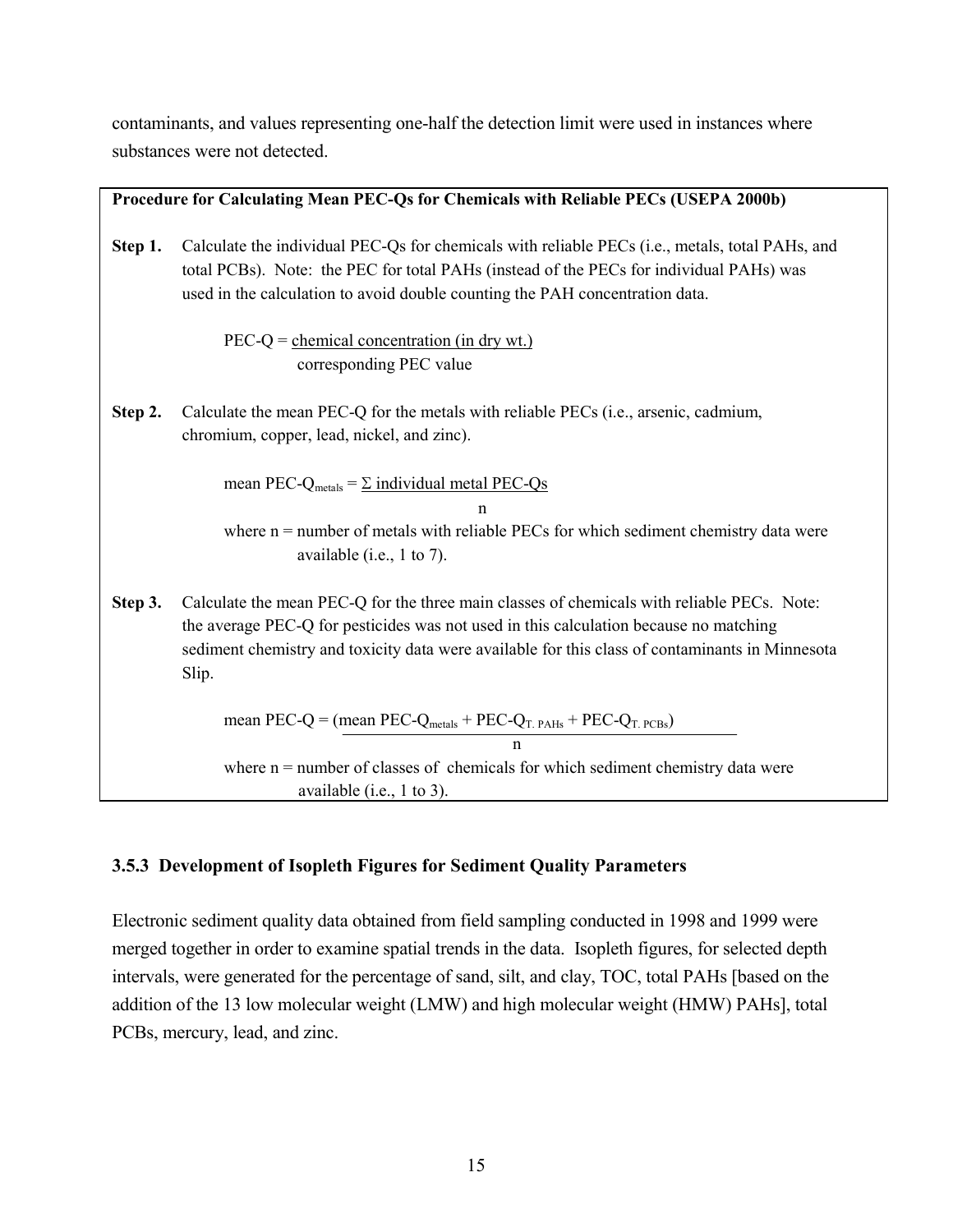contaminants, and values representing one-half the detection limit were used in instances where substances were not detected.

**Procedure for Calculating Mean PEC-Qs for Chemicals with Reliable PECs (USEPA 2000b)**

**Step 1.** Calculate the individual PEC-Qs for chemicals with reliable PECs (i.e., metals, total PAHs, and total PCBs). Note: the PEC for total PAHs (instead of the PECs for individual PAHs) was used in the calculation to avoid double counting the PAH concentration data.

$$\text{PEC-Q} = \frac{\text{chemical concentration (in dry wt.)}}{\text{corresponding PEC value}}$$

**Step 2.** Calculate the mean PEC-Q for the metals with reliable PECs (i.e., arsenic, cadmium, chromium, copper, lead, nickel, and zinc).

$$\text{mean PEC-Q}_{metals} = \frac{\Sigma \text{ individual metal PEC-Qs}}{n}$$

where n = number of metals with reliable PECs for which sediment chemistry data were available (i.e., 1 to 7).

**Step 3.** Calculate the mean PEC-Q for the three main classes of chemicals with reliable PECs. Note: the average PEC-Q for pesticides was not used in this calculation because no matching sediment chemistry and toxicity data were available for this class of contaminants in Minnesota Slip.

$$\text{mean PEC-Q} = \frac{(\text{mean PEC-Q}_{metals} + \text{PEC-Q}_{T.\ PAHs} + \text{PEC-Q}_{T.\ PCBs})}{n}$$

where n = number of classes of chemicals for which sediment chemistry data were available (i.e., 1 to 3).

### 3.5.3 Development of Isopleth Figures for Sediment Quality Parameters

Electronic sediment quality data obtained from field sampling conducted in 1998 and 1999 were merged together in order to examine spatial trends in the data. Isopleth figures, for selected depth intervals, were generated for the percentage of sand, silt, and clay, TOC, total PAHs [based on the addition of the 13 low molecular weight (LMW) and high molecular weight (HMW) PAHs], total PCBs, mercury, lead, and zinc.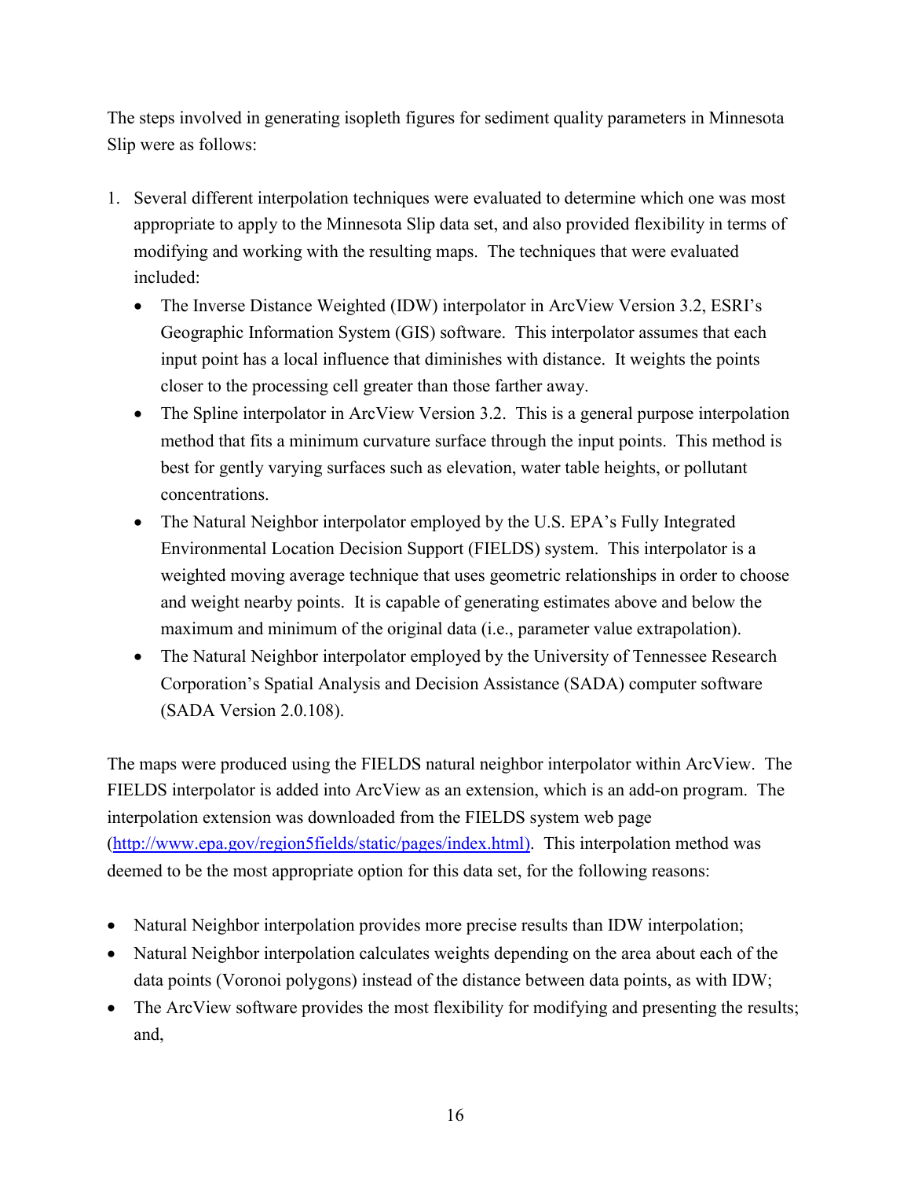The steps involved in generating isopleth figures for sediment quality parameters in Minnesota Slip were as follows:

1. Several different interpolation techniques were evaluated to determine which one was most appropriate to apply to the Minnesota Slip data set, and also provided flexibility in terms of modifying and working with the resulting maps. The techniques that were evaluated included:
   - The Inverse Distance Weighted (IDW) interpolator in ArcView Version 3.2, ESRI's Geographic Information System (GIS) software. This interpolator assumes that each input point has a local influence that diminishes with distance. It weights the points closer to the processing cell greater than those farther away.
   - The Spline interpolator in ArcView Version 3.2. This is a general purpose interpolation method that fits a minimum curvature surface through the input points. This method is best for gently varying surfaces such as elevation, water table heights, or pollutant concentrations.
   - The Natural Neighbor interpolator employed by the U.S. EPA's Fully Integrated Environmental Location Decision Support (FIELDS) system. This interpolator is a weighted moving average technique that uses geometric relationships in order to choose and weight nearby points. It is capable of generating estimates above and below the maximum and minimum of the original data (i.e., parameter value extrapolation).
   - The Natural Neighbor interpolator employed by the University of Tennessee Research Corporation's Spatial Analysis and Decision Assistance (SADA) computer software (SADA Version 2.0.108).

The maps were produced using the FIELDS natural neighbor interpolator within ArcView. The FIELDS interpolator is added into ArcView as an extension, which is an add-on program. The interpolation extension was downloaded from the FIELDS system web page (http://www.epa.gov/region5fields/static/pages/index.html). This interpolation method was deemed to be the most appropriate option for this data set, for the following reasons:

- Natural Neighbor interpolation provides more precise results than IDW interpolation;
- Natural Neighbor interpolation calculates weights depending on the area about each of the data points (Voronoi polygons) instead of the distance between data points, as with IDW;
- The ArcView software provides the most flexibility for modifying and presenting the results; and,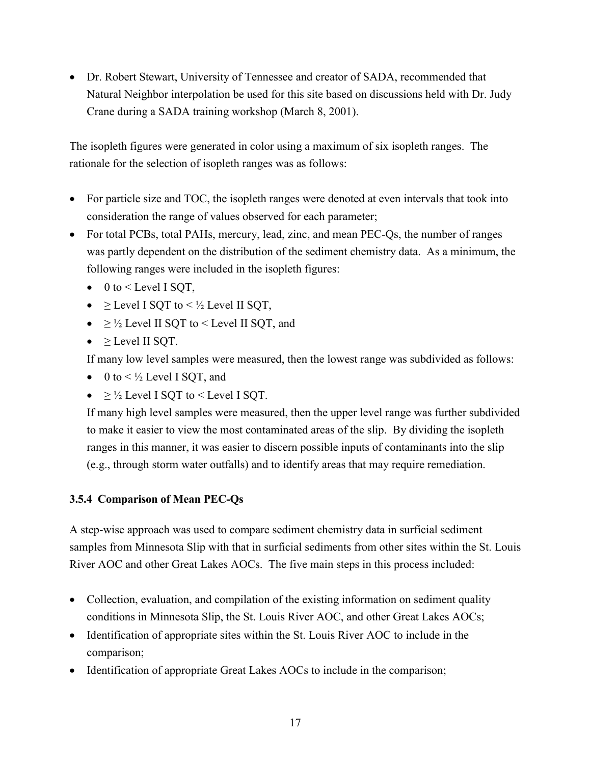- Dr. Robert Stewart, University of Tennessee and creator of SADA, recommended that Natural Neighbor interpolation be used for this site based on discussions held with Dr. Judy Crane during a SADA training workshop (March 8, 2001).

The isopleth figures were generated in color using a maximum of six isopleth ranges. The rationale for the selection of isopleth ranges was as follows:

- For particle size and TOC, the isopleth ranges were denoted at even intervals that took into consideration the range of values observed for each parameter;
- For total PCBs, total PAHs, mercury, lead, zinc, and mean PEC-Qs, the number of ranges was partly dependent on the distribution of the sediment chemistry data. As a minimum, the following ranges were included in the isopleth figures:
  - 0 to < Level I SQT,
  - ≥ Level I SQT to < ½ Level II SQT,
  - ≥ ½ Level II SQT to < Level II SQT, and
  - ≥ Level II SQT.

  If many low level samples were measured, then the lowest range was subdivided as follows:
  - 0 to < ½ Level I SQT, and
  - ≥ ½ Level I SQT to < Level I SQT.

  If many high level samples were measured, then the upper level range was further subdivided to make it easier to view the most contaminated areas of the slip. By dividing the isopleth ranges in this manner, it was easier to discern possible inputs of contaminants into the slip (e.g., through storm water outfalls) and to identify areas that may require remediation.

### 3.5.4 Comparison of Mean PEC-Qs

A step-wise approach was used to compare sediment chemistry data in surficial sediment samples from Minnesota Slip with that in surficial sediments from other sites within the St. Louis River AOC and other Great Lakes AOCs. The five main steps in this process included:

- Collection, evaluation, and compilation of the existing information on sediment quality conditions in Minnesota Slip, the St. Louis River AOC, and other Great Lakes AOCs;
- Identification of appropriate sites within the St. Louis River AOC to include in the comparison;
- Identification of appropriate Great Lakes AOCs to include in the comparison;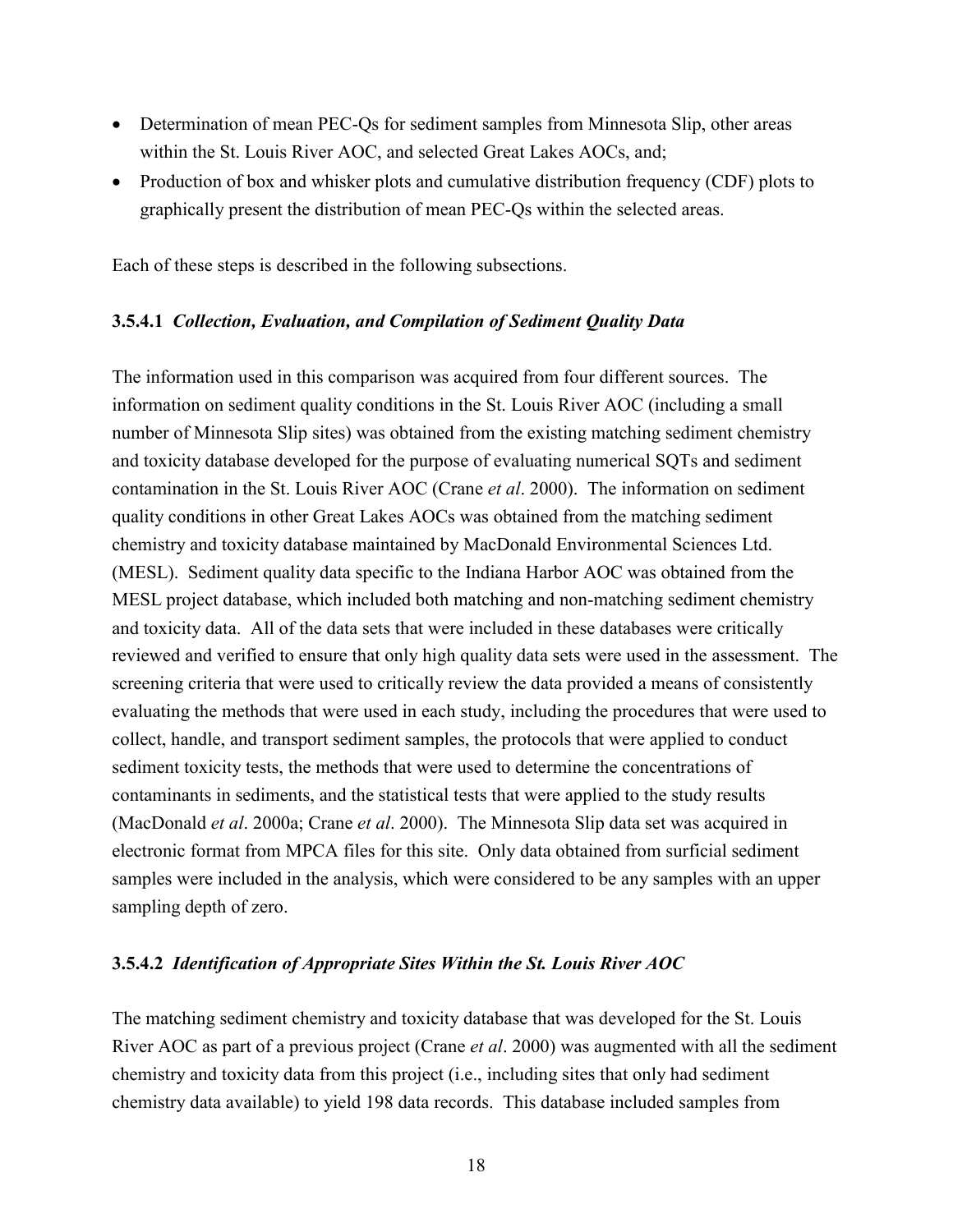- Determination of mean PEC-Qs for sediment samples from Minnesota Slip, other areas within the St. Louis River AOC, and selected Great Lakes AOCs, and;
- Production of box and whisker plots and cumulative distribution frequency (CDF) plots to graphically present the distribution of mean PEC-Qs within the selected areas.

Each of these steps is described in the following subsections.

#### 3.5.4.1 *Collection, Evaluation, and Compilation of Sediment Quality Data*

The information used in this comparison was acquired from four different sources. The information on sediment quality conditions in the St. Louis River AOC (including a small number of Minnesota Slip sites) was obtained from the existing matching sediment chemistry and toxicity database developed for the purpose of evaluating numerical SQTs and sediment contamination in the St. Louis River AOC (Crane *et al*. 2000). The information on sediment quality conditions in other Great Lakes AOCs was obtained from the matching sediment chemistry and toxicity database maintained by MacDonald Environmental Sciences Ltd. (MESL). Sediment quality data specific to the Indiana Harbor AOC was obtained from the MESL project database, which included both matching and non-matching sediment chemistry and toxicity data. All of the data sets that were included in these databases were critically reviewed and verified to ensure that only high quality data sets were used in the assessment. The screening criteria that were used to critically review the data provided a means of consistently evaluating the methods that were used in each study, including the procedures that were used to collect, handle, and transport sediment samples, the protocols that were applied to conduct sediment toxicity tests, the methods that were used to determine the concentrations of contaminants in sediments, and the statistical tests that were applied to the study results (MacDonald *et al*. 2000a; Crane *et al*. 2000). The Minnesota Slip data set was acquired in electronic format from MPCA files for this site. Only data obtained from surficial sediment samples were included in the analysis, which were considered to be any samples with an upper sampling depth of zero.

#### 3.5.4.2 *Identification of Appropriate Sites Within the St. Louis River AOC*

The matching sediment chemistry and toxicity database that was developed for the St. Louis River AOC as part of a previous project (Crane *et al*. 2000) was augmented with all the sediment chemistry and toxicity data from this project (i.e., including sites that only had sediment chemistry data available) to yield 198 data records. This database included samples from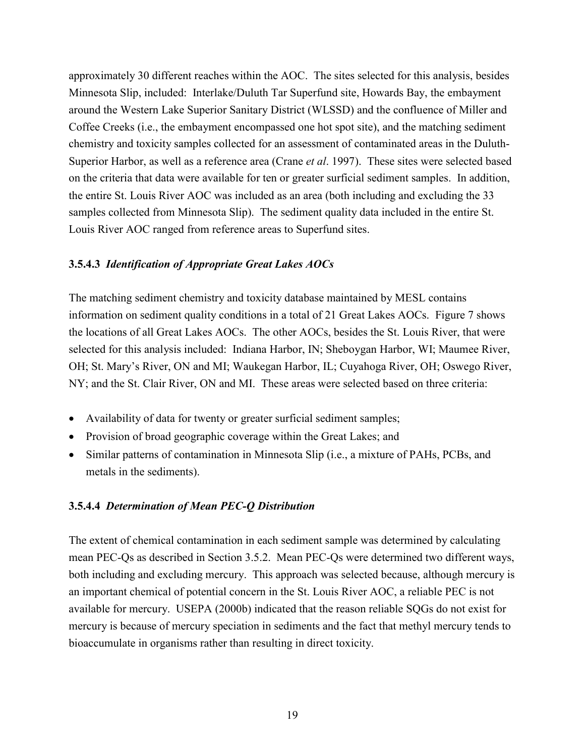approximately 30 different reaches within the AOC. The sites selected for this analysis, besides Minnesota Slip, included: Interlake/Duluth Tar Superfund site, Howards Bay, the embayment around the Western Lake Superior Sanitary District (WLSSD) and the confluence of Miller and Coffee Creeks (i.e., the embayment encompassed one hot spot site), and the matching sediment chemistry and toxicity samples collected for an assessment of contaminated areas in the Duluth-Superior Harbor, as well as a reference area (Crane *et al*. 1997). These sites were selected based on the criteria that data were available for ten or greater surficial sediment samples. In addition, the entire St. Louis River AOC was included as an area (both including and excluding the 33 samples collected from Minnesota Slip). The sediment quality data included in the entire St. Louis River AOC ranged from reference areas to Superfund sites.

### 3.5.4.3 *Identification of Appropriate Great Lakes AOCs*

The matching sediment chemistry and toxicity database maintained by MESL contains information on sediment quality conditions in a total of 21 Great Lakes AOCs. Figure 7 shows the locations of all Great Lakes AOCs. The other AOCs, besides the St. Louis River, that were selected for this analysis included: Indiana Harbor, IN; Sheboygan Harbor, WI; Maumee River, OH; St. Mary's River, ON and MI; Waukegan Harbor, IL; Cuyahoga River, OH; Oswego River, NY; and the St. Clair River, ON and MI. These areas were selected based on three criteria:

- Availability of data for twenty or greater surficial sediment samples;
- Provision of broad geographic coverage within the Great Lakes; and
- Similar patterns of contamination in Minnesota Slip (i.e., a mixture of PAHs, PCBs, and metals in the sediments).

### 3.5.4.4 *Determination of Mean PEC-Q Distribution*

The extent of chemical contamination in each sediment sample was determined by calculating mean PEC-Qs as described in Section 3.5.2. Mean PEC-Qs were determined two different ways, both including and excluding mercury. This approach was selected because, although mercury is an important chemical of potential concern in the St. Louis River AOC, a reliable PEC is not available for mercury. USEPA (2000b) indicated that the reason reliable SQGs do not exist for mercury is because of mercury speciation in sediments and the fact that methyl mercury tends to bioaccumulate in organisms rather than resulting in direct toxicity.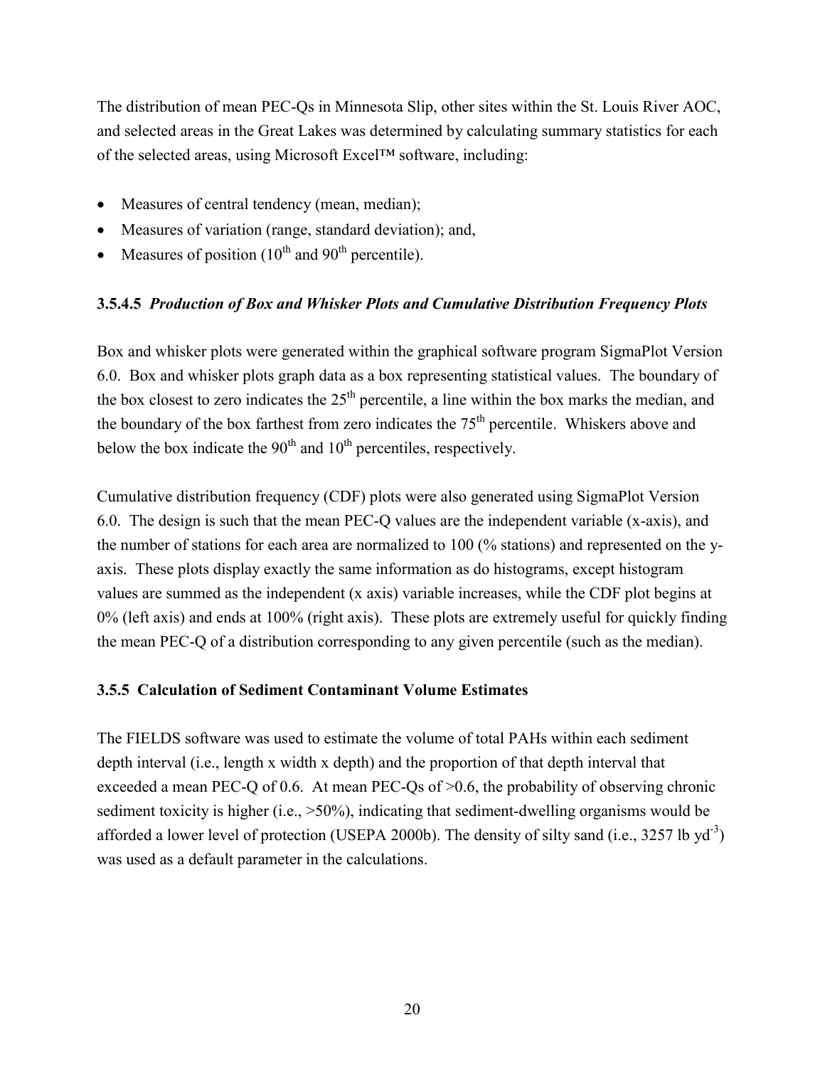The distribution of mean PEC-Qs in Minnesota Slip, other sites within the St. Louis River AOC, and selected areas in the Great Lakes was determined by calculating summary statistics for each of the selected areas, using Microsoft Excel™ software, including:

- Measures of central tendency (mean, median);
- Measures of variation (range, standard deviation); and,
- Measures of position ($10^{th}$ and $90^{th}$ percentile).

#### 3.5.4.5 *Production of Box and Whisker Plots and Cumulative Distribution Frequency Plots*

Box and whisker plots were generated within the graphical software program SigmaPlot Version 6.0. Box and whisker plots graph data as a box representing statistical values. The boundary of the box closest to zero indicates the $25^{th}$ percentile, a line within the box marks the median, and the boundary of the box farthest from zero indicates the $75^{th}$ percentile. Whiskers above and below the box indicate the $90^{th}$ and $10^{th}$ percentiles, respectively.

Cumulative distribution frequency (CDF) plots were also generated using SigmaPlot Version 6.0. The design is such that the mean PEC-Q values are the independent variable (x-axis), and the number of stations for each area are normalized to 100 (% stations) and represented on the y-axis. These plots display exactly the same information as do histograms, except histogram values are summed as the independent (x axis) variable increases, while the CDF plot begins at 0% (left axis) and ends at 100% (right axis). These plots are extremely useful for quickly finding the mean PEC-Q of a distribution corresponding to any given percentile (such as the median).

### 3.5.5 Calculation of Sediment Contaminant Volume Estimates

The FIELDS software was used to estimate the volume of total PAHs within each sediment depth interval (i.e., length x width x depth) and the proportion of that depth interval that exceeded a mean PEC-Q of 0.6. At mean PEC-Qs of >0.6, the probability of observing chronic sediment toxicity is higher (i.e., >50%), indicating that sediment-dwelling organisms would be afforded a lower level of protection (USEPA 2000b). The density of silty sand (i.e., 3257 lb $yd^{-3}$) was used as a default parameter in the calculations.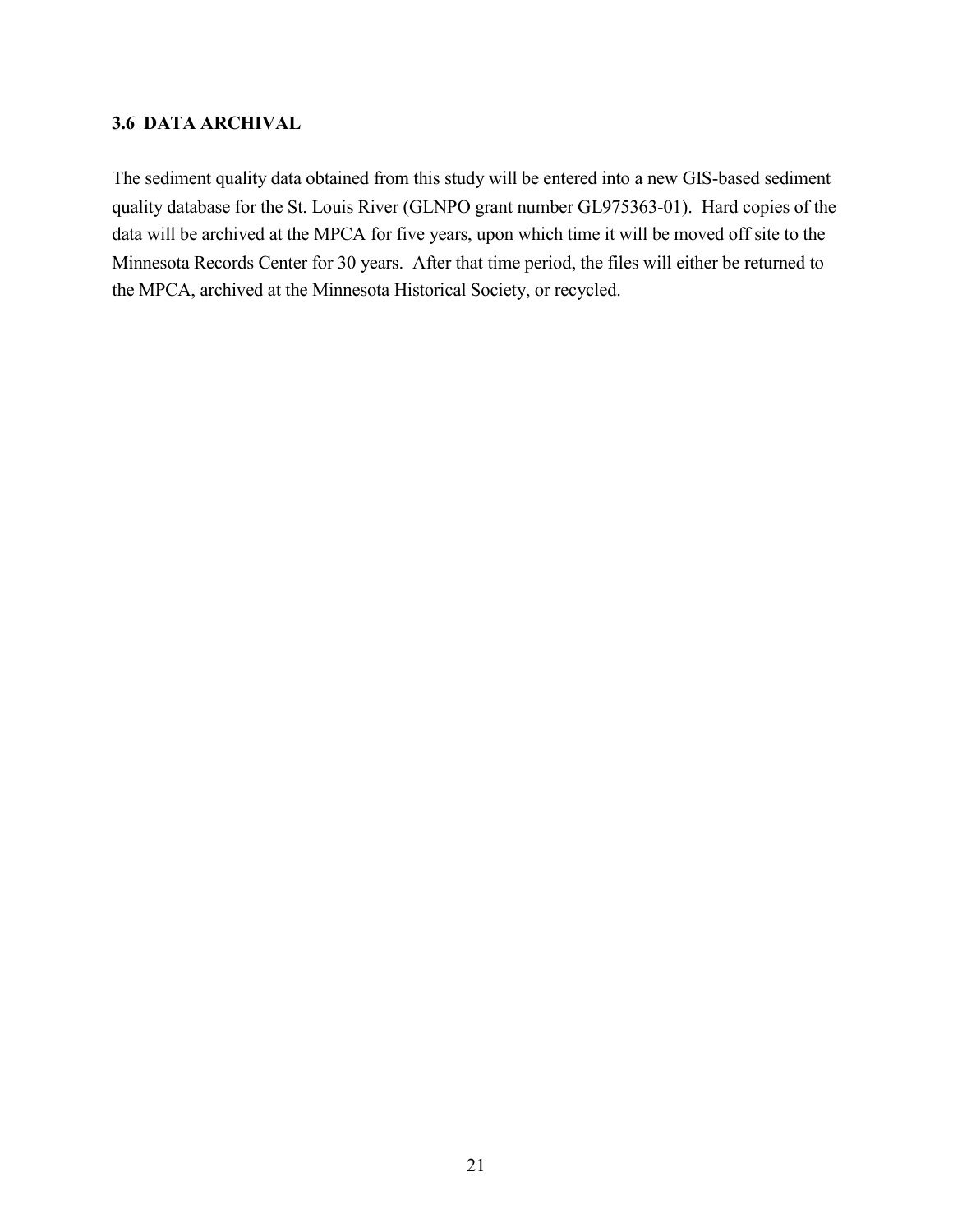### 3.6 DATA ARCHIVAL

The sediment quality data obtained from this study will be entered into a new GIS-based sediment quality database for the St. Louis River (GLNPO grant number GL975363-01). Hard copies of the data will be archived at the MPCA for five years, upon which time it will be moved off site to the Minnesota Records Center for 30 years. After that time period, the files will either be returned to the MPCA, archived at the Minnesota Historical Society, or recycled.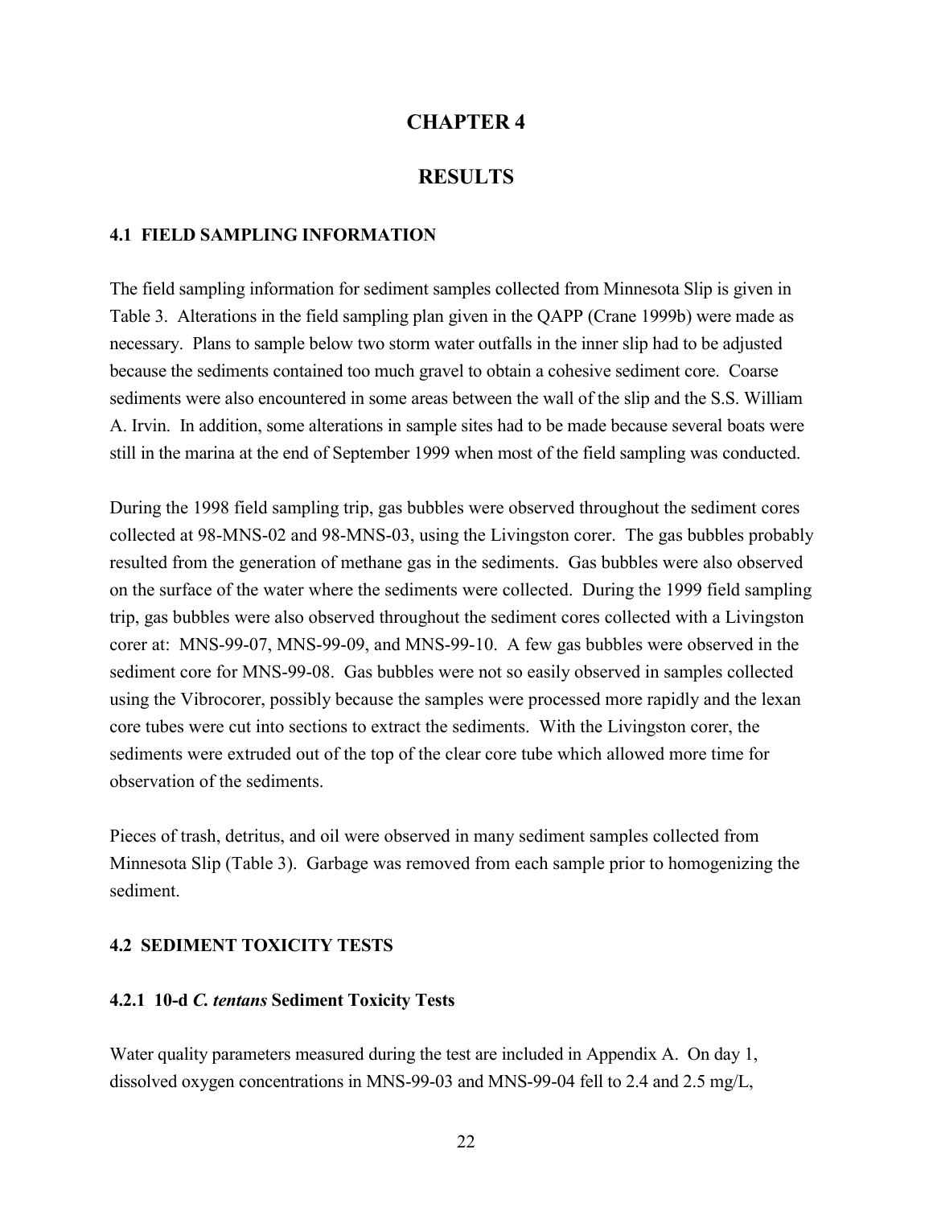# CHAPTER 4

# RESULTS

## 4.1 FIELD SAMPLING INFORMATION

The field sampling information for sediment samples collected from Minnesota Slip is given in Table 3. Alterations in the field sampling plan given in the QAPP (Crane 1999b) were made as necessary. Plans to sample below two storm water outfalls in the inner slip had to be adjusted because the sediments contained too much gravel to obtain a cohesive sediment core. Coarse sediments were also encountered in some areas between the wall of the slip and the S.S. William A. Irvin. In addition, some alterations in sample sites had to be made because several boats were still in the marina at the end of September 1999 when most of the field sampling was conducted.

During the 1998 field sampling trip, gas bubbles were observed throughout the sediment cores collected at 98-MNS-02 and 98-MNS-03, using the Livingston corer. The gas bubbles probably resulted from the generation of methane gas in the sediments. Gas bubbles were also observed on the surface of the water where the sediments were collected. During the 1999 field sampling trip, gas bubbles were also observed throughout the sediment cores collected with a Livingston corer at: MNS-99-07, MNS-99-09, and MNS-99-10. A few gas bubbles were observed in the sediment core for MNS-99-08. Gas bubbles were not so easily observed in samples collected using the Vibrocorer, possibly because the samples were processed more rapidly and the lexan core tubes were cut into sections to extract the sediments. With the Livingston corer, the sediments were extruded out of the top of the clear core tube which allowed more time for observation of the sediments.

Pieces of trash, detritus, and oil were observed in many sediment samples collected from Minnesota Slip (Table 3). Garbage was removed from each sample prior to homogenizing the sediment.

## 4.2 SEDIMENT TOXICITY TESTS

### 4.2.1 10-d *C. tentans* Sediment Toxicity Tests

Water quality parameters measured during the test are included in Appendix A. On day 1, dissolved oxygen concentrations in MNS-99-03 and MNS-99-04 fell to 2.4 and 2.5 mg/L,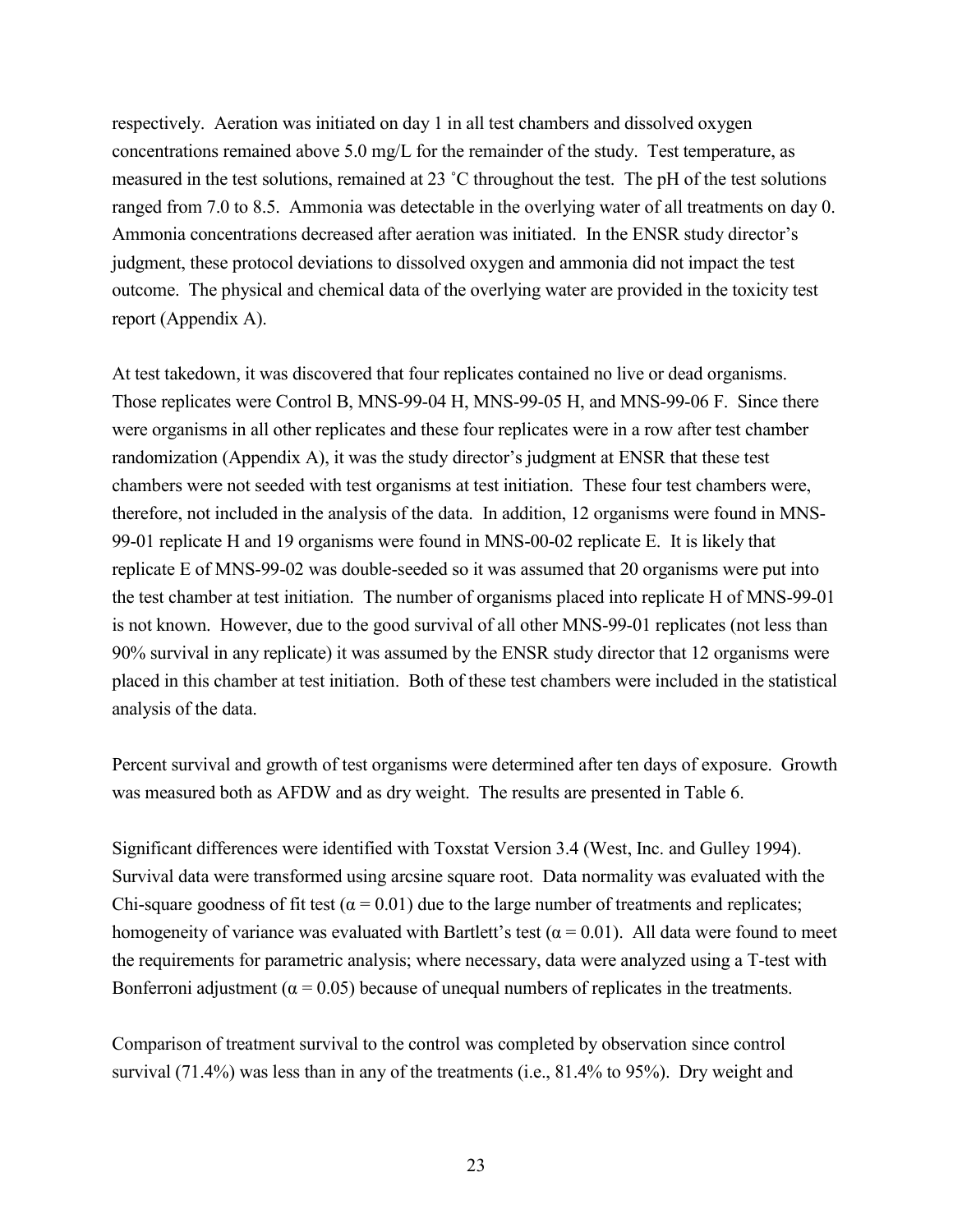respectively. Aeration was initiated on day 1 in all test chambers and dissolved oxygen concentrations remained above 5.0 mg/L for the remainder of the study. Test temperature, as measured in the test solutions, remained at 23 ˚C throughout the test. The pH of the test solutions ranged from 7.0 to 8.5. Ammonia was detectable in the overlying water of all treatments on day 0. Ammonia concentrations decreased after aeration was initiated. In the ENSR study director's judgment, these protocol deviations to dissolved oxygen and ammonia did not impact the test outcome. The physical and chemical data of the overlying water are provided in the toxicity test report (Appendix A).

At test takedown, it was discovered that four replicates contained no live or dead organisms. Those replicates were Control B, MNS-99-04 H, MNS-99-05 H, and MNS-99-06 F. Since there were organisms in all other replicates and these four replicates were in a row after test chamber randomization (Appendix A), it was the study director's judgment at ENSR that these test chambers were not seeded with test organisms at test initiation. These four test chambers were, therefore, not included in the analysis of the data. In addition, 12 organisms were found in MNS-99-01 replicate H and 19 organisms were found in MNS-00-02 replicate E. It is likely that replicate E of MNS-99-02 was double-seeded so it was assumed that 20 organisms were put into the test chamber at test initiation. The number of organisms placed into replicate H of MNS-99-01 is not known. However, due to the good survival of all other MNS-99-01 replicates (not less than 90% survival in any replicate) it was assumed by the ENSR study director that 12 organisms were placed in this chamber at test initiation. Both of these test chambers were included in the statistical analysis of the data.

Percent survival and growth of test organisms were determined after ten days of exposure. Growth was measured both as AFDW and as dry weight. The results are presented in Table 6.

Significant differences were identified with Toxstat Version 3.4 (West, Inc. and Gulley 1994). Survival data were transformed using arcsine square root. Data normality was evaluated with the Chi-square goodness of fit test ($\alpha = 0.01$) due to the large number of treatments and replicates; homogeneity of variance was evaluated with Bartlett's test ($\alpha = 0.01$). All data were found to meet the requirements for parametric analysis; where necessary, data were analyzed using a T-test with Bonferroni adjustment ($\alpha = 0.05$) because of unequal numbers of replicates in the treatments.

Comparison of treatment survival to the control was completed by observation since control survival (71.4%) was less than in any of the treatments (i.e., 81.4% to 95%). Dry weight and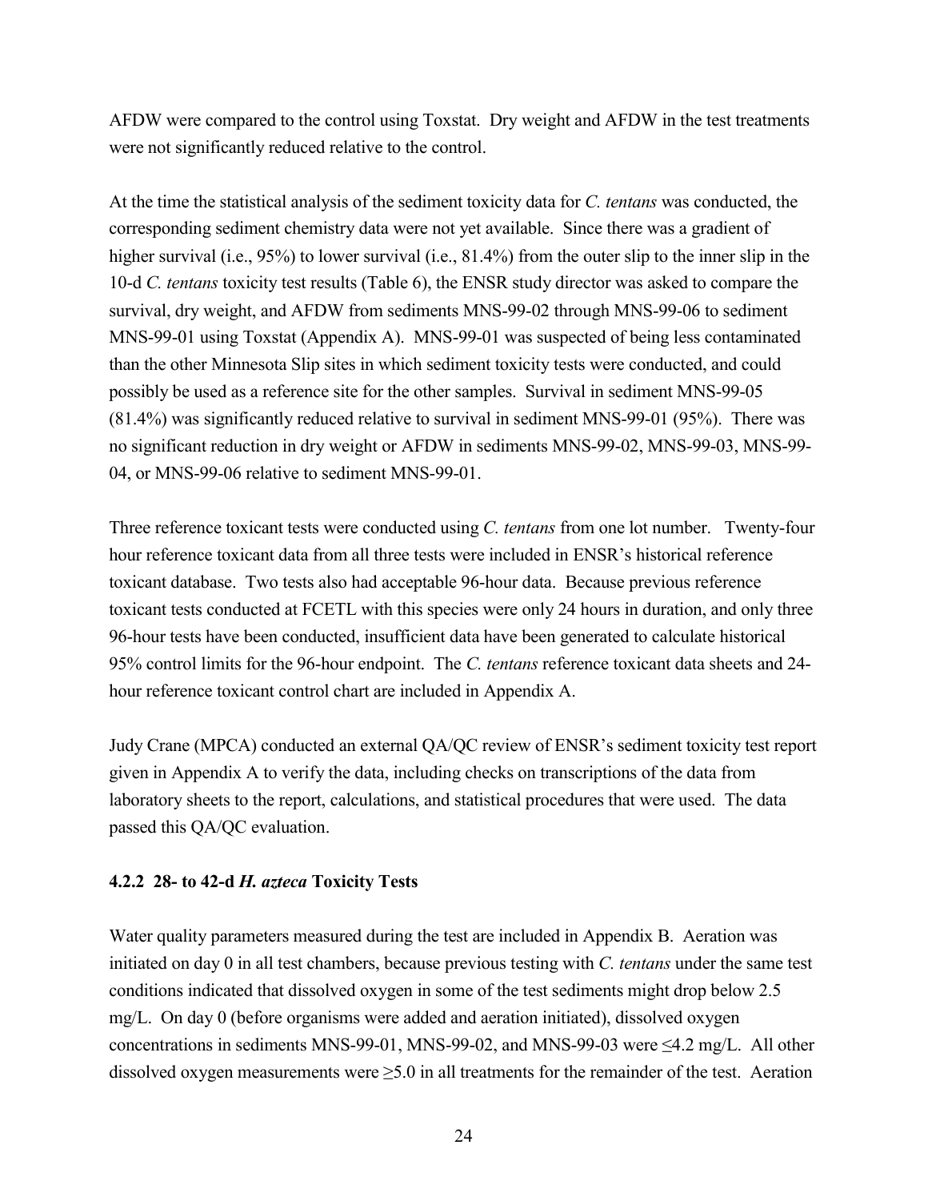AFDW were compared to the control using Toxstat. Dry weight and AFDW in the test treatments were not significantly reduced relative to the control.

At the time the statistical analysis of the sediment toxicity data for *C. tentans* was conducted, the corresponding sediment chemistry data were not yet available. Since there was a gradient of higher survival (i.e., 95%) to lower survival (i.e., 81.4%) from the outer slip to the inner slip in the 10-d *C. tentans* toxicity test results (Table 6), the ENSR study director was asked to compare the survival, dry weight, and AFDW from sediments MNS-99-02 through MNS-99-06 to sediment MNS-99-01 using Toxstat (Appendix A). MNS-99-01 was suspected of being less contaminated than the other Minnesota Slip sites in which sediment toxicity tests were conducted, and could possibly be used as a reference site for the other samples. Survival in sediment MNS-99-05 (81.4%) was significantly reduced relative to survival in sediment MNS-99-01 (95%). There was no significant reduction in dry weight or AFDW in sediments MNS-99-02, MNS-99-03, MNS-99-04, or MNS-99-06 relative to sediment MNS-99-01.

Three reference toxicant tests were conducted using *C. tentans* from one lot number. Twenty-four hour reference toxicant data from all three tests were included in ENSR's historical reference toxicant database. Two tests also had acceptable 96-hour data. Because previous reference toxicant tests conducted at FCETL with this species were only 24 hours in duration, and only three 96-hour tests have been conducted, insufficient data have been generated to calculate historical 95% control limits for the 96-hour endpoint. The *C. tentans* reference toxicant data sheets and 24-hour reference toxicant control chart are included in Appendix A.

Judy Crane (MPCA) conducted an external QA/QC review of ENSR's sediment toxicity test report given in Appendix A to verify the data, including checks on transcriptions of the data from laboratory sheets to the report, calculations, and statistical procedures that were used. The data passed this QA/QC evaluation.

### 4.2.2 28- to 42-d *H. azteca* Toxicity Tests

Water quality parameters measured during the test are included in Appendix B. Aeration was initiated on day 0 in all test chambers, because previous testing with *C. tentans* under the same test conditions indicated that dissolved oxygen in some of the test sediments might drop below 2.5 mg/L. On day 0 (before organisms were added and aeration initiated), dissolved oxygen concentrations in sediments MNS-99-01, MNS-99-02, and MNS-99-03 were ≤4.2 mg/L. All other dissolved oxygen measurements were ≥5.0 in all treatments for the remainder of the test. Aeration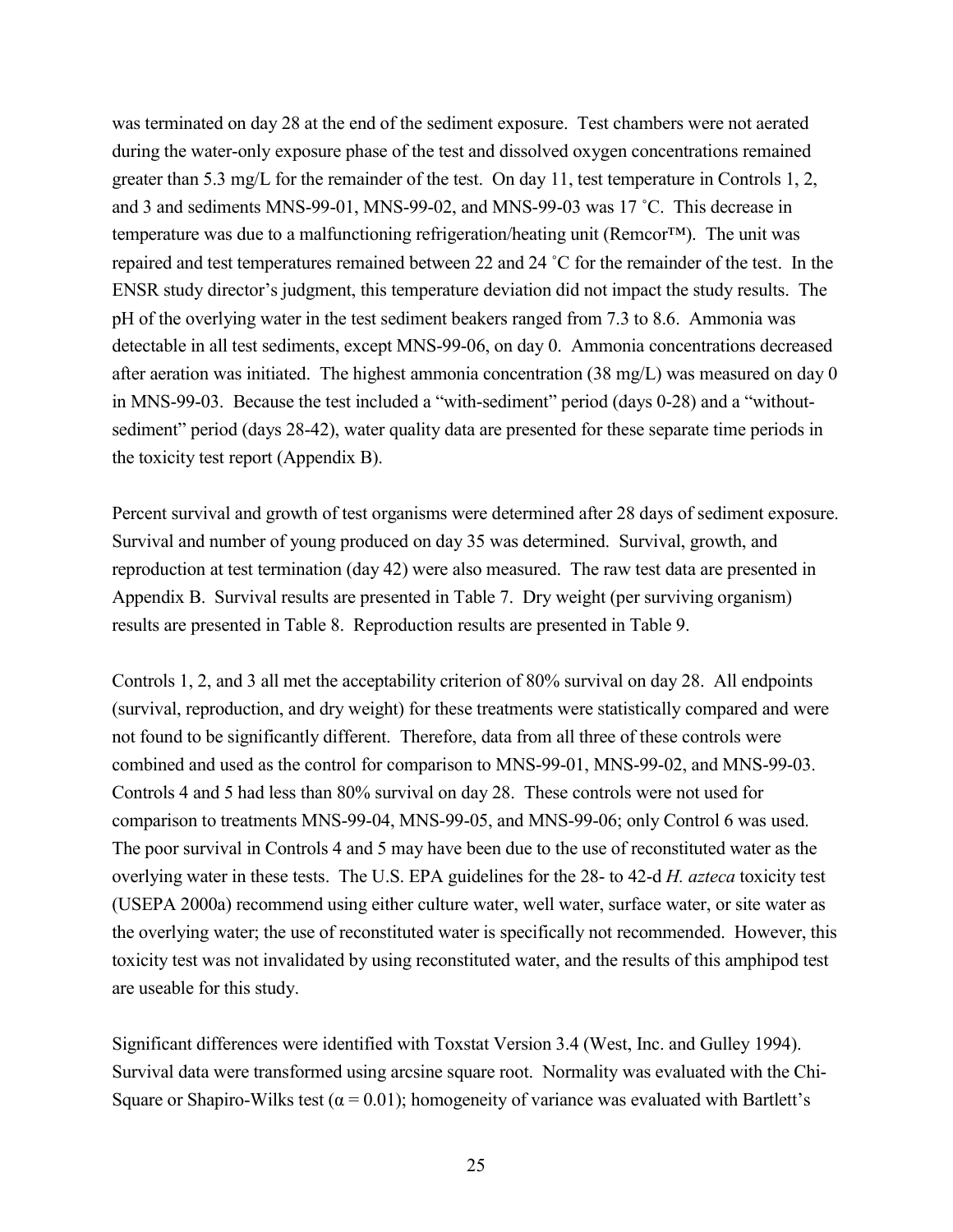was terminated on day 28 at the end of the sediment exposure. Test chambers were not aerated during the water-only exposure phase of the test and dissolved oxygen concentrations remained greater than 5.3 mg/L for the remainder of the test. On day 11, test temperature in Controls 1, 2, and 3 and sediments MNS-99-01, MNS-99-02, and MNS-99-03 was 17 ˚C. This decrease in temperature was due to a malfunctioning refrigeration/heating unit (Remcor™). The unit was repaired and test temperatures remained between 22 and 24 ˚C for the remainder of the test. In the ENSR study director's judgment, this temperature deviation did not impact the study results. The pH of the overlying water in the test sediment beakers ranged from 7.3 to 8.6. Ammonia was detectable in all test sediments, except MNS-99-06, on day 0. Ammonia concentrations decreased after aeration was initiated. The highest ammonia concentration (38 mg/L) was measured on day 0 in MNS-99-03. Because the test included a "with-sediment" period (days 0-28) and a "without-sediment" period (days 28-42), water quality data are presented for these separate time periods in the toxicity test report (Appendix B).

Percent survival and growth of test organisms were determined after 28 days of sediment exposure. Survival and number of young produced on day 35 was determined. Survival, growth, and reproduction at test termination (day 42) were also measured. The raw test data are presented in Appendix B. Survival results are presented in Table 7. Dry weight (per surviving organism) results are presented in Table 8. Reproduction results are presented in Table 9.

Controls 1, 2, and 3 all met the acceptability criterion of 80% survival on day 28. All endpoints (survival, reproduction, and dry weight) for these treatments were statistically compared and were not found to be significantly different. Therefore, data from all three of these controls were combined and used as the control for comparison to MNS-99-01, MNS-99-02, and MNS-99-03. Controls 4 and 5 had less than 80% survival on day 28. These controls were not used for comparison to treatments MNS-99-04, MNS-99-05, and MNS-99-06; only Control 6 was used. The poor survival in Controls 4 and 5 may have been due to the use of reconstituted water as the overlying water in these tests. The U.S. EPA guidelines for the 28- to 42-d *H. azteca* toxicity test (USEPA 2000a) recommend using either culture water, well water, surface water, or site water as the overlying water; the use of reconstituted water is specifically not recommended. However, this toxicity test was not invalidated by using reconstituted water, and the results of this amphipod test are useable for this study.

Significant differences were identified with Toxstat Version 3.4 (West, Inc. and Gulley 1994). Survival data were transformed using arcsine square root. Normality was evaluated with the Chi-Square or Shapiro-Wilks test ($\alpha = 0.01$); homogeneity of variance was evaluated with Bartlett's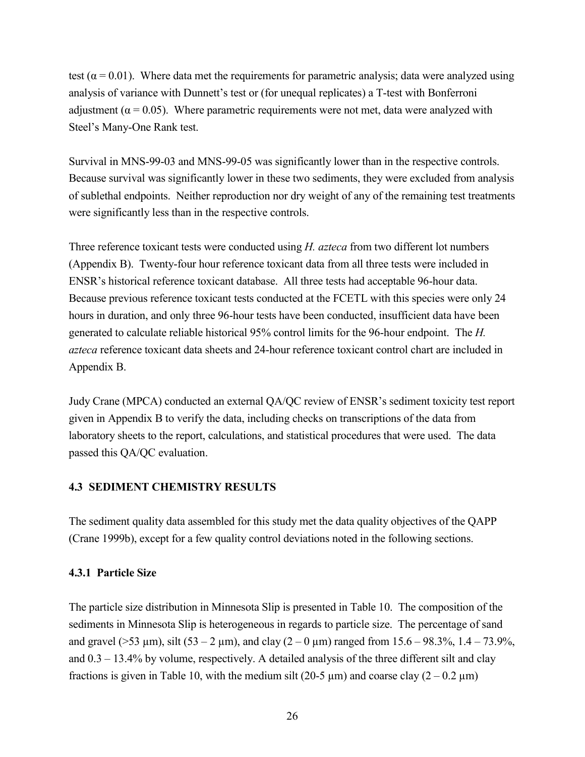test ($\alpha = 0.01$). Where data met the requirements for parametric analysis; data were analyzed using analysis of variance with Dunnett's test or (for unequal replicates) a T-test with Bonferroni adjustment ($\alpha = 0.05$). Where parametric requirements were not met, data were analyzed with Steel's Many-One Rank test.

Survival in MNS-99-03 and MNS-99-05 was significantly lower than in the respective controls. Because survival was significantly lower in these two sediments, they were excluded from analysis of sublethal endpoints. Neither reproduction nor dry weight of any of the remaining test treatments were significantly less than in the respective controls.

Three reference toxicant tests were conducted using *H. azteca* from two different lot numbers (Appendix B). Twenty-four hour reference toxicant data from all three tests were included in ENSR's historical reference toxicant database. All three tests had acceptable 96-hour data. Because previous reference toxicant tests conducted at the FCETL with this species were only 24 hours in duration, and only three 96-hour tests have been conducted, insufficient data have been generated to calculate reliable historical 95% control limits for the 96-hour endpoint. The *H. azteca* reference toxicant data sheets and 24-hour reference toxicant control chart are included in Appendix B.

Judy Crane (MPCA) conducted an external QA/QC review of ENSR's sediment toxicity test report given in Appendix B to verify the data, including checks on transcriptions of the data from laboratory sheets to the report, calculations, and statistical procedures that were used. The data passed this QA/QC evaluation.

### 4.3 SEDIMENT CHEMISTRY RESULTS

The sediment quality data assembled for this study met the data quality objectives of the QAPP (Crane 1999b), except for a few quality control deviations noted in the following sections.

#### 4.3.1 Particle Size

The particle size distribution in Minnesota Slip is presented in Table 10. The composition of the sediments in Minnesota Slip is heterogeneous in regards to particle size. The percentage of sand and gravel (>53 μm), silt (53 – 2 μm), and clay (2 – 0 μm) ranged from 15.6 – 98.3%, 1.4 – 73.9%, and 0.3 – 13.4% by volume, respectively. A detailed analysis of the three different silt and clay fractions is given in Table 10, with the medium silt (20-5 μm) and coarse clay (2 – 0.2 μm)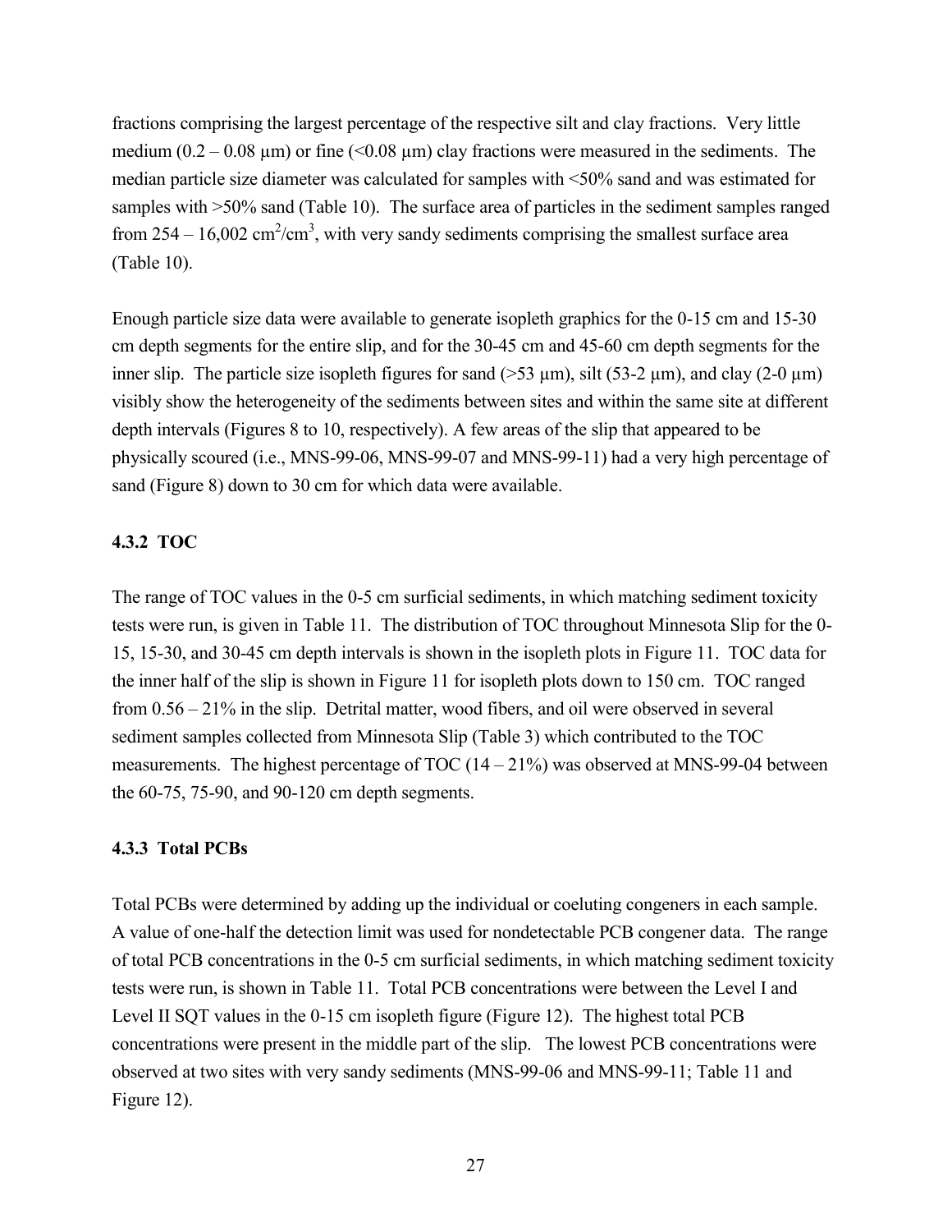fractions comprising the largest percentage of the respective silt and clay fractions. Very little medium (0.2 – 0.08 μm) or fine (<0.08 μm) clay fractions were measured in the sediments. The median particle size diameter was calculated for samples with <50% sand and was estimated for samples with >50% sand (Table 10). The surface area of particles in the sediment samples ranged from 254 – 16,002 $cm^2/cm^3$, with very sandy sediments comprising the smallest surface area (Table 10).

Enough particle size data were available to generate isopleth graphics for the 0-15 cm and 15-30 cm depth segments for the entire slip, and for the 30-45 cm and 45-60 cm depth segments for the inner slip. The particle size isopleth figures for sand (>53 μm), silt (53-2 μm), and clay (2-0 μm) visibly show the heterogeneity of the sediments between sites and within the same site at different depth intervals (Figures 8 to 10, respectively). A few areas of the slip that appeared to be physically scoured (i.e., MNS-99-06, MNS-99-07 and MNS-99-11) had a very high percentage of sand (Figure 8) down to 30 cm for which data were available.

### 4.3.2 TOC

The range of TOC values in the 0-5 cm surficial sediments, in which matching sediment toxicity tests were run, is given in Table 11. The distribution of TOC throughout Minnesota Slip for the 0-15, 15-30, and 30-45 cm depth intervals is shown in the isopleth plots in Figure 11. TOC data for the inner half of the slip is shown in Figure 11 for isopleth plots down to 150 cm. TOC ranged from 0.56 – 21% in the slip. Detrital matter, wood fibers, and oil were observed in several sediment samples collected from Minnesota Slip (Table 3) which contributed to the TOC measurements. The highest percentage of TOC (14 – 21%) was observed at MNS-99-04 between the 60-75, 75-90, and 90-120 cm depth segments.

### 4.3.3 Total PCBs

Total PCBs were determined by adding up the individual or coeluting congeners in each sample. A value of one-half the detection limit was used for nondetectable PCB congener data. The range of total PCB concentrations in the 0-5 cm surficial sediments, in which matching sediment toxicity tests were run, is shown in Table 11. Total PCB concentrations were between the Level I and Level II SQT values in the 0-15 cm isopleth figure (Figure 12). The highest total PCB concentrations were present in the middle part of the slip. The lowest PCB concentrations were observed at two sites with very sandy sediments (MNS-99-06 and MNS-99-11; Table 11 and Figure 12).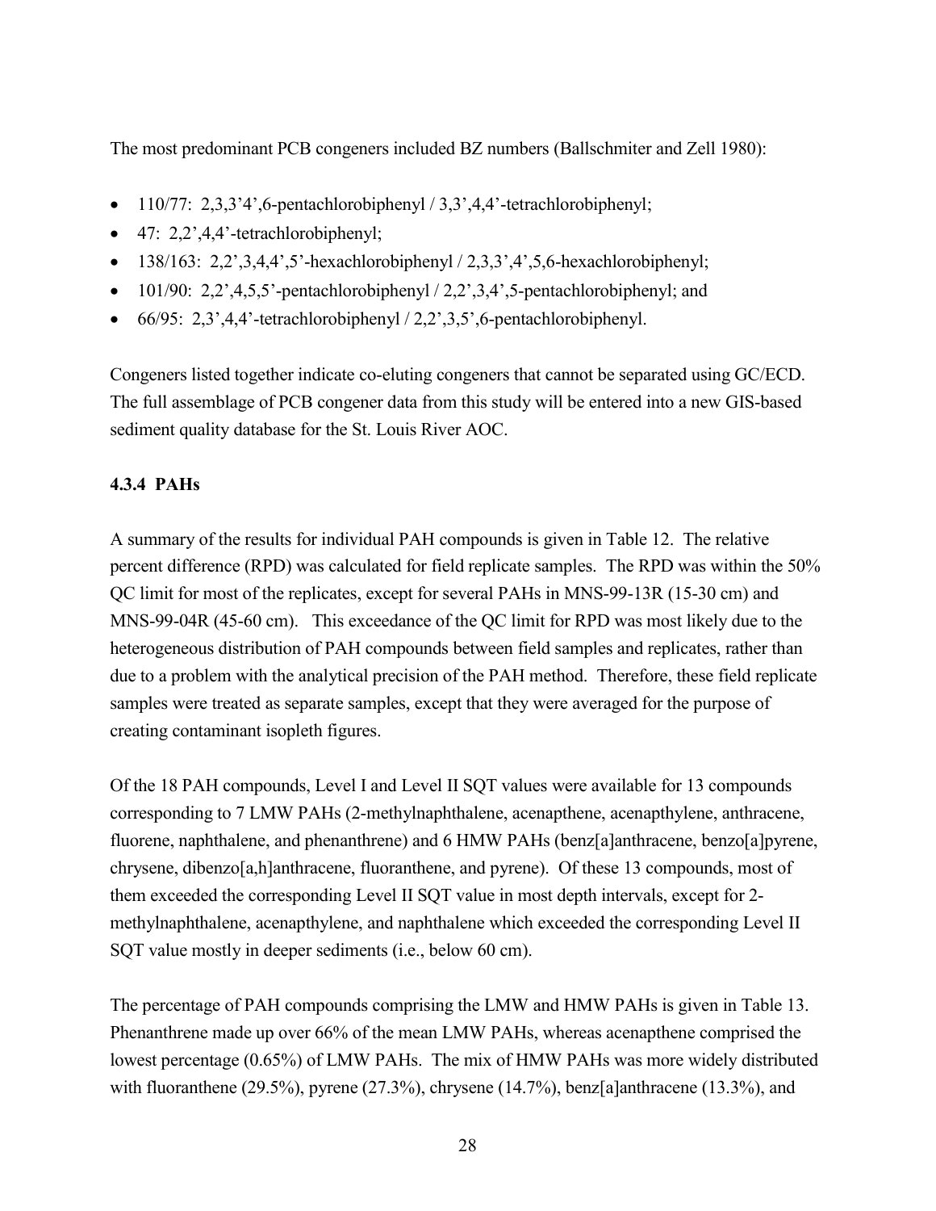The most predominant PCB congeners included BZ numbers (Ballschmiter and Zell 1980):

- 110/77: 2,3,3'4',6-pentachlorobiphenyl / 3,3',4,4'-tetrachlorobiphenyl;
- 47: 2,2',4,4'-tetrachlorobiphenyl;
- 138/163: 2,2',3,4,4',5'-hexachlorobiphenyl / 2,3,3',4',5,6-hexachlorobiphenyl;
- 101/90: 2,2',4,5,5'-pentachlorobiphenyl / 2,2',3,4',5-pentachlorobiphenyl; and
- 66/95: 2,3',4,4'-tetrachlorobiphenyl / 2,2',3,5',6-pentachlorobiphenyl.

Congeners listed together indicate co-eluting congeners that cannot be separated using GC/ECD. The full assemblage of PCB congener data from this study will be entered into a new GIS-based sediment quality database for the St. Louis River AOC.

### 4.3.4 PAHs

A summary of the results for individual PAH compounds is given in Table 12. The relative percent difference (RPD) was calculated for field replicate samples. The RPD was within the 50% QC limit for most of the replicates, except for several PAHs in MNS-99-13R (15-30 cm) and MNS-99-04R (45-60 cm). This exceedance of the QC limit for RPD was most likely due to the heterogeneous distribution of PAH compounds between field samples and replicates, rather than due to a problem with the analytical precision of the PAH method. Therefore, these field replicate samples were treated as separate samples, except that they were averaged for the purpose of creating contaminant isopleth figures.

Of the 18 PAH compounds, Level I and Level II SQT values were available for 13 compounds corresponding to 7 LMW PAHs (2-methylnaphthalene, acenapthene, acenapthylene, anthracene, fluorene, naphthalene, and phenanthrene) and 6 HMW PAHs (benz[a]anthracene, benzo[a]pyrene, chrysene, dibenzo[a,h]anthracene, fluoranthene, and pyrene). Of these 13 compounds, most of them exceeded the corresponding Level II SQT value in most depth intervals, except for 2-methylnaphthalene, acenapthylene, and naphthalene which exceeded the corresponding Level II SQT value mostly in deeper sediments (i.e., below 60 cm).

The percentage of PAH compounds comprising the LMW and HMW PAHs is given in Table 13. Phenanthrene made up over 66% of the mean LMW PAHs, whereas acenapthene comprised the lowest percentage (0.65%) of LMW PAHs. The mix of HMW PAHs was more widely distributed with fluoranthene (29.5%), pyrene (27.3%), chrysene (14.7%), benz[a]anthracene (13.3%), and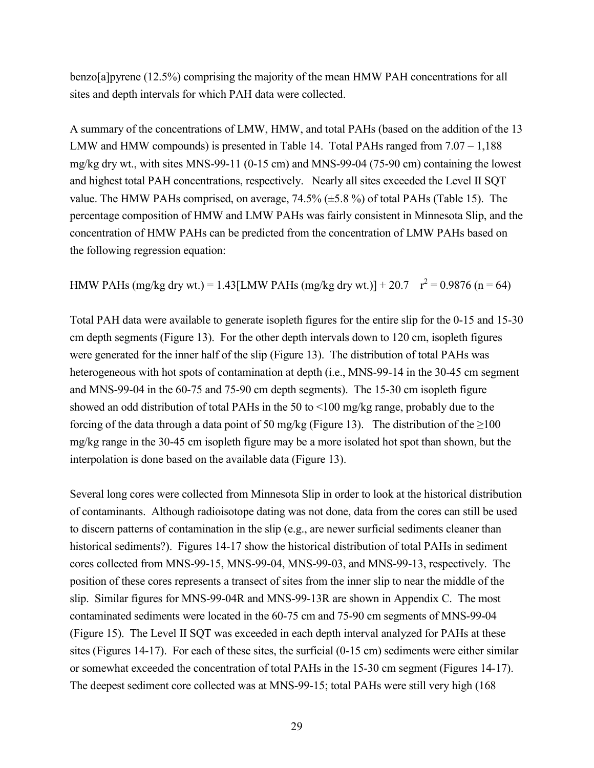benzo[a]pyrene (12.5%) comprising the majority of the mean HMW PAH concentrations for all sites and depth intervals for which PAH data were collected.

A summary of the concentrations of LMW, HMW, and total PAHs (based on the addition of the 13 LMW and HMW compounds) is presented in Table 14. Total PAHs ranged from 7.07 – 1,188 mg/kg dry wt., with sites MNS-99-11 (0-15 cm) and MNS-99-04 (75-90 cm) containing the lowest and highest total PAH concentrations, respectively. Nearly all sites exceeded the Level II SQT value. The HMW PAHs comprised, on average, 74.5% (±5.8 %) of total PAHs (Table 15). The percentage composition of HMW and LMW PAHs was fairly consistent in Minnesota Slip, and the concentration of HMW PAHs can be predicted from the concentration of LMW PAHs based on the following regression equation:

$$\text{HMW PAHs (mg/kg dry wt.)} = 1.43[\text{LMW PAHs (mg/kg dry wt.)}] + 20.7 \quad r^2 = 0.9876 \ (n = 64)$$

Total PAH data were available to generate isopleth figures for the entire slip for the 0-15 and 15-30 cm depth segments (Figure 13). For the other depth intervals down to 120 cm, isopleth figures were generated for the inner half of the slip (Figure 13). The distribution of total PAHs was heterogeneous with hot spots of contamination at depth (i.e., MNS-99-14 in the 30-45 cm segment and MNS-99-04 in the 60-75 and 75-90 cm depth segments). The 15-30 cm isopleth figure showed an odd distribution of total PAHs in the 50 to <100 mg/kg range, probably due to the forcing of the data through a data point of 50 mg/kg (Figure 13). The distribution of the ≥100 mg/kg range in the 30-45 cm isopleth figure may be a more isolated hot spot than shown, but the interpolation is done based on the available data (Figure 13).

Several long cores were collected from Minnesota Slip in order to look at the historical distribution of contaminants. Although radioisotope dating was not done, data from the cores can still be used to discern patterns of contamination in the slip (e.g., are newer surficial sediments cleaner than historical sediments?). Figures 14-17 show the historical distribution of total PAHs in sediment cores collected from MNS-99-15, MNS-99-04, MNS-99-03, and MNS-99-13, respectively. The position of these cores represents a transect of sites from the inner slip to near the middle of the slip. Similar figures for MNS-99-04R and MNS-99-13R are shown in Appendix C. The most contaminated sediments were located in the 60-75 cm and 75-90 cm segments of MNS-99-04 (Figure 15). The Level II SQT was exceeded in each depth interval analyzed for PAHs at these sites (Figures 14-17). For each of these sites, the surficial (0-15 cm) sediments were either similar or somewhat exceeded the concentration of total PAHs in the 15-30 cm segment (Figures 14-17). The deepest sediment core collected was at MNS-99-15; total PAHs were still very high (168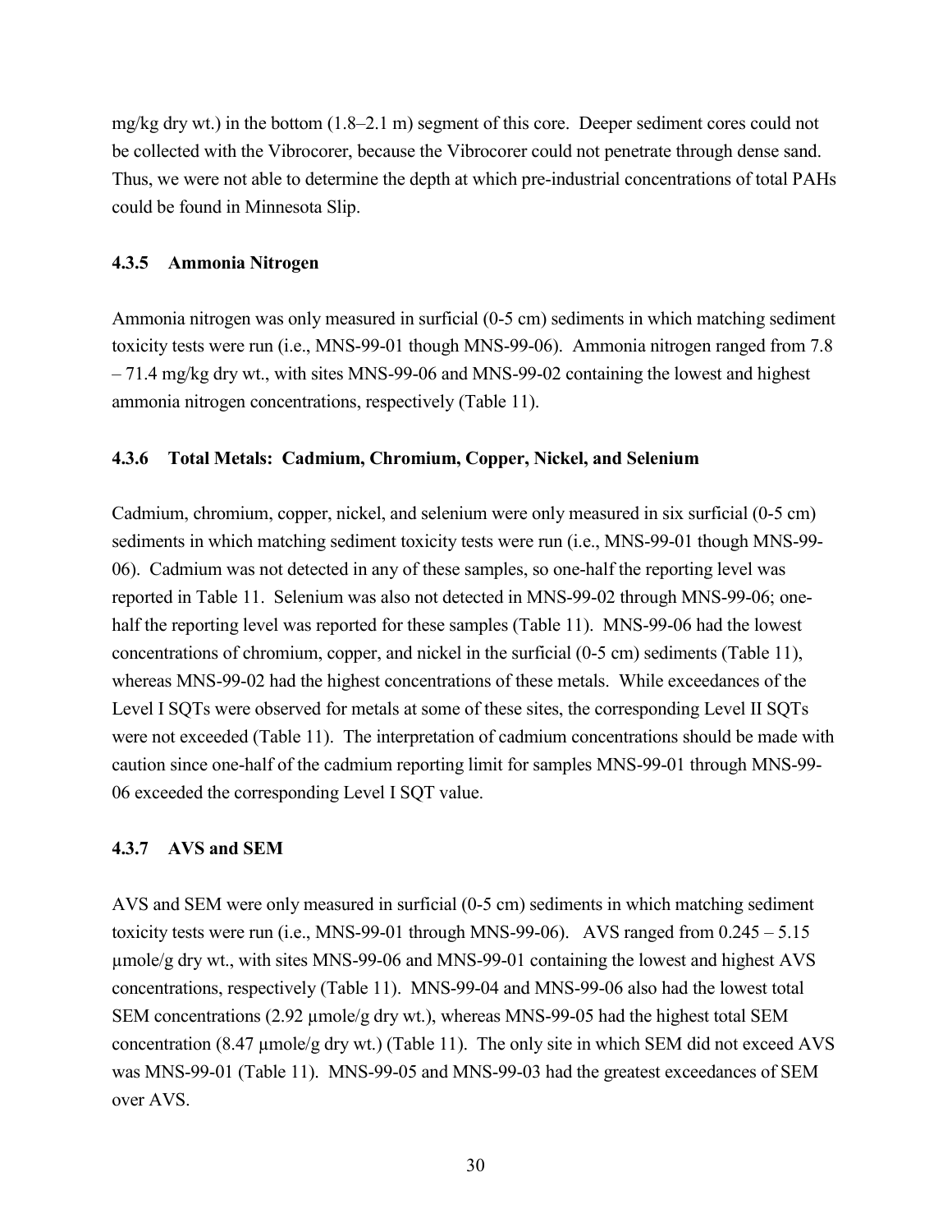mg/kg dry wt.) in the bottom (1.8–2.1 m) segment of this core. Deeper sediment cores could not be collected with the Vibrocorer, because the Vibrocorer could not penetrate through dense sand. Thus, we were not able to determine the depth at which pre-industrial concentrations of total PAHs could be found in Minnesota Slip.

### 4.3.5 Ammonia Nitrogen

Ammonia nitrogen was only measured in surficial (0-5 cm) sediments in which matching sediment toxicity tests were run (i.e., MNS-99-01 though MNS-99-06). Ammonia nitrogen ranged from 7.8 – 71.4 mg/kg dry wt., with sites MNS-99-06 and MNS-99-02 containing the lowest and highest ammonia nitrogen concentrations, respectively (Table 11).

### 4.3.6 Total Metals: Cadmium, Chromium, Copper, Nickel, and Selenium

Cadmium, chromium, copper, nickel, and selenium were only measured in six surficial (0-5 cm) sediments in which matching sediment toxicity tests were run (i.e., MNS-99-01 though MNS-99-06). Cadmium was not detected in any of these samples, so one-half the reporting level was reported in Table 11. Selenium was also not detected in MNS-99-02 through MNS-99-06; one-half the reporting level was reported for these samples (Table 11). MNS-99-06 had the lowest concentrations of chromium, copper, and nickel in the surficial (0-5 cm) sediments (Table 11), whereas MNS-99-02 had the highest concentrations of these metals. While exceedances of the Level I SQTs were observed for metals at some of these sites, the corresponding Level II SQTs were not exceeded (Table 11). The interpretation of cadmium concentrations should be made with caution since one-half of the cadmium reporting limit for samples MNS-99-01 through MNS-99-06 exceeded the corresponding Level I SQT value.

### 4.3.7 AVS and SEM

AVS and SEM were only measured in surficial (0-5 cm) sediments in which matching sediment toxicity tests were run (i.e., MNS-99-01 through MNS-99-06). AVS ranged from 0.245 – 5.15 µmole/g dry wt., with sites MNS-99-06 and MNS-99-01 containing the lowest and highest AVS concentrations, respectively (Table 11). MNS-99-04 and MNS-99-06 also had the lowest total SEM concentrations (2.92 µmole/g dry wt.), whereas MNS-99-05 had the highest total SEM concentration (8.47 µmole/g dry wt.) (Table 11). The only site in which SEM did not exceed AVS was MNS-99-01 (Table 11). MNS-99-05 and MNS-99-03 had the greatest exceedances of SEM over AVS.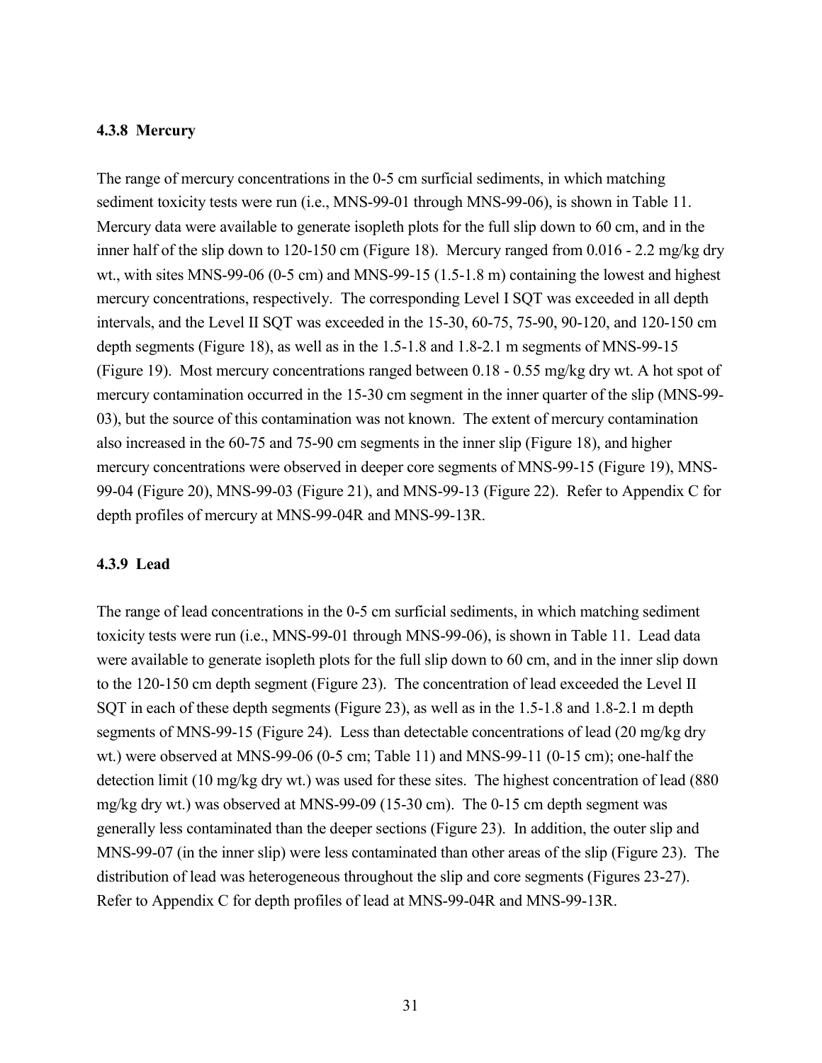### 4.3.8 Mercury

The range of mercury concentrations in the 0-5 cm surficial sediments, in which matching sediment toxicity tests were run (i.e., MNS-99-01 through MNS-99-06), is shown in Table 11. Mercury data were available to generate isopleth plots for the full slip down to 60 cm, and in the inner half of the slip down to 120-150 cm (Figure 18). Mercury ranged from 0.016 - 2.2 mg/kg dry wt., with sites MNS-99-06 (0-5 cm) and MNS-99-15 (1.5-1.8 m) containing the lowest and highest mercury concentrations, respectively. The corresponding Level I SQT was exceeded in all depth intervals, and the Level II SQT was exceeded in the 15-30, 60-75, 75-90, 90-120, and 120-150 cm depth segments (Figure 18), as well as in the 1.5-1.8 and 1.8-2.1 m segments of MNS-99-15 (Figure 19). Most mercury concentrations ranged between 0.18 - 0.55 mg/kg dry wt. A hot spot of mercury contamination occurred in the 15-30 cm segment in the inner quarter of the slip (MNS-99-03), but the source of this contamination was not known. The extent of mercury contamination also increased in the 60-75 and 75-90 cm segments in the inner slip (Figure 18), and higher mercury concentrations were observed in deeper core segments of MNS-99-15 (Figure 19), MNS-99-04 (Figure 20), MNS-99-03 (Figure 21), and MNS-99-13 (Figure 22). Refer to Appendix C for depth profiles of mercury at MNS-99-04R and MNS-99-13R.

### 4.3.9 Lead

The range of lead concentrations in the 0-5 cm surficial sediments, in which matching sediment toxicity tests were run (i.e., MNS-99-01 through MNS-99-06), is shown in Table 11. Lead data were available to generate isopleth plots for the full slip down to 60 cm, and in the inner slip down to the 120-150 cm depth segment (Figure 23). The concentration of lead exceeded the Level II SQT in each of these depth segments (Figure 23), as well as in the 1.5-1.8 and 1.8-2.1 m depth segments of MNS-99-15 (Figure 24). Less than detectable concentrations of lead (20 mg/kg dry wt.) were observed at MNS-99-06 (0-5 cm; Table 11) and MNS-99-11 (0-15 cm); one-half the detection limit (10 mg/kg dry wt.) was used for these sites. The highest concentration of lead (880 mg/kg dry wt.) was observed at MNS-99-09 (15-30 cm). The 0-15 cm depth segment was generally less contaminated than the deeper sections (Figure 23). In addition, the outer slip and MNS-99-07 (in the inner slip) were less contaminated than other areas of the slip (Figure 23). The distribution of lead was heterogeneous throughout the slip and core segments (Figures 23-27). Refer to Appendix C for depth profiles of lead at MNS-99-04R and MNS-99-13R.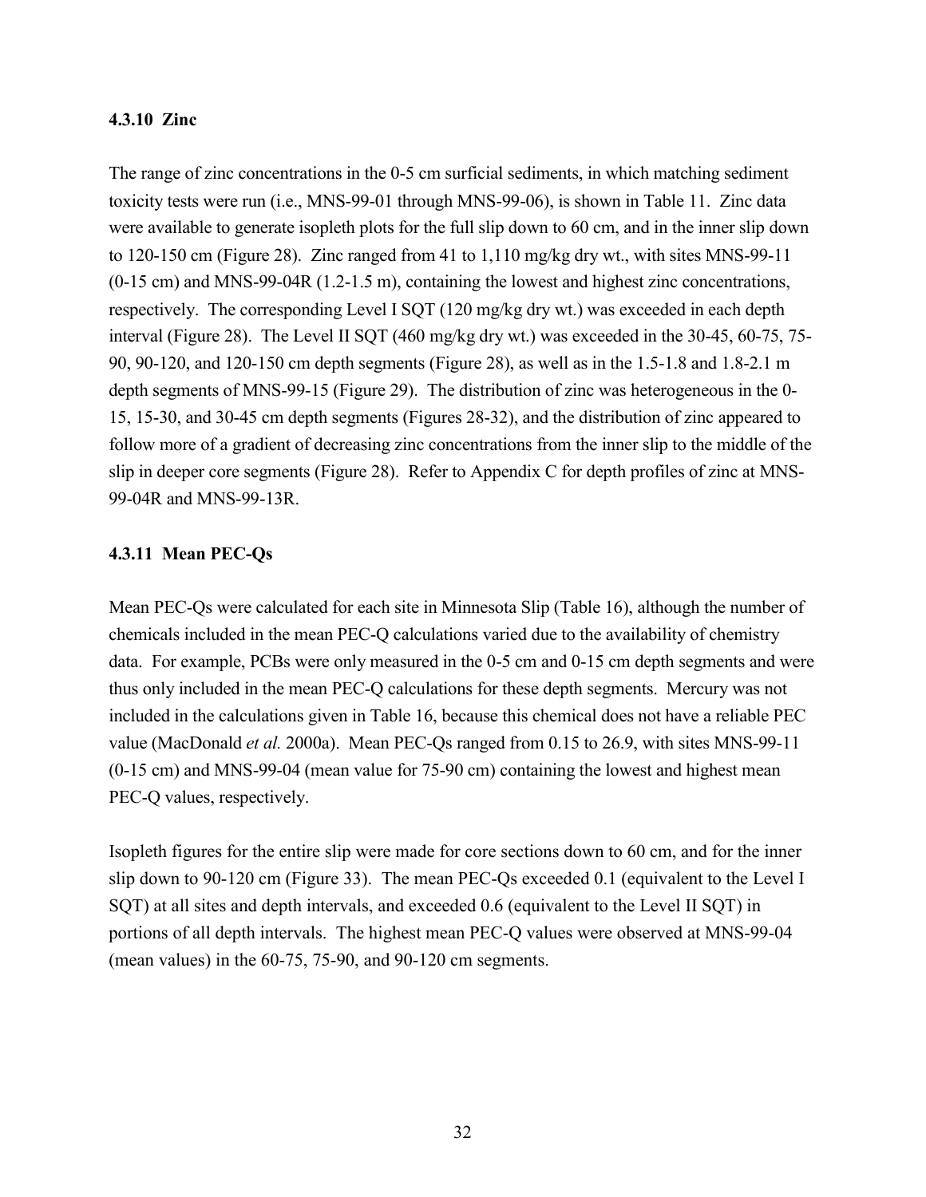### 4.3.10 Zinc

The range of zinc concentrations in the 0-5 cm surficial sediments, in which matching sediment toxicity tests were run (i.e., MNS-99-01 through MNS-99-06), is shown in Table 11. Zinc data were available to generate isopleth plots for the full slip down to 60 cm, and in the inner slip down to 120-150 cm (Figure 28). Zinc ranged from 41 to 1,110 mg/kg dry wt., with sites MNS-99-11 (0-15 cm) and MNS-99-04R (1.2-1.5 m), containing the lowest and highest zinc concentrations, respectively. The corresponding Level I SQT (120 mg/kg dry wt.) was exceeded in each depth interval (Figure 28). The Level II SQT (460 mg/kg dry wt.) was exceeded in the 30-45, 60-75, 75-90, 90-120, and 120-150 cm depth segments (Figure 28), as well as in the 1.5-1.8 and 1.8-2.1 m depth segments of MNS-99-15 (Figure 29). The distribution of zinc was heterogeneous in the 0-15, 15-30, and 30-45 cm depth segments (Figures 28-32), and the distribution of zinc appeared to follow more of a gradient of decreasing zinc concentrations from the inner slip to the middle of the slip in deeper core segments (Figure 28). Refer to Appendix C for depth profiles of zinc at MNS-99-04R and MNS-99-13R.

### 4.3.11 Mean PEC-Qs

Mean PEC-Qs were calculated for each site in Minnesota Slip (Table 16), although the number of chemicals included in the mean PEC-Q calculations varied due to the availability of chemistry data. For example, PCBs were only measured in the 0-5 cm and 0-15 cm depth segments and were thus only included in the mean PEC-Q calculations for these depth segments. Mercury was not included in the calculations given in Table 16, because this chemical does not have a reliable PEC value (MacDonald *et al.* 2000a). Mean PEC-Qs ranged from 0.15 to 26.9, with sites MNS-99-11 (0-15 cm) and MNS-99-04 (mean value for 75-90 cm) containing the lowest and highest mean PEC-Q values, respectively.

Isopleth figures for the entire slip were made for core sections down to 60 cm, and for the inner slip down to 90-120 cm (Figure 33). The mean PEC-Qs exceeded 0.1 (equivalent to the Level I SQT) at all sites and depth intervals, and exceeded 0.6 (equivalent to the Level II SQT) in portions of all depth intervals. The highest mean PEC-Q values were observed at MNS-99-04 (mean values) in the 60-75, 75-90, and 90-120 cm segments.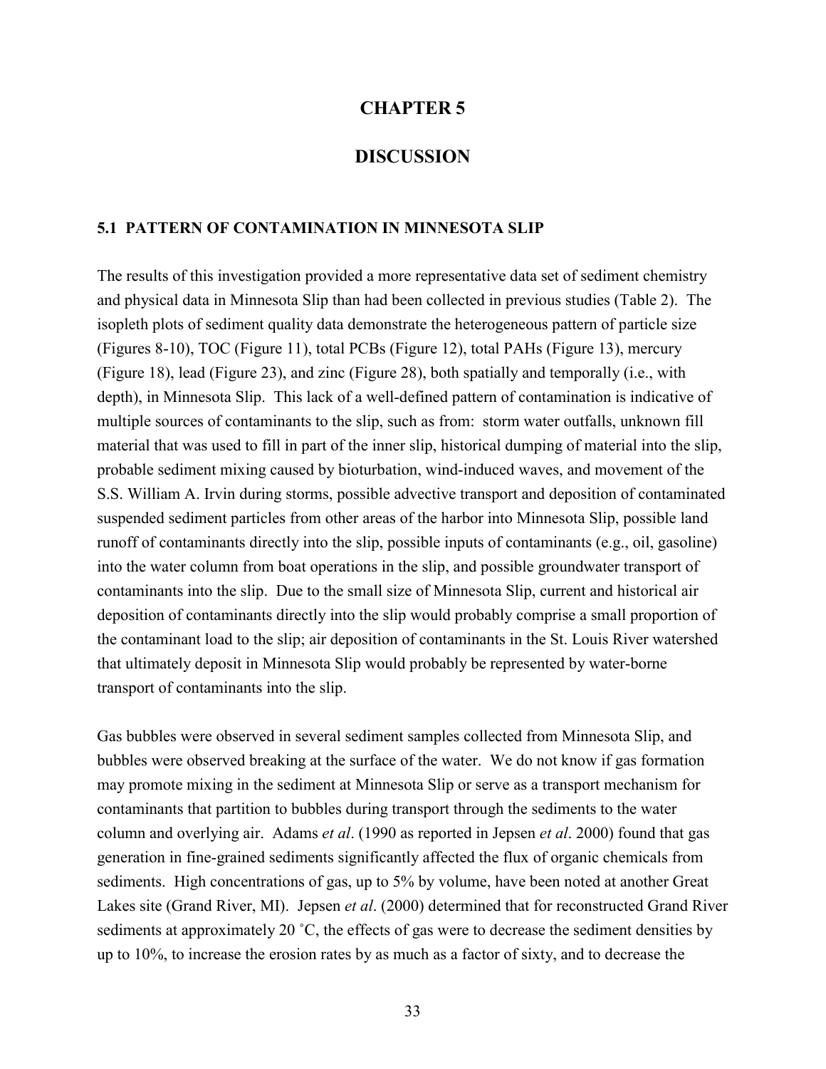# CHAPTER 5

# DISCUSSION

## 5.1 PATTERN OF CONTAMINATION IN MINNESOTA SLIP

The results of this investigation provided a more representative data set of sediment chemistry and physical data in Minnesota Slip than had been collected in previous studies (Table 2). The isopleth plots of sediment quality data demonstrate the heterogeneous pattern of particle size (Figures 8-10), TOC (Figure 11), total PCBs (Figure 12), total PAHs (Figure 13), mercury (Figure 18), lead (Figure 23), and zinc (Figure 28), both spatially and temporally (i.e., with depth), in Minnesota Slip. This lack of a well-defined pattern of contamination is indicative of multiple sources of contaminants to the slip, such as from: storm water outfalls, unknown fill material that was used to fill in part of the inner slip, historical dumping of material into the slip, probable sediment mixing caused by bioturbation, wind-induced waves, and movement of the S.S. William A. Irvin during storms, possible advective transport and deposition of contaminated suspended sediment particles from other areas of the harbor into Minnesota Slip, possible land runoff of contaminants directly into the slip, possible inputs of contaminants (e.g., oil, gasoline) into the water column from boat operations in the slip, and possible groundwater transport of contaminants into the slip. Due to the small size of Minnesota Slip, current and historical air deposition of contaminants directly into the slip would probably comprise a small proportion of the contaminant load to the slip; air deposition of contaminants in the St. Louis River watershed that ultimately deposit in Minnesota Slip would probably be represented by water-borne transport of contaminants into the slip.

Gas bubbles were observed in several sediment samples collected from Minnesota Slip, and bubbles were observed breaking at the surface of the water. We do not know if gas formation may promote mixing in the sediment at Minnesota Slip or serve as a transport mechanism for contaminants that partition to bubbles during transport through the sediments to the water column and overlying air. Adams *et al*. (1990 as reported in Jepsen *et al*. 2000) found that gas generation in fine-grained sediments significantly affected the flux of organic chemicals from sediments. High concentrations of gas, up to 5% by volume, have been noted at another Great Lakes site (Grand River, MI). Jepsen *et al*. (2000) determined that for reconstructed Grand River sediments at approximately 20 ˚C, the effects of gas were to decrease the sediment densities by up to 10%, to increase the erosion rates by as much as a factor of sixty, and to decrease the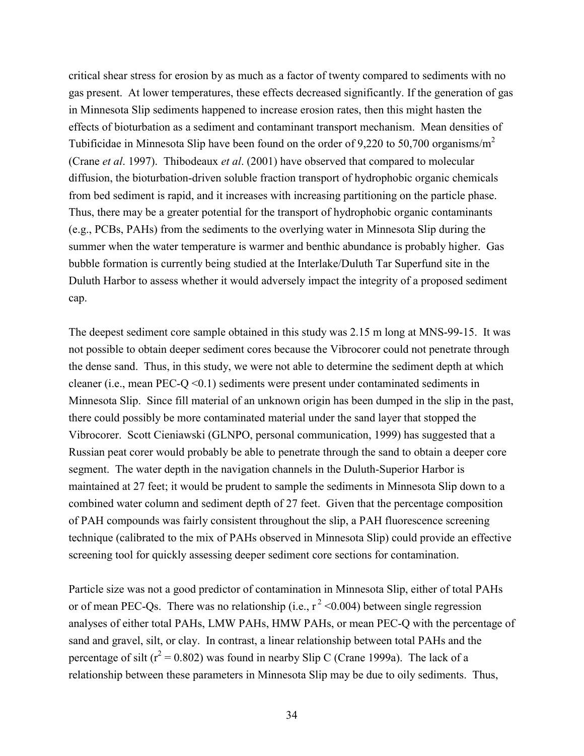critical shear stress for erosion by as much as a factor of twenty compared to sediments with no gas present. At lower temperatures, these effects decreased significantly. If the generation of gas in Minnesota Slip sediments happened to increase erosion rates, then this might hasten the effects of bioturbation as a sediment and contaminant transport mechanism. Mean densities of Tubificidae in Minnesota Slip have been found on the order of 9,220 to 50,700 organisms/$m^2$ (Crane *et al*. 1997). Thibodeaux *et al*. (2001) have observed that compared to molecular diffusion, the bioturbation-driven soluble fraction transport of hydrophobic organic chemicals from bed sediment is rapid, and it increases with increasing partitioning on the particle phase. Thus, there may be a greater potential for the transport of hydrophobic organic contaminants (e.g., PCBs, PAHs) from the sediments to the overlying water in Minnesota Slip during the summer when the water temperature is warmer and benthic abundance is probably higher. Gas bubble formation is currently being studied at the Interlake/Duluth Tar Superfund site in the Duluth Harbor to assess whether it would adversely impact the integrity of a proposed sediment cap.

The deepest sediment core sample obtained in this study was 2.15 m long at MNS-99-15. It was not possible to obtain deeper sediment cores because the Vibrocorer could not penetrate through the dense sand. Thus, in this study, we were not able to determine the sediment depth at which cleaner (i.e., mean PEC-Q <0.1) sediments were present under contaminated sediments in Minnesota Slip. Since fill material of an unknown origin has been dumped in the slip in the past, there could possibly be more contaminated material under the sand layer that stopped the Vibrocorer. Scott Cieniawski (GLNPO, personal communication, 1999) has suggested that a Russian peat corer would probably be able to penetrate through the sand to obtain a deeper core segment. The water depth in the navigation channels in the Duluth-Superior Harbor is maintained at 27 feet; it would be prudent to sample the sediments in Minnesota Slip down to a combined water column and sediment depth of 27 feet. Given that the percentage composition of PAH compounds was fairly consistent throughout the slip, a PAH fluorescence screening technique (calibrated to the mix of PAHs observed in Minnesota Slip) could provide an effective screening tool for quickly assessing deeper sediment core sections for contamination.

Particle size was not a good predictor of contamination in Minnesota Slip, either of total PAHs or of mean PEC-Qs. There was no relationship (i.e., $r^2 < 0.004$) between single regression analyses of either total PAHs, LMW PAHs, HMW PAHs, or mean PEC-Q with the percentage of sand and gravel, silt, or clay. In contrast, a linear relationship between total PAHs and the percentage of silt ($r^2 = 0.802$) was found in nearby Slip C (Crane 1999a). The lack of a relationship between these parameters in Minnesota Slip may be due to oily sediments. Thus,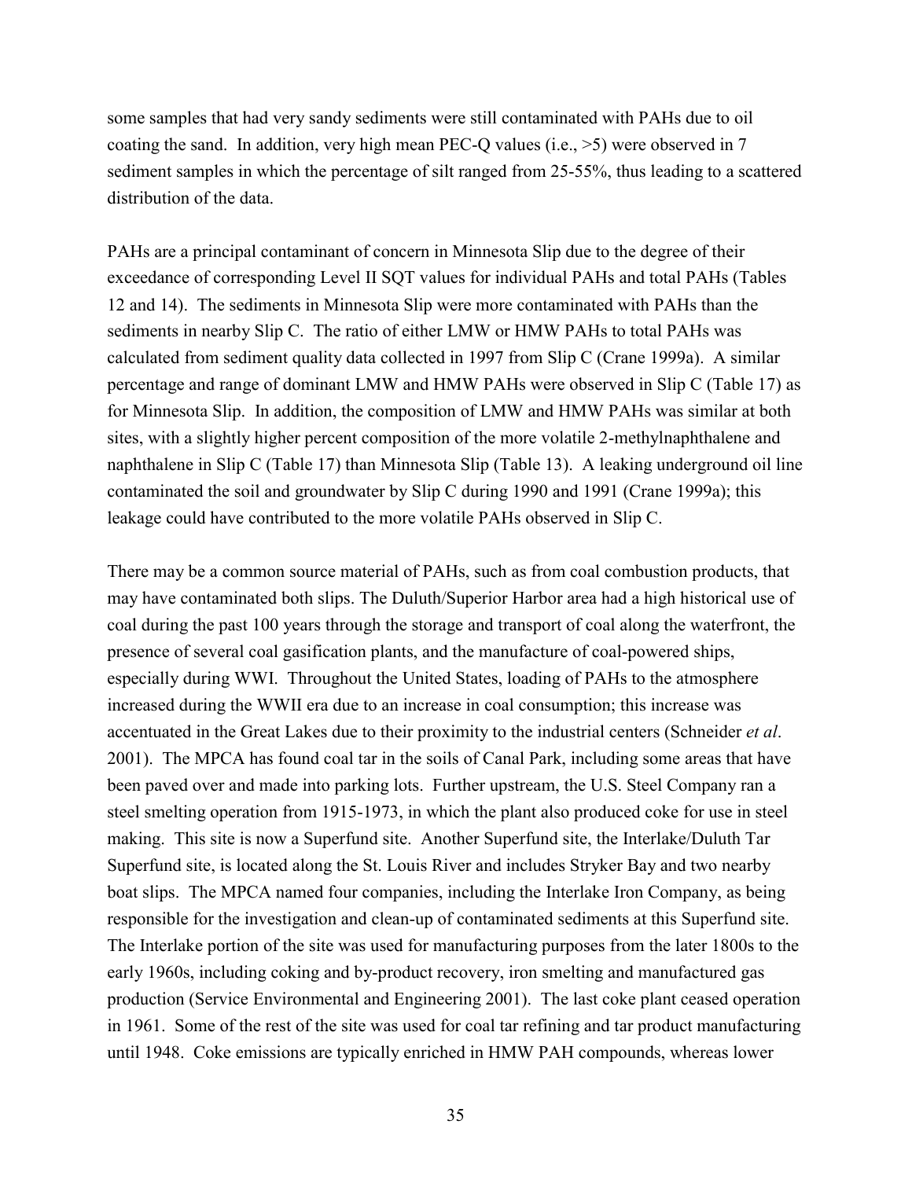some samples that had very sandy sediments were still contaminated with PAHs due to oil coating the sand. In addition, very high mean PEC-Q values (i.e., >5) were observed in 7 sediment samples in which the percentage of silt ranged from 25-55%, thus leading to a scattered distribution of the data.

PAHs are a principal contaminant of concern in Minnesota Slip due to the degree of their exceedance of corresponding Level II SQT values for individual PAHs and total PAHs (Tables 12 and 14). The sediments in Minnesota Slip were more contaminated with PAHs than the sediments in nearby Slip C. The ratio of either LMW or HMW PAHs to total PAHs was calculated from sediment quality data collected in 1997 from Slip C (Crane 1999a). A similar percentage and range of dominant LMW and HMW PAHs were observed in Slip C (Table 17) as for Minnesota Slip. In addition, the composition of LMW and HMW PAHs was similar at both sites, with a slightly higher percent composition of the more volatile 2-methylnaphthalene and naphthalene in Slip C (Table 17) than Minnesota Slip (Table 13). A leaking underground oil line contaminated the soil and groundwater by Slip C during 1990 and 1991 (Crane 1999a); this leakage could have contributed to the more volatile PAHs observed in Slip C.

There may be a common source material of PAHs, such as from coal combustion products, that may have contaminated both slips. The Duluth/Superior Harbor area had a high historical use of coal during the past 100 years through the storage and transport of coal along the waterfront, the presence of several coal gasification plants, and the manufacture of coal-powered ships, especially during WWI. Throughout the United States, loading of PAHs to the atmosphere increased during the WWII era due to an increase in coal consumption; this increase was accentuated in the Great Lakes due to their proximity to the industrial centers (Schneider *et al*. 2001). The MPCA has found coal tar in the soils of Canal Park, including some areas that have been paved over and made into parking lots. Further upstream, the U.S. Steel Company ran a steel smelting operation from 1915-1973, in which the plant also produced coke for use in steel making. This site is now a Superfund site. Another Superfund site, the Interlake/Duluth Tar Superfund site, is located along the St. Louis River and includes Stryker Bay and two nearby boat slips. The MPCA named four companies, including the Interlake Iron Company, as being responsible for the investigation and clean-up of contaminated sediments at this Superfund site. The Interlake portion of the site was used for manufacturing purposes from the later 1800s to the early 1960s, including coking and by-product recovery, iron smelting and manufactured gas production (Service Environmental and Engineering 2001). The last coke plant ceased operation in 1961. Some of the rest of the site was used for coal tar refining and tar product manufacturing until 1948. Coke emissions are typically enriched in HMW PAH compounds, whereas lower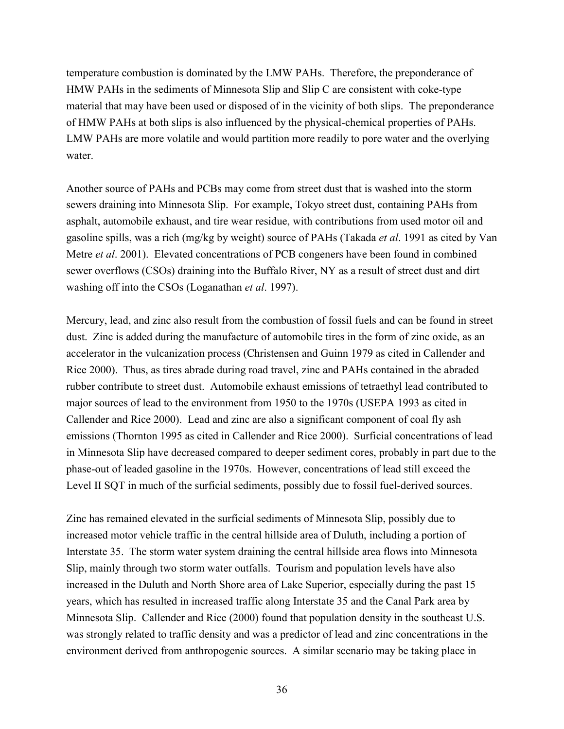temperature combustion is dominated by the LMW PAHs. Therefore, the preponderance of HMW PAHs in the sediments of Minnesota Slip and Slip C are consistent with coke-type material that may have been used or disposed of in the vicinity of both slips. The preponderance of HMW PAHs at both slips is also influenced by the physical-chemical properties of PAHs. LMW PAHs are more volatile and would partition more readily to pore water and the overlying water.

Another source of PAHs and PCBs may come from street dust that is washed into the storm sewers draining into Minnesota Slip. For example, Tokyo street dust, containing PAHs from asphalt, automobile exhaust, and tire wear residue, with contributions from used motor oil and gasoline spills, was a rich (mg/kg by weight) source of PAHs (Takada *et al*. 1991 as cited by Van Metre *et al*. 2001). Elevated concentrations of PCB congeners have been found in combined sewer overflows (CSOs) draining into the Buffalo River, NY as a result of street dust and dirt washing off into the CSOs (Loganathan *et al*. 1997).

Mercury, lead, and zinc also result from the combustion of fossil fuels and can be found in street dust. Zinc is added during the manufacture of automobile tires in the form of zinc oxide, as an accelerator in the vulcanization process (Christensen and Guinn 1979 as cited in Callender and Rice 2000). Thus, as tires abrade during road travel, zinc and PAHs contained in the abraded rubber contribute to street dust. Automobile exhaust emissions of tetraethyl lead contributed to major sources of lead to the environment from 1950 to the 1970s (USEPA 1993 as cited in Callender and Rice 2000). Lead and zinc are also a significant component of coal fly ash emissions (Thornton 1995 as cited in Callender and Rice 2000). Surficial concentrations of lead in Minnesota Slip have decreased compared to deeper sediment cores, probably in part due to the phase-out of leaded gasoline in the 1970s. However, concentrations of lead still exceed the Level II SQT in much of the surficial sediments, possibly due to fossil fuel-derived sources.

Zinc has remained elevated in the surficial sediments of Minnesota Slip, possibly due to increased motor vehicle traffic in the central hillside area of Duluth, including a portion of Interstate 35. The storm water system draining the central hillside area flows into Minnesota Slip, mainly through two storm water outfalls. Tourism and population levels have also increased in the Duluth and North Shore area of Lake Superior, especially during the past 15 years, which has resulted in increased traffic along Interstate 35 and the Canal Park area by Minnesota Slip. Callender and Rice (2000) found that population density in the southeast U.S. was strongly related to traffic density and was a predictor of lead and zinc concentrations in the environment derived from anthropogenic sources. A similar scenario may be taking place in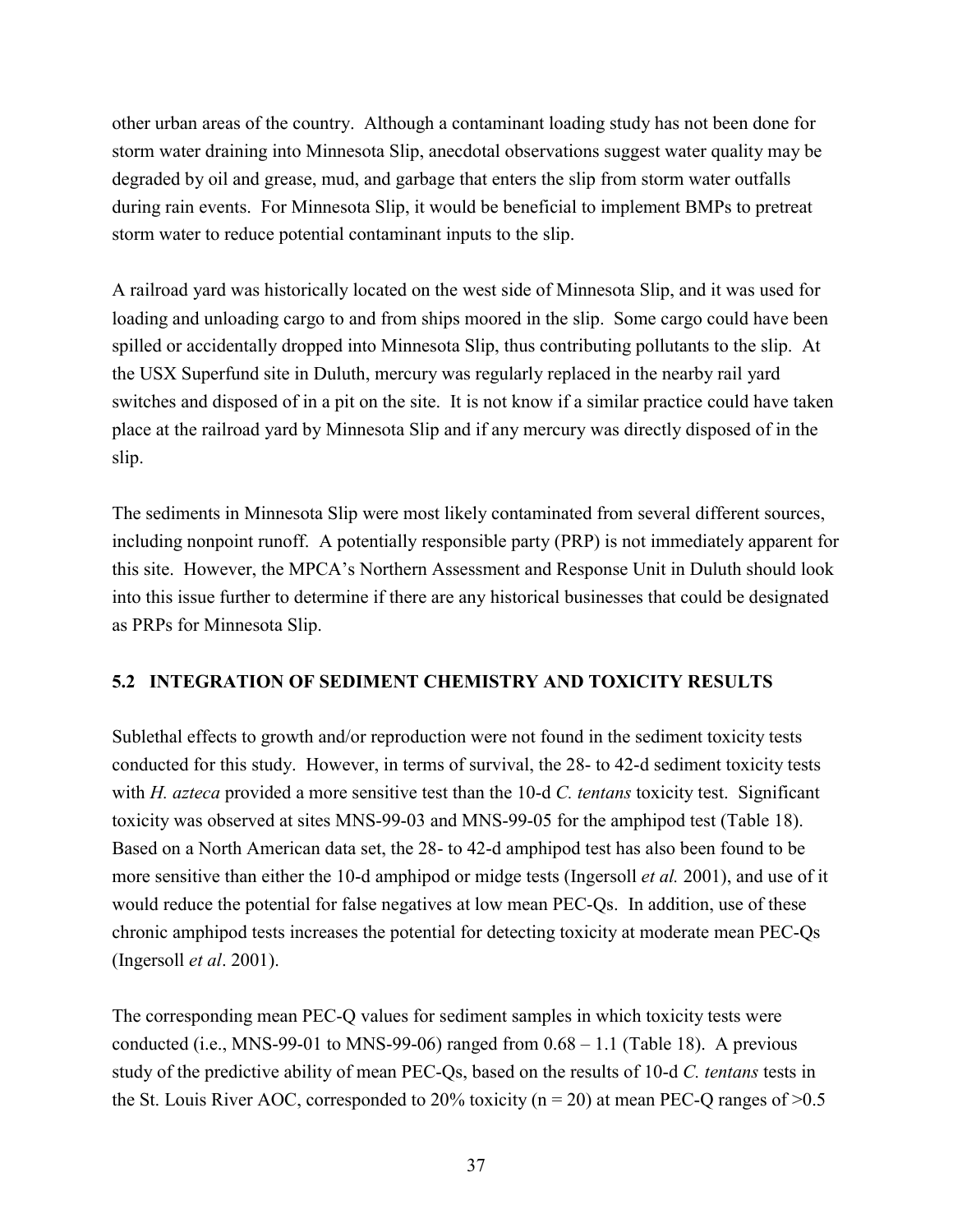other urban areas of the country. Although a contaminant loading study has not been done for storm water draining into Minnesota Slip, anecdotal observations suggest water quality may be degraded by oil and grease, mud, and garbage that enters the slip from storm water outfalls during rain events. For Minnesota Slip, it would be beneficial to implement BMPs to pretreat storm water to reduce potential contaminant inputs to the slip.

A railroad yard was historically located on the west side of Minnesota Slip, and it was used for loading and unloading cargo to and from ships moored in the slip. Some cargo could have been spilled or accidentally dropped into Minnesota Slip, thus contributing pollutants to the slip. At the USX Superfund site in Duluth, mercury was regularly replaced in the nearby rail yard switches and disposed of in a pit on the site. It is not know if a similar practice could have taken place at the railroad yard by Minnesota Slip and if any mercury was directly disposed of in the slip.

The sediments in Minnesota Slip were most likely contaminated from several different sources, including nonpoint runoff. A potentially responsible party (PRP) is not immediately apparent for this site. However, the MPCA's Northern Assessment and Response Unit in Duluth should look into this issue further to determine if there are any historical businesses that could be designated as PRPs for Minnesota Slip.

## 5.2 INTEGRATION OF SEDIMENT CHEMISTRY AND TOXICITY RESULTS

Sublethal effects to growth and/or reproduction were not found in the sediment toxicity tests conducted for this study. However, in terms of survival, the 28- to 42-d sediment toxicity tests with *H. azteca* provided a more sensitive test than the 10-d *C. tentans* toxicity test. Significant toxicity was observed at sites MNS-99-03 and MNS-99-05 for the amphipod test (Table 18). Based on a North American data set, the 28- to 42-d amphipod test has also been found to be more sensitive than either the 10-d amphipod or midge tests (Ingersoll *et al.* 2001), and use of it would reduce the potential for false negatives at low mean PEC-Qs. In addition, use of these chronic amphipod tests increases the potential for detecting toxicity at moderate mean PEC-Qs (Ingersoll *et al*. 2001).

The corresponding mean PEC-Q values for sediment samples in which toxicity tests were conducted (i.e., MNS-99-01 to MNS-99-06) ranged from 0.68 – 1.1 (Table 18). A previous study of the predictive ability of mean PEC-Qs, based on the results of 10-d *C. tentans* tests in the St. Louis River AOC, corresponded to 20% toxicity (n = 20) at mean PEC-Q ranges of >0.5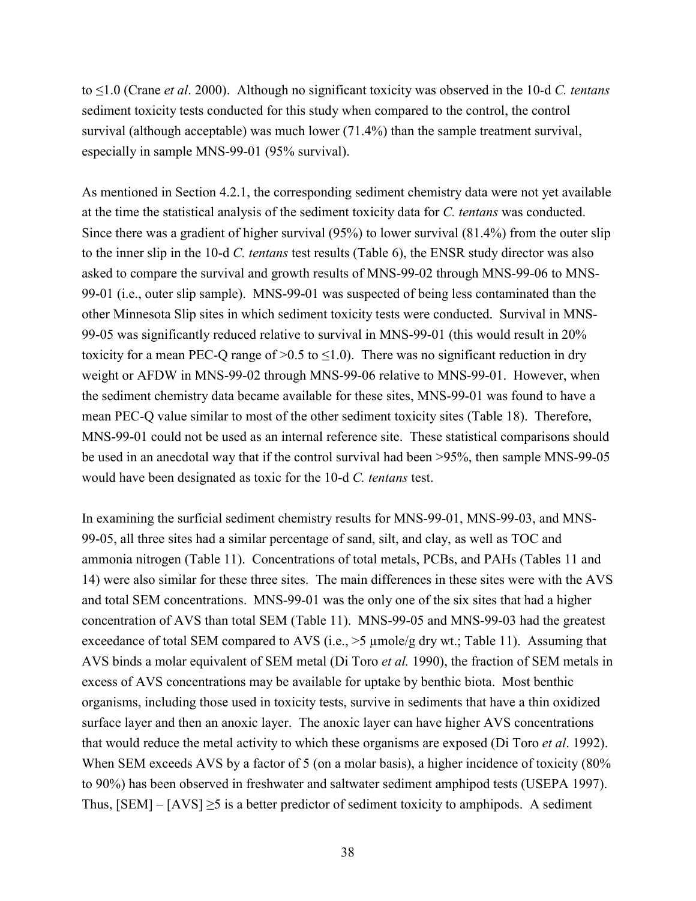to ≤1.0 (Crane *et al*. 2000). Although no significant toxicity was observed in the 10-d *C. tentans* sediment toxicity tests conducted for this study when compared to the control, the control survival (although acceptable) was much lower (71.4%) than the sample treatment survival, especially in sample MNS-99-01 (95% survival).

As mentioned in Section 4.2.1, the corresponding sediment chemistry data were not yet available at the time the statistical analysis of the sediment toxicity data for *C. tentans* was conducted. Since there was a gradient of higher survival (95%) to lower survival (81.4%) from the outer slip to the inner slip in the 10-d *C. tentans* test results (Table 6), the ENSR study director was also asked to compare the survival and growth results of MNS-99-02 through MNS-99-06 to MNS-99-01 (i.e., outer slip sample). MNS-99-01 was suspected of being less contaminated than the other Minnesota Slip sites in which sediment toxicity tests were conducted. Survival in MNS-99-05 was significantly reduced relative to survival in MNS-99-01 (this would result in 20% toxicity for a mean PEC-Q range of >0.5 to ≤1.0). There was no significant reduction in dry weight or AFDW in MNS-99-02 through MNS-99-06 relative to MNS-99-01. However, when the sediment chemistry data became available for these sites, MNS-99-01 was found to have a mean PEC-Q value similar to most of the other sediment toxicity sites (Table 18). Therefore, MNS-99-01 could not be used as an internal reference site. These statistical comparisons should be used in an anecdotal way that if the control survival had been >95%, then sample MNS-99-05 would have been designated as toxic for the 10-d *C. tentans* test.

In examining the surficial sediment chemistry results for MNS-99-01, MNS-99-03, and MNS-99-05, all three sites had a similar percentage of sand, silt, and clay, as well as TOC and ammonia nitrogen (Table 11). Concentrations of total metals, PCBs, and PAHs (Tables 11 and 14) were also similar for these three sites. The main differences in these sites were with the AVS and total SEM concentrations. MNS-99-01 was the only one of the six sites that had a higher concentration of AVS than total SEM (Table 11). MNS-99-05 and MNS-99-03 had the greatest exceedance of total SEM compared to AVS (i.e., >5 µmole/g dry wt.; Table 11). Assuming that AVS binds a molar equivalent of SEM metal (Di Toro *et al.* 1990), the fraction of SEM metals in excess of AVS concentrations may be available for uptake by benthic biota. Most benthic organisms, including those used in toxicity tests, survive in sediments that have a thin oxidized surface layer and then an anoxic layer. The anoxic layer can have higher AVS concentrations that would reduce the metal activity to which these organisms are exposed (Di Toro *et al*. 1992). When SEM exceeds AVS by a factor of 5 (on a molar basis), a higher incidence of toxicity (80% to 90%) has been observed in freshwater and saltwater sediment amphipod tests (USEPA 1997). Thus, $[SEM] - [AVS] \geq 5$ is a better predictor of sediment toxicity to amphipods. A sediment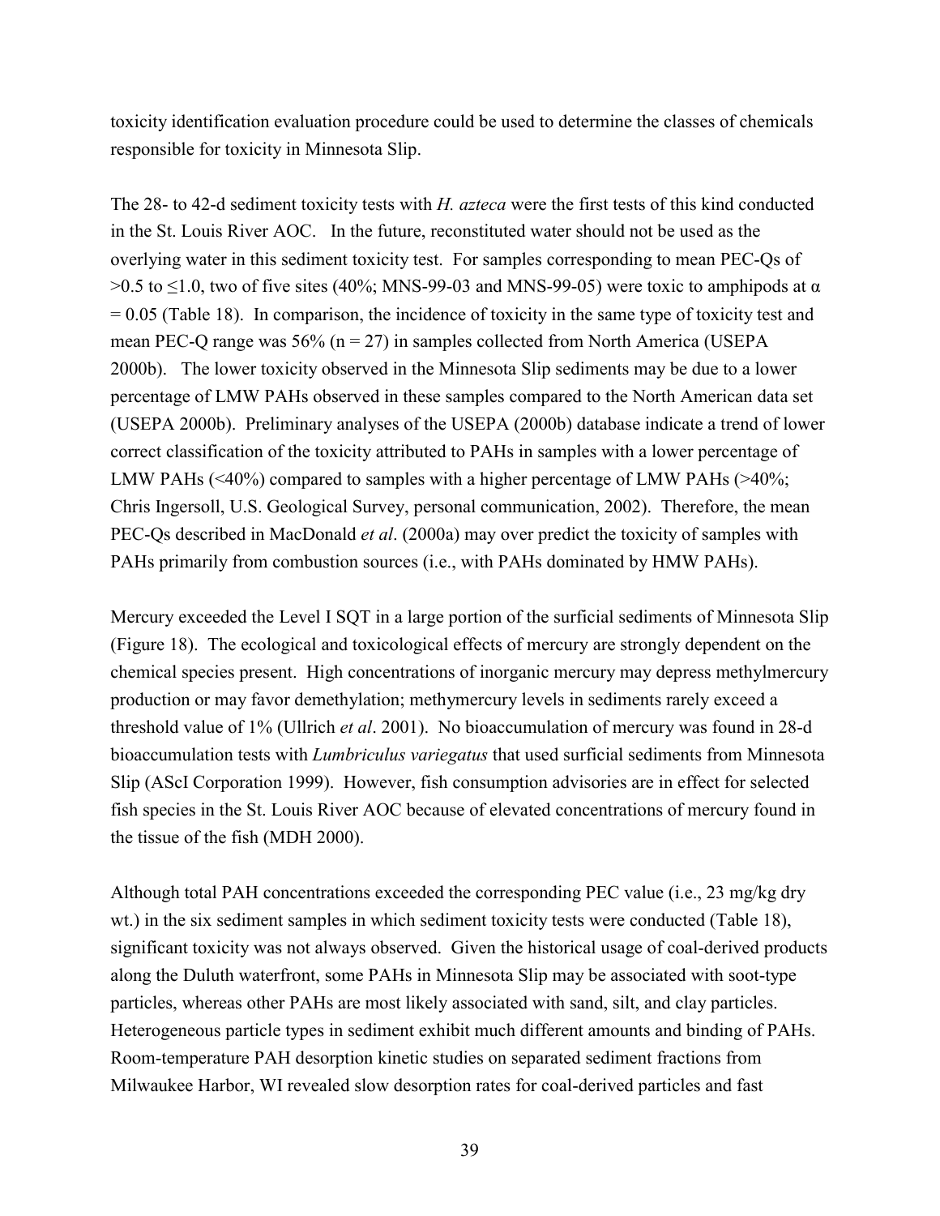toxicity identification evaluation procedure could be used to determine the classes of chemicals responsible for toxicity in Minnesota Slip.

The 28- to 42-d sediment toxicity tests with *H. azteca* were the first tests of this kind conducted in the St. Louis River AOC. In the future, reconstituted water should not be used as the overlying water in this sediment toxicity test. For samples corresponding to mean PEC-Qs of $>0.5$ to $\leq 1.0$, two of five sites (40%; MNS-99-03 and MNS-99-05) were toxic to amphipods at $\alpha = 0.05$ (Table 18). In comparison, the incidence of toxicity in the same type of toxicity test and mean PEC-Q range was 56% ($n = 27$) in samples collected from North America (USEPA 2000b). The lower toxicity observed in the Minnesota Slip sediments may be due to a lower percentage of LMW PAHs observed in these samples compared to the North American data set (USEPA 2000b). Preliminary analyses of the USEPA (2000b) database indicate a trend of lower correct classification of the toxicity attributed to PAHs in samples with a lower percentage of LMW PAHs (<40%) compared to samples with a higher percentage of LMW PAHs (>40%; Chris Ingersoll, U.S. Geological Survey, personal communication, 2002). Therefore, the mean PEC-Qs described in MacDonald *et al*. (2000a) may over predict the toxicity of samples with PAHs primarily from combustion sources (i.e., with PAHs dominated by HMW PAHs).

Mercury exceeded the Level I SQT in a large portion of the surficial sediments of Minnesota Slip (Figure 18). The ecological and toxicological effects of mercury are strongly dependent on the chemical species present. High concentrations of inorganic mercury may depress methylmercury production or may favor demethylation; methymercury levels in sediments rarely exceed a threshold value of 1% (Ullrich *et al*. 2001). No bioaccumulation of mercury was found in 28-d bioaccumulation tests with *Lumbriculus variegatus* that used surficial sediments from Minnesota Slip (AScI Corporation 1999). However, fish consumption advisories are in effect for selected fish species in the St. Louis River AOC because of elevated concentrations of mercury found in the tissue of the fish (MDH 2000).

Although total PAH concentrations exceeded the corresponding PEC value (i.e., 23 mg/kg dry wt.) in the six sediment samples in which sediment toxicity tests were conducted (Table 18), significant toxicity was not always observed. Given the historical usage of coal-derived products along the Duluth waterfront, some PAHs in Minnesota Slip may be associated with soot-type particles, whereas other PAHs are most likely associated with sand, silt, and clay particles. Heterogeneous particle types in sediment exhibit much different amounts and binding of PAHs. Room-temperature PAH desorption kinetic studies on separated sediment fractions from Milwaukee Harbor, WI revealed slow desorption rates for coal-derived particles and fast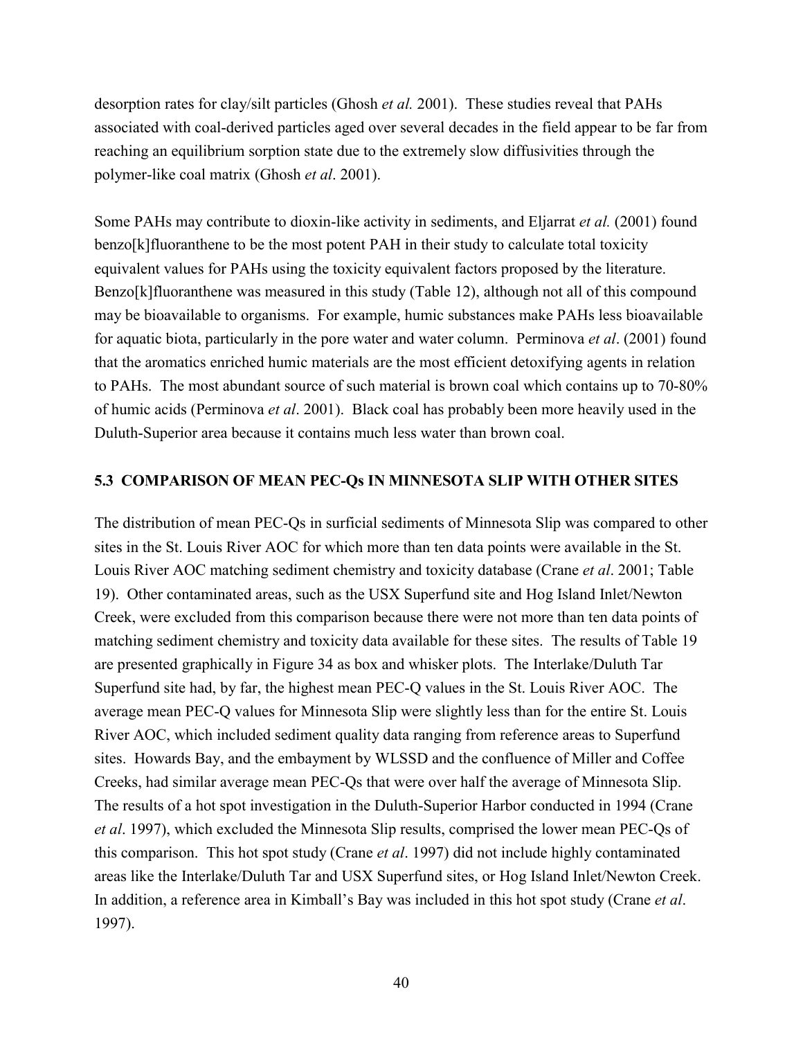desorption rates for clay/silt particles (Ghosh *et al.* 2001). These studies reveal that PAHs associated with coal-derived particles aged over several decades in the field appear to be far from reaching an equilibrium sorption state due to the extremely slow diffusivities through the polymer-like coal matrix (Ghosh *et al*. 2001).

Some PAHs may contribute to dioxin-like activity in sediments, and Eljarrat *et al.* (2001) found benzo[k]fluoranthene to be the most potent PAH in their study to calculate total toxicity equivalent values for PAHs using the toxicity equivalent factors proposed by the literature. Benzo[k]fluoranthene was measured in this study (Table 12), although not all of this compound may be bioavailable to organisms. For example, humic substances make PAHs less bioavailable for aquatic biota, particularly in the pore water and water column. Perminova *et al*. (2001) found that the aromatics enriched humic materials are the most efficient detoxifying agents in relation to PAHs. The most abundant source of such material is brown coal which contains up to 70-80% of humic acids (Perminova *et al*. 2001). Black coal has probably been more heavily used in the Duluth-Superior area because it contains much less water than brown coal.

## 5.3 COMPARISON OF MEAN PEC-Qs IN MINNESOTA SLIP WITH OTHER SITES

The distribution of mean PEC-Qs in surficial sediments of Minnesota Slip was compared to other sites in the St. Louis River AOC for which more than ten data points were available in the St. Louis River AOC matching sediment chemistry and toxicity database (Crane *et al*. 2001; Table 19). Other contaminated areas, such as the USX Superfund site and Hog Island Inlet/Newton Creek, were excluded from this comparison because there were not more than ten data points of matching sediment chemistry and toxicity data available for these sites. The results of Table 19 are presented graphically in Figure 34 as box and whisker plots. The Interlake/Duluth Tar Superfund site had, by far, the highest mean PEC-Q values in the St. Louis River AOC. The average mean PEC-Q values for Minnesota Slip were slightly less than for the entire St. Louis River AOC, which included sediment quality data ranging from reference areas to Superfund sites. Howards Bay, and the embayment by WLSSD and the confluence of Miller and Coffee Creeks, had similar average mean PEC-Qs that were over half the average of Minnesota Slip. The results of a hot spot investigation in the Duluth-Superior Harbor conducted in 1994 (Crane *et al*. 1997), which excluded the Minnesota Slip results, comprised the lower mean PEC-Qs of this comparison. This hot spot study (Crane *et al*. 1997) did not include highly contaminated areas like the Interlake/Duluth Tar and USX Superfund sites, or Hog Island Inlet/Newton Creek. In addition, a reference area in Kimball's Bay was included in this hot spot study (Crane *et al*. 1997).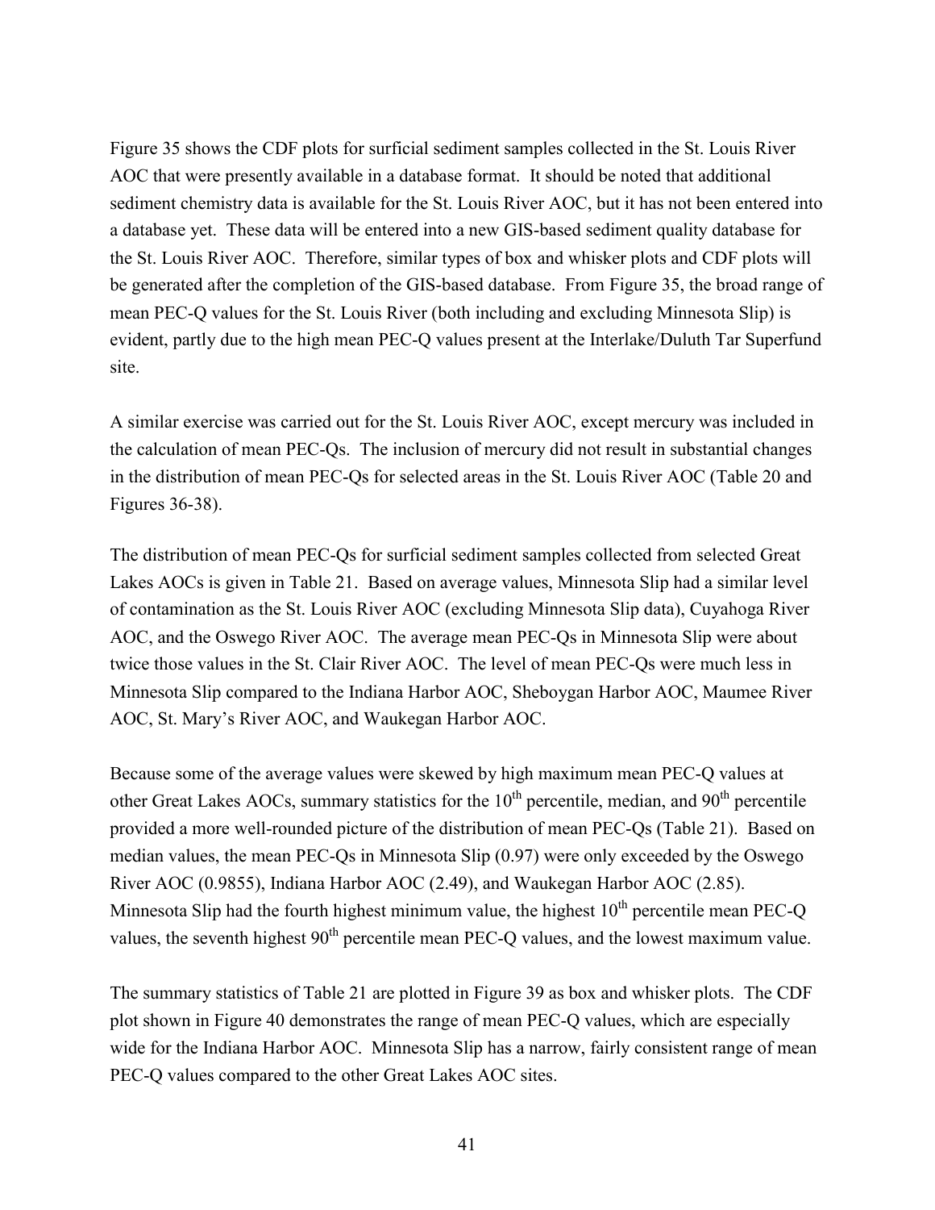Figure 35 shows the CDF plots for surficial sediment samples collected in the St. Louis River AOC that were presently available in a database format. It should be noted that additional sediment chemistry data is available for the St. Louis River AOC, but it has not been entered into a database yet. These data will be entered into a new GIS-based sediment quality database for the St. Louis River AOC. Therefore, similar types of box and whisker plots and CDF plots will be generated after the completion of the GIS-based database. From Figure 35, the broad range of mean PEC-Q values for the St. Louis River (both including and excluding Minnesota Slip) is evident, partly due to the high mean PEC-Q values present at the Interlake/Duluth Tar Superfund site.

A similar exercise was carried out for the St. Louis River AOC, except mercury was included in the calculation of mean PEC-Qs. The inclusion of mercury did not result in substantial changes in the distribution of mean PEC-Qs for selected areas in the St. Louis River AOC (Table 20 and Figures 36-38).

The distribution of mean PEC-Qs for surficial sediment samples collected from selected Great Lakes AOCs is given in Table 21. Based on average values, Minnesota Slip had a similar level of contamination as the St. Louis River AOC (excluding Minnesota Slip data), Cuyahoga River AOC, and the Oswego River AOC. The average mean PEC-Qs in Minnesota Slip were about twice those values in the St. Clair River AOC. The level of mean PEC-Qs were much less in Minnesota Slip compared to the Indiana Harbor AOC, Sheboygan Harbor AOC, Maumee River AOC, St. Mary's River AOC, and Waukegan Harbor AOC.

Because some of the average values were skewed by high maximum mean PEC-Q values at other Great Lakes AOCs, summary statistics for the 10$^{th}$ percentile, median, and 90$^{th}$ percentile provided a more well-rounded picture of the distribution of mean PEC-Qs (Table 21). Based on median values, the mean PEC-Qs in Minnesota Slip (0.97) were only exceeded by the Oswego River AOC (0.9855), Indiana Harbor AOC (2.49), and Waukegan Harbor AOC (2.85). Minnesota Slip had the fourth highest minimum value, the highest 10$^{th}$ percentile mean PEC-Q values, the seventh highest 90$^{th}$ percentile mean PEC-Q values, and the lowest maximum value.

The summary statistics of Table 21 are plotted in Figure 39 as box and whisker plots. The CDF plot shown in Figure 40 demonstrates the range of mean PEC-Q values, which are especially wide for the Indiana Harbor AOC. Minnesota Slip has a narrow, fairly consistent range of mean PEC-Q values compared to the other Great Lakes AOC sites.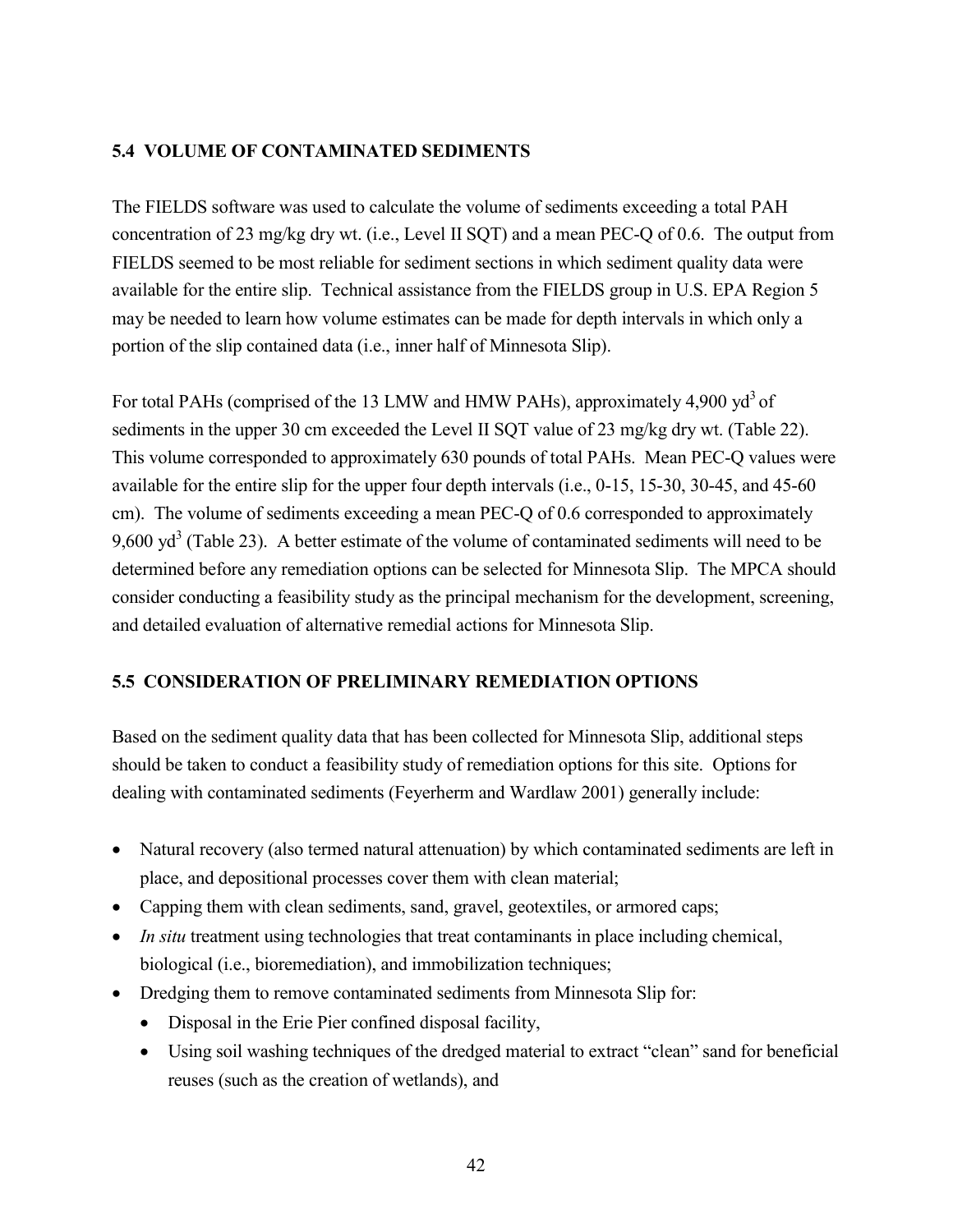### 5.4 VOLUME OF CONTAMINATED SEDIMENTS

The FIELDS software was used to calculate the volume of sediments exceeding a total PAH concentration of 23 mg/kg dry wt. (i.e., Level II SQT) and a mean PEC-Q of 0.6. The output from FIELDS seemed to be most reliable for sediment sections in which sediment quality data were available for the entire slip. Technical assistance from the FIELDS group in U.S. EPA Region 5 may be needed to learn how volume estimates can be made for depth intervals in which only a portion of the slip contained data (i.e., inner half of Minnesota Slip).

For total PAHs (comprised of the 13 LMW and HMW PAHs), approximately 4,900 $yd^3$ of sediments in the upper 30 cm exceeded the Level II SQT value of 23 mg/kg dry wt. (Table 22). This volume corresponded to approximately 630 pounds of total PAHs. Mean PEC-Q values were available for the entire slip for the upper four depth intervals (i.e., 0-15, 15-30, 30-45, and 45-60 cm). The volume of sediments exceeding a mean PEC-Q of 0.6 corresponded to approximately 9,600 $yd^3$ (Table 23). A better estimate of the volume of contaminated sediments will need to be determined before any remediation options can be selected for Minnesota Slip. The MPCA should consider conducting a feasibility study as the principal mechanism for the development, screening, and detailed evaluation of alternative remedial actions for Minnesota Slip.

### 5.5 CONSIDERATION OF PRELIMINARY REMEDIATION OPTIONS

Based on the sediment quality data that has been collected for Minnesota Slip, additional steps should be taken to conduct a feasibility study of remediation options for this site. Options for dealing with contaminated sediments (Feyerherm and Wardlaw 2001) generally include:

- Natural recovery (also termed natural attenuation) by which contaminated sediments are left in place, and depositional processes cover them with clean material;
- Capping them with clean sediments, sand, gravel, geotextiles, or armored caps;
- *In situ* treatment using technologies that treat contaminants in place including chemical, biological (i.e., bioremediation), and immobilization techniques;
- Dredging them to remove contaminated sediments from Minnesota Slip for:
  - Disposal in the Erie Pier confined disposal facility,
  - Using soil washing techniques of the dredged material to extract "clean" sand for beneficial reuses (such as the creation of wetlands), and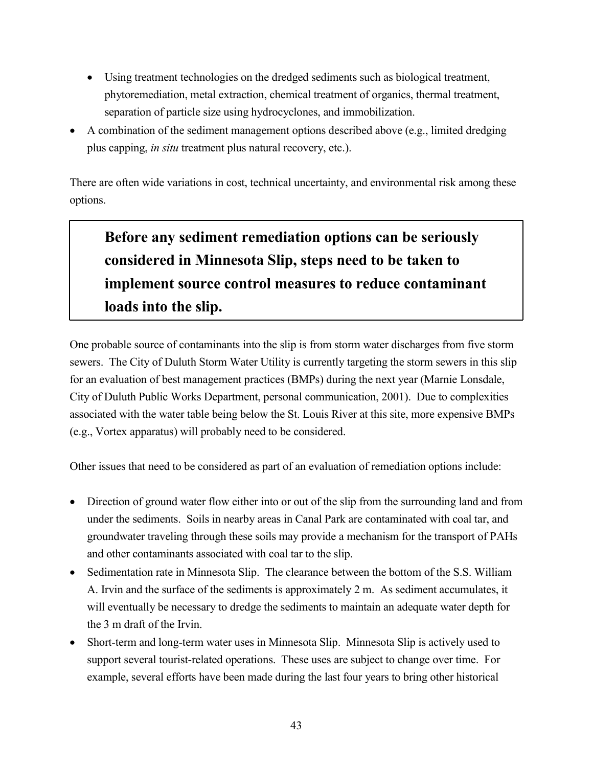- Using treatment technologies on the dredged sediments such as biological treatment, phytoremediation, metal extraction, chemical treatment of organics, thermal treatment, separation of particle size using hydrocyclones, and immobilization.
- A combination of the sediment management options described above (e.g., limited dredging plus capping, *in situ* treatment plus natural recovery, etc.).

There are often wide variations in cost, technical uncertainty, and environmental risk among these options.

> **Before any sediment remediation options can be seriously considered in Minnesota Slip, steps need to be taken to implement source control measures to reduce contaminant loads into the slip.**

One probable source of contaminants into the slip is from storm water discharges from five storm sewers. The City of Duluth Storm Water Utility is currently targeting the storm sewers in this slip for an evaluation of best management practices (BMPs) during the next year (Marnie Lonsdale, City of Duluth Public Works Department, personal communication, 2001). Due to complexities associated with the water table being below the St. Louis River at this site, more expensive BMPs (e.g., Vortex apparatus) will probably need to be considered.

Other issues that need to be considered as part of an evaluation of remediation options include:

- Direction of ground water flow either into or out of the slip from the surrounding land and from under the sediments. Soils in nearby areas in Canal Park are contaminated with coal tar, and groundwater traveling through these soils may provide a mechanism for the transport of PAHs and other contaminants associated with coal tar to the slip.
- Sedimentation rate in Minnesota Slip. The clearance between the bottom of the S.S. William A. Irvin and the surface of the sediments is approximately 2 m. As sediment accumulates, it will eventually be necessary to dredge the sediments to maintain an adequate water depth for the 3 m draft of the Irvin.
- Short-term and long-term water uses in Minnesota Slip. Minnesota Slip is actively used to support several tourist-related operations. These uses are subject to change over time. For example, several efforts have been made during the last four years to bring other historical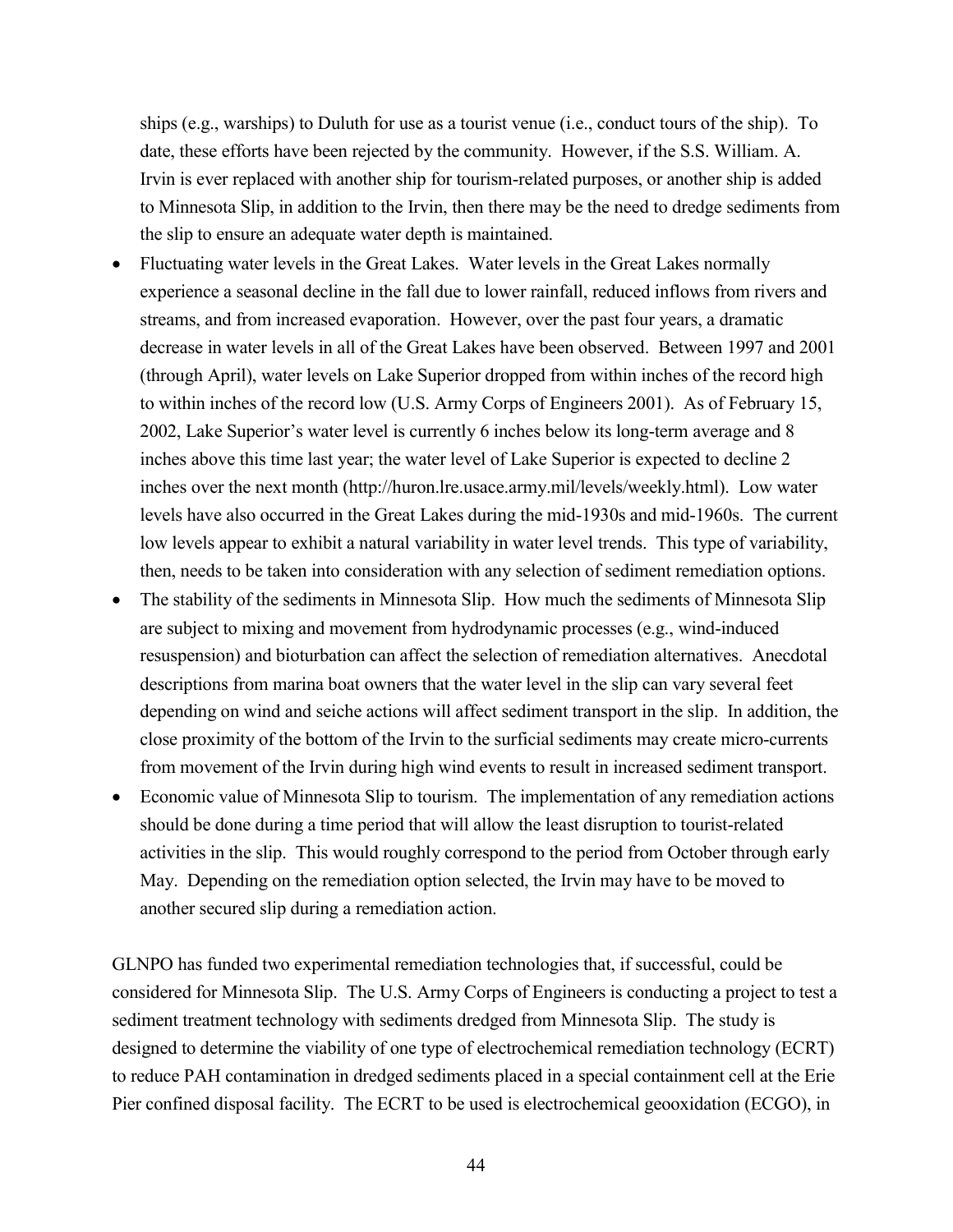ships (e.g., warships) to Duluth for use as a tourist venue (i.e., conduct tours of the ship). To date, these efforts have been rejected by the community. However, if the S.S. William. A. Irvin is ever replaced with another ship for tourism-related purposes, or another ship is added to Minnesota Slip, in addition to the Irvin, then there may be the need to dredge sediments from the slip to ensure an adequate water depth is maintained.

- Fluctuating water levels in the Great Lakes. Water levels in the Great Lakes normally experience a seasonal decline in the fall due to lower rainfall, reduced inflows from rivers and streams, and from increased evaporation. However, over the past four years, a dramatic decrease in water levels in all of the Great Lakes have been observed. Between 1997 and 2001 (through April), water levels on Lake Superior dropped from within inches of the record high to within inches of the record low (U.S. Army Corps of Engineers 2001). As of February 15, 2002, Lake Superior's water level is currently 6 inches below its long-term average and 8 inches above this time last year; the water level of Lake Superior is expected to decline 2 inches over the next month (http://huron.lre.usace.army.mil/levels/weekly.html). Low water levels have also occurred in the Great Lakes during the mid-1930s and mid-1960s. The current low levels appear to exhibit a natural variability in water level trends. This type of variability, then, needs to be taken into consideration with any selection of sediment remediation options.
- The stability of the sediments in Minnesota Slip. How much the sediments of Minnesota Slip are subject to mixing and movement from hydrodynamic processes (e.g., wind-induced resuspension) and bioturbation can affect the selection of remediation alternatives. Anecdotal descriptions from marina boat owners that the water level in the slip can vary several feet depending on wind and seiche actions will affect sediment transport in the slip. In addition, the close proximity of the bottom of the Irvin to the surficial sediments may create micro-currents from movement of the Irvin during high wind events to result in increased sediment transport.
- Economic value of Minnesota Slip to tourism. The implementation of any remediation actions should be done during a time period that will allow the least disruption to tourist-related activities in the slip. This would roughly correspond to the period from October through early May. Depending on the remediation option selected, the Irvin may have to be moved to another secured slip during a remediation action.

GLNPO has funded two experimental remediation technologies that, if successful, could be considered for Minnesota Slip. The U.S. Army Corps of Engineers is conducting a project to test a sediment treatment technology with sediments dredged from Minnesota Slip. The study is designed to determine the viability of one type of electrochemical remediation technology (ECRT) to reduce PAH contamination in dredged sediments placed in a special containment cell at the Erie Pier confined disposal facility. The ECRT to be used is electrochemical geooxidation (ECGO), in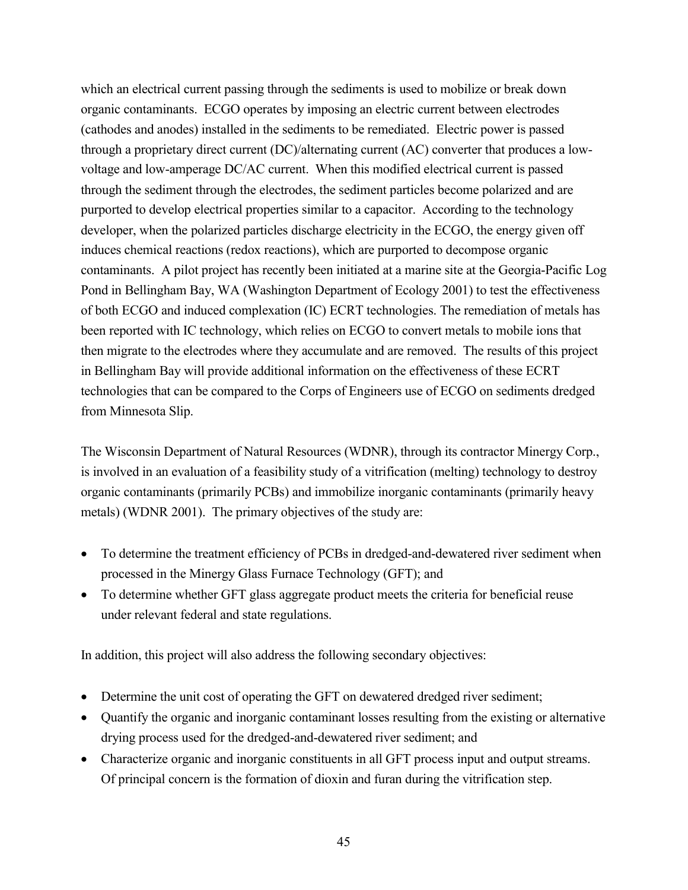which an electrical current passing through the sediments is used to mobilize or break down organic contaminants. ECGO operates by imposing an electric current between electrodes (cathodes and anodes) installed in the sediments to be remediated. Electric power is passed through a proprietary direct current (DC)/alternating current (AC) converter that produces a low-voltage and low-amperage DC/AC current. When this modified electrical current is passed through the sediment through the electrodes, the sediment particles become polarized and are purported to develop electrical properties similar to a capacitor. According to the technology developer, when the polarized particles discharge electricity in the ECGO, the energy given off induces chemical reactions (redox reactions), which are purported to decompose organic contaminants. A pilot project has recently been initiated at a marine site at the Georgia-Pacific Log Pond in Bellingham Bay, WA (Washington Department of Ecology 2001) to test the effectiveness of both ECGO and induced complexation (IC) ECRT technologies. The remediation of metals has been reported with IC technology, which relies on ECGO to convert metals to mobile ions that then migrate to the electrodes where they accumulate and are removed. The results of this project in Bellingham Bay will provide additional information on the effectiveness of these ECRT technologies that can be compared to the Corps of Engineers use of ECGO on sediments dredged from Minnesota Slip.

The Wisconsin Department of Natural Resources (WDNR), through its contractor Minergy Corp., is involved in an evaluation of a feasibility study of a vitrification (melting) technology to destroy organic contaminants (primarily PCBs) and immobilize inorganic contaminants (primarily heavy metals) (WDNR 2001). The primary objectives of the study are:

- To determine the treatment efficiency of PCBs in dredged-and-dewatered river sediment when processed in the Minergy Glass Furnace Technology (GFT); and
- To determine whether GFT glass aggregate product meets the criteria for beneficial reuse under relevant federal and state regulations.

In addition, this project will also address the following secondary objectives:

- Determine the unit cost of operating the GFT on dewatered dredged river sediment;
- Quantify the organic and inorganic contaminant losses resulting from the existing or alternative drying process used for the dredged-and-dewatered river sediment; and
- Characterize organic and inorganic constituents in all GFT process input and output streams. Of principal concern is the formation of dioxin and furan during the vitrification step.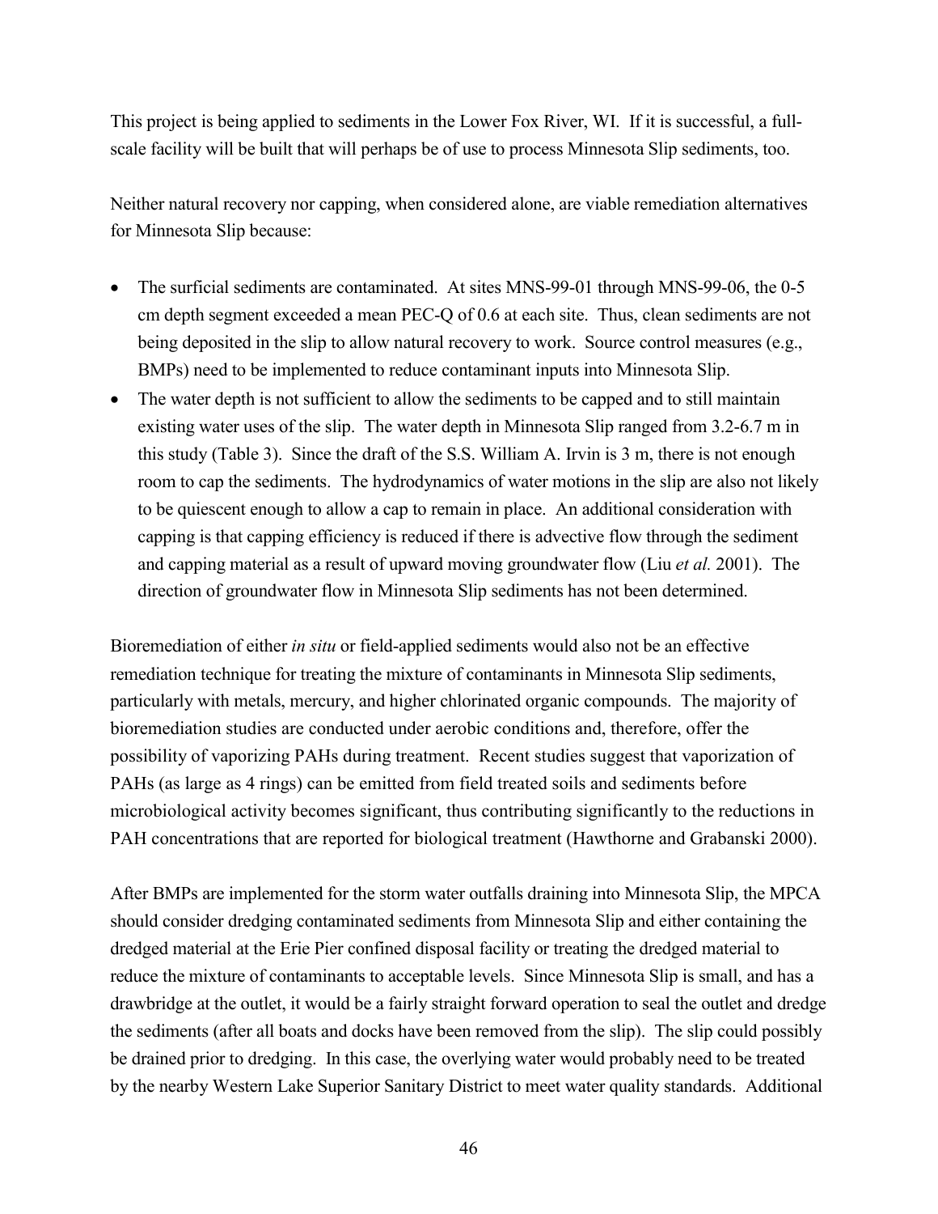This project is being applied to sediments in the Lower Fox River, WI. If it is successful, a full-scale facility will be built that will perhaps be of use to process Minnesota Slip sediments, too.

Neither natural recovery nor capping, when considered alone, are viable remediation alternatives for Minnesota Slip because:

- The surficial sediments are contaminated. At sites MNS-99-01 through MNS-99-06, the 0-5 cm depth segment exceeded a mean PEC-Q of 0.6 at each site. Thus, clean sediments are not being deposited in the slip to allow natural recovery to work. Source control measures (e.g., BMPs) need to be implemented to reduce contaminant inputs into Minnesota Slip.
- The water depth is not sufficient to allow the sediments to be capped and to still maintain existing water uses of the slip. The water depth in Minnesota Slip ranged from 3.2-6.7 m in this study (Table 3). Since the draft of the S.S. William A. Irvin is 3 m, there is not enough room to cap the sediments. The hydrodynamics of water motions in the slip are also not likely to be quiescent enough to allow a cap to remain in place. An additional consideration with capping is that capping efficiency is reduced if there is advective flow through the sediment and capping material as a result of upward moving groundwater flow (Liu *et al.* 2001). The direction of groundwater flow in Minnesota Slip sediments has not been determined.

Bioremediation of either *in situ* or field-applied sediments would also not be an effective remediation technique for treating the mixture of contaminants in Minnesota Slip sediments, particularly with metals, mercury, and higher chlorinated organic compounds. The majority of bioremediation studies are conducted under aerobic conditions and, therefore, offer the possibility of vaporizing PAHs during treatment. Recent studies suggest that vaporization of PAHs (as large as 4 rings) can be emitted from field treated soils and sediments before microbiological activity becomes significant, thus contributing significantly to the reductions in PAH concentrations that are reported for biological treatment (Hawthorne and Grabanski 2000).

After BMPs are implemented for the storm water outfalls draining into Minnesota Slip, the MPCA should consider dredging contaminated sediments from Minnesota Slip and either containing the dredged material at the Erie Pier confined disposal facility or treating the dredged material to reduce the mixture of contaminants to acceptable levels. Since Minnesota Slip is small, and has a drawbridge at the outlet, it would be a fairly straight forward operation to seal the outlet and dredge the sediments (after all boats and docks have been removed from the slip). The slip could possibly be drained prior to dredging. In this case, the overlying water would probably need to be treated by the nearby Western Lake Superior Sanitary District to meet water quality standards. Additional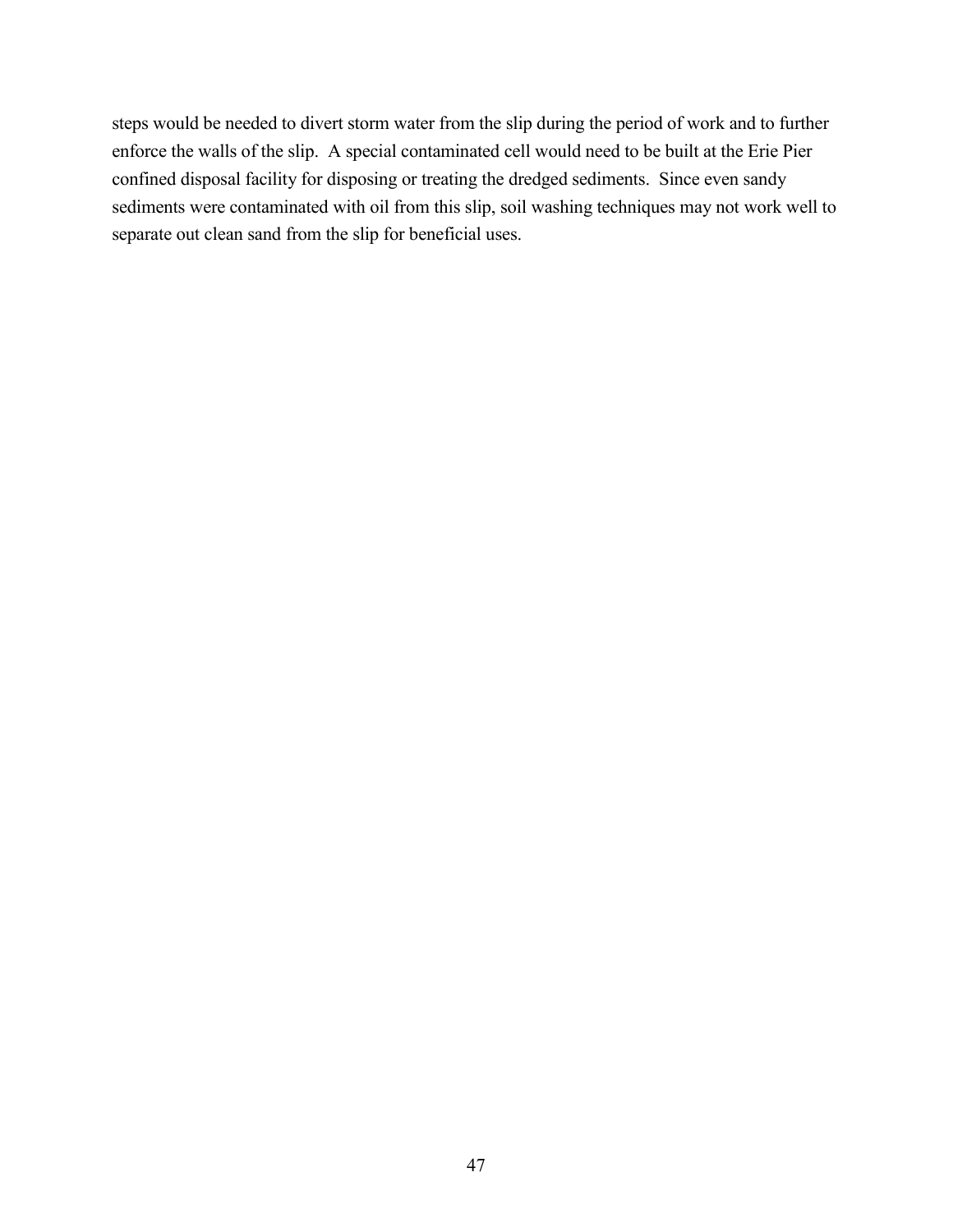steps would be needed to divert storm water from the slip during the period of work and to further enforce the walls of the slip. A special contaminated cell would need to be built at the Erie Pier confined disposal facility for disposing or treating the dredged sediments. Since even sandy sediments were contaminated with oil from this slip, soil washing techniques may not work well to separate out clean sand from the slip for beneficial uses.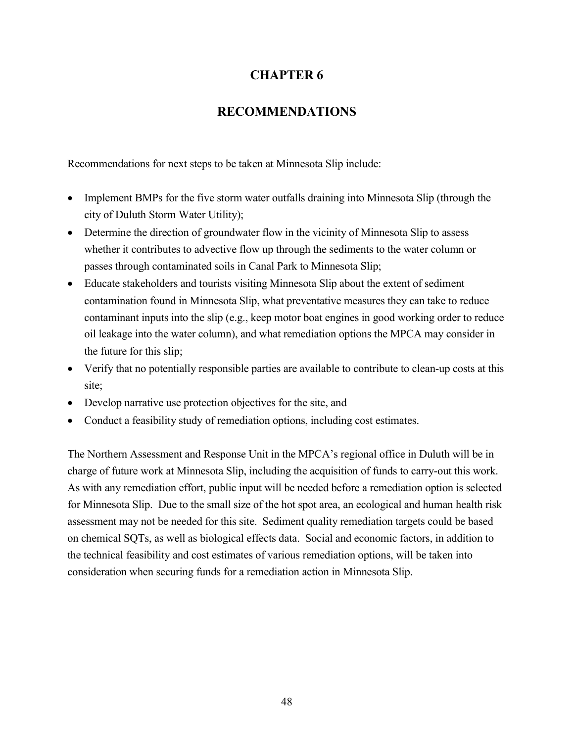# CHAPTER 6

## RECOMMENDATIONS

Recommendations for next steps to be taken at Minnesota Slip include:

- Implement BMPs for the five storm water outfalls draining into Minnesota Slip (through the city of Duluth Storm Water Utility);
- Determine the direction of groundwater flow in the vicinity of Minnesota Slip to assess whether it contributes to advective flow up through the sediments to the water column or passes through contaminated soils in Canal Park to Minnesota Slip;
- Educate stakeholders and tourists visiting Minnesota Slip about the extent of sediment contamination found in Minnesota Slip, what preventative measures they can take to reduce contaminant inputs into the slip (e.g., keep motor boat engines in good working order to reduce oil leakage into the water column), and what remediation options the MPCA may consider in the future for this slip;
- Verify that no potentially responsible parties are available to contribute to clean-up costs at this site;
- Develop narrative use protection objectives for the site, and
- Conduct a feasibility study of remediation options, including cost estimates.

The Northern Assessment and Response Unit in the MPCA's regional office in Duluth will be in charge of future work at Minnesota Slip, including the acquisition of funds to carry-out this work. As with any remediation effort, public input will be needed before a remediation option is selected for Minnesota Slip. Due to the small size of the hot spot area, an ecological and human health risk assessment may not be needed for this site. Sediment quality remediation targets could be based on chemical SQTs, as well as biological effects data. Social and economic factors, in addition to the technical feasibility and cost estimates of various remediation options, will be taken into consideration when securing funds for a remediation action in Minnesota Slip.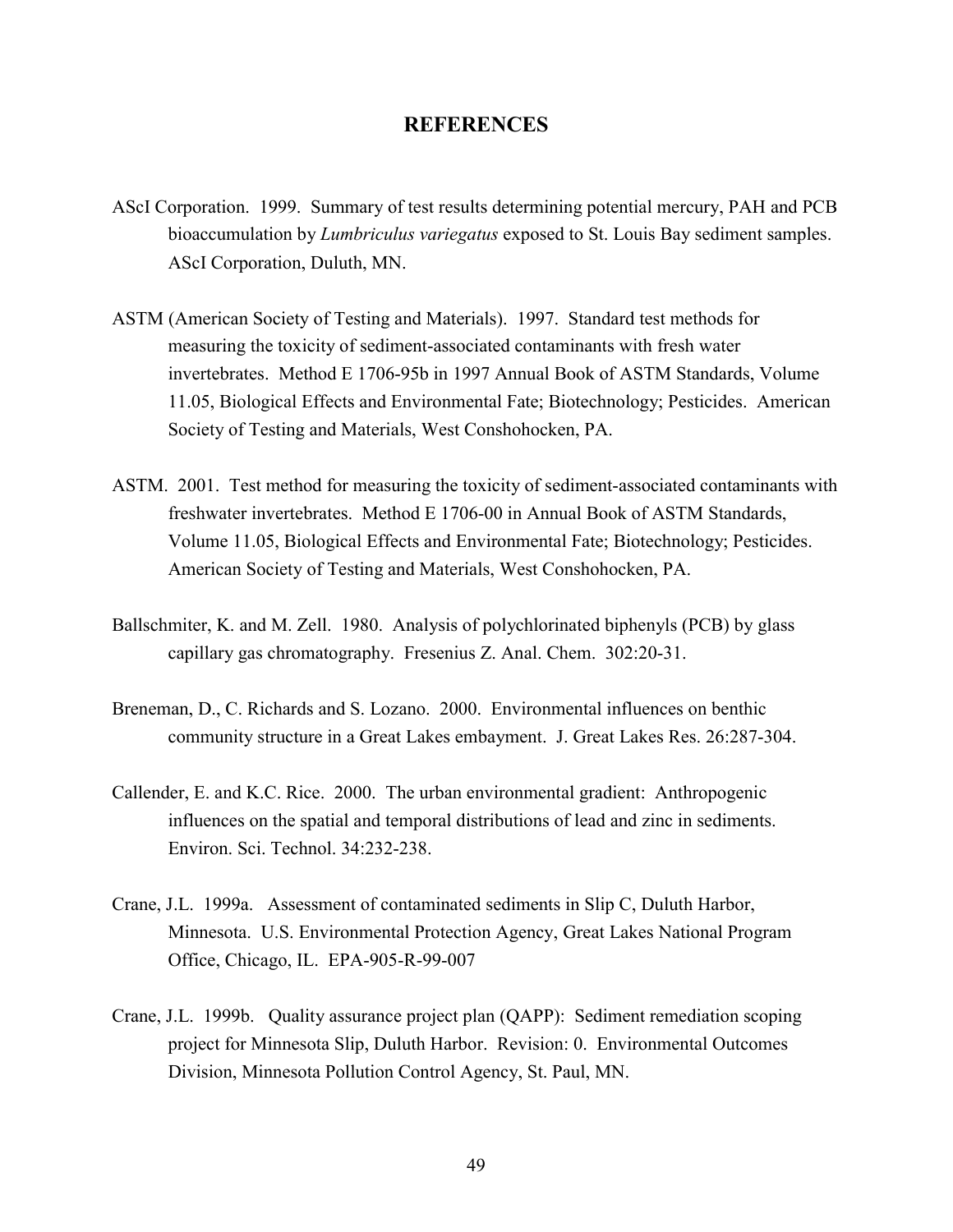# REFERENCES

ASci Corporation. 1999. Summary of test results determining potential mercury, PAH and PCB bioaccumulation by *Lumbriculus variegatus* exposed to St. Louis Bay sediment samples. AScI Corporation, Duluth, MN.

ASTM (American Society of Testing and Materials). 1997. Standard test methods for measuring the toxicity of sediment-associated contaminants with fresh water invertebrates. Method E 1706-95b in 1997 Annual Book of ASTM Standards, Volume 11.05, Biological Effects and Environmental Fate; Biotechnology; Pesticides. American Society of Testing and Materials, West Conshohocken, PA.

ASTM. 2001. Test method for measuring the toxicity of sediment-associated contaminants with freshwater invertebrates. Method E 1706-00 in Annual Book of ASTM Standards, Volume 11.05, Biological Effects and Environmental Fate; Biotechnology; Pesticides. American Society of Testing and Materials, West Conshohocken, PA.

Ballschmiter, K. and M. Zell. 1980. Analysis of polychlorinated biphenyls (PCB) by glass capillary gas chromatography. Fresenius Z. Anal. Chem. 302:20-31.

Breneman, D., C. Richards and S. Lozano. 2000. Environmental influences on benthic community structure in a Great Lakes embayment. J. Great Lakes Res. 26:287-304.

Callender, E. and K.C. Rice. 2000. The urban environmental gradient: Anthropogenic influences on the spatial and temporal distributions of lead and zinc in sediments. Environ. Sci. Technol. 34:232-238.

Crane, J.L. 1999a. Assessment of contaminated sediments in Slip C, Duluth Harbor, Minnesota. U.S. Environmental Protection Agency, Great Lakes National Program Office, Chicago, IL. EPA-905-R-99-007

Crane, J.L. 1999b. Quality assurance project plan (QAPP): Sediment remediation scoping project for Minnesota Slip, Duluth Harbor. Revision: 0. Environmental Outcomes Division, Minnesota Pollution Control Agency, St. Paul, MN.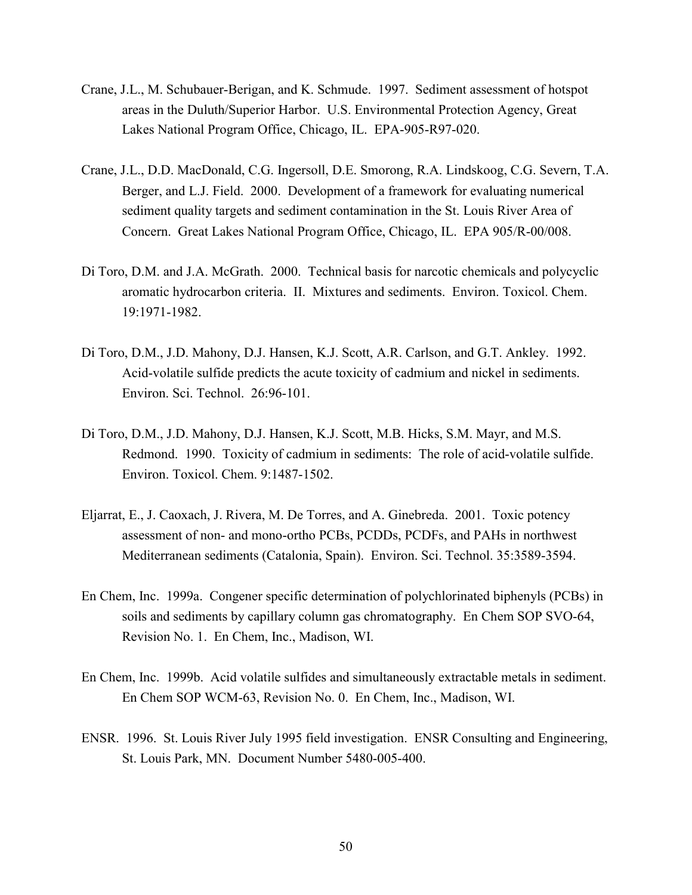Crane, J.L., M. Schubauer-Berigan, and K. Schmude. 1997. Sediment assessment of hotspot areas in the Duluth/Superior Harbor. U.S. Environmental Protection Agency, Great Lakes National Program Office, Chicago, IL. EPA-905-R97-020.

Crane, J.L., D.D. MacDonald, C.G. Ingersoll, D.E. Smorong, R.A. Lindskoog, C.G. Severn, T.A. Berger, and L.J. Field. 2000. Development of a framework for evaluating numerical sediment quality targets and sediment contamination in the St. Louis River Area of Concern. Great Lakes National Program Office, Chicago, IL. EPA 905/R-00/008.

Di Toro, D.M. and J.A. McGrath. 2000. Technical basis for narcotic chemicals and polycyclic aromatic hydrocarbon criteria. II. Mixtures and sediments. Environ. Toxicol. Chem. 19:1971-1982.

Di Toro, D.M., J.D. Mahony, D.J. Hansen, K.J. Scott, A.R. Carlson, and G.T. Ankley. 1992. Acid-volatile sulfide predicts the acute toxicity of cadmium and nickel in sediments. Environ. Sci. Technol. 26:96-101.

Di Toro, D.M., J.D. Mahony, D.J. Hansen, K.J. Scott, M.B. Hicks, S.M. Mayr, and M.S. Redmond. 1990. Toxicity of cadmium in sediments: The role of acid-volatile sulfide. Environ. Toxicol. Chem. 9:1487-1502.

Eljarrat, E., J. Caoxach, J. Rivera, M. De Torres, and A. Ginebreda. 2001. Toxic potency assessment of non- and mono-ortho PCBs, PCDDs, PCDFs, and PAHs in northwest Mediterranean sediments (Catalonia, Spain). Environ. Sci. Technol. 35:3589-3594.

En Chem, Inc. 1999a. Congener specific determination of polychlorinated biphenyls (PCBs) in soils and sediments by capillary column gas chromatography. En Chem SOP SVO-64, Revision No. 1. En Chem, Inc., Madison, WI.

En Chem, Inc. 1999b. Acid volatile sulfides and simultaneously extractable metals in sediment. En Chem SOP WCM-63, Revision No. 0. En Chem, Inc., Madison, WI.

ENSR. 1996. St. Louis River July 1995 field investigation. ENSR Consulting and Engineering, St. Louis Park, MN. Document Number 5480-005-400.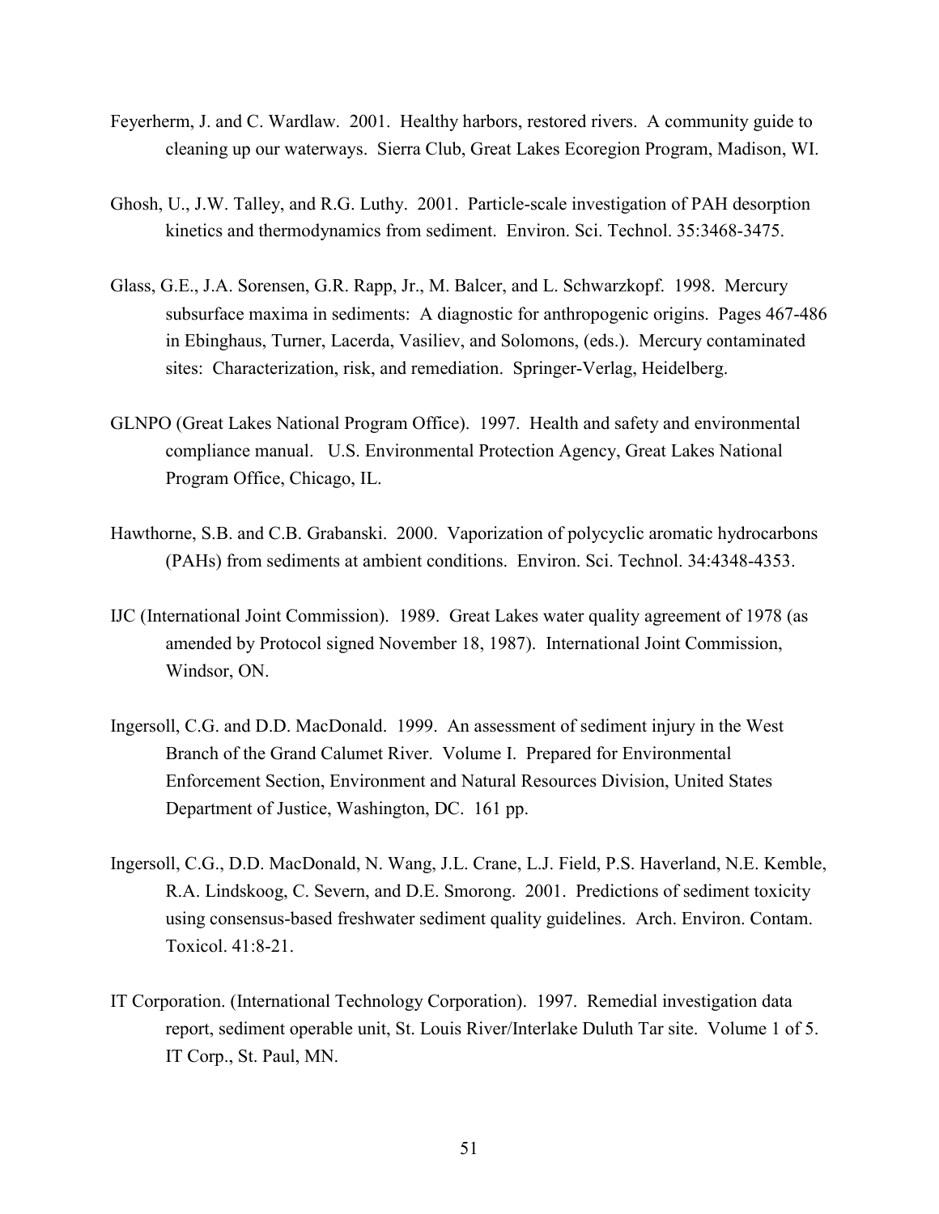Feyerherm, J. and C. Wardlaw. 2001. Healthy harbors, restored rivers. A community guide to cleaning up our waterways. Sierra Club, Great Lakes Ecoregion Program, Madison, WI.

Ghosh, U., J.W. Talley, and R.G. Luthy. 2001. Particle-scale investigation of PAH desorption kinetics and thermodynamics from sediment. Environ. Sci. Technol. 35:3468-3475.

Glass, G.E., J.A. Sorensen, G.R. Rapp, Jr., M. Balcer, and L. Schwarzkopf. 1998. Mercury subsurface maxima in sediments: A diagnostic for anthropogenic origins. Pages 467-486 in Ebinghaus, Turner, Lacerda, Vasiliev, and Solomons, (eds.). Mercury contaminated sites: Characterization, risk, and remediation. Springer-Verlag, Heidelberg.

GLNPO (Great Lakes National Program Office). 1997. Health and safety and environmental compliance manual. U.S. Environmental Protection Agency, Great Lakes National Program Office, Chicago, IL.

Hawthorne, S.B. and C.B. Grabanski. 2000. Vaporization of polycyclic aromatic hydrocarbons (PAHs) from sediments at ambient conditions. Environ. Sci. Technol. 34:4348-4353.

IJC (International Joint Commission). 1989. Great Lakes water quality agreement of 1978 (as amended by Protocol signed November 18, 1987). International Joint Commission, Windsor, ON.

Ingersoll, C.G. and D.D. MacDonald. 1999. An assessment of sediment injury in the West Branch of the Grand Calumet River. Volume I. Prepared for Environmental Enforcement Section, Environment and Natural Resources Division, United States Department of Justice, Washington, DC. 161 pp.

Ingersoll, C.G., D.D. MacDonald, N. Wang, J.L. Crane, L.J. Field, P.S. Haverland, N.E. Kemble, R.A. Lindskoog, C. Severn, and D.E. Smorong. 2001. Predictions of sediment toxicity using consensus-based freshwater sediment quality guidelines. Arch. Environ. Contam. Toxicol. 41:8-21.

IT Corporation. (International Technology Corporation). 1997. Remedial investigation data report, sediment operable unit, St. Louis River/Interlake Duluth Tar site. Volume 1 of 5. IT Corp., St. Paul, MN.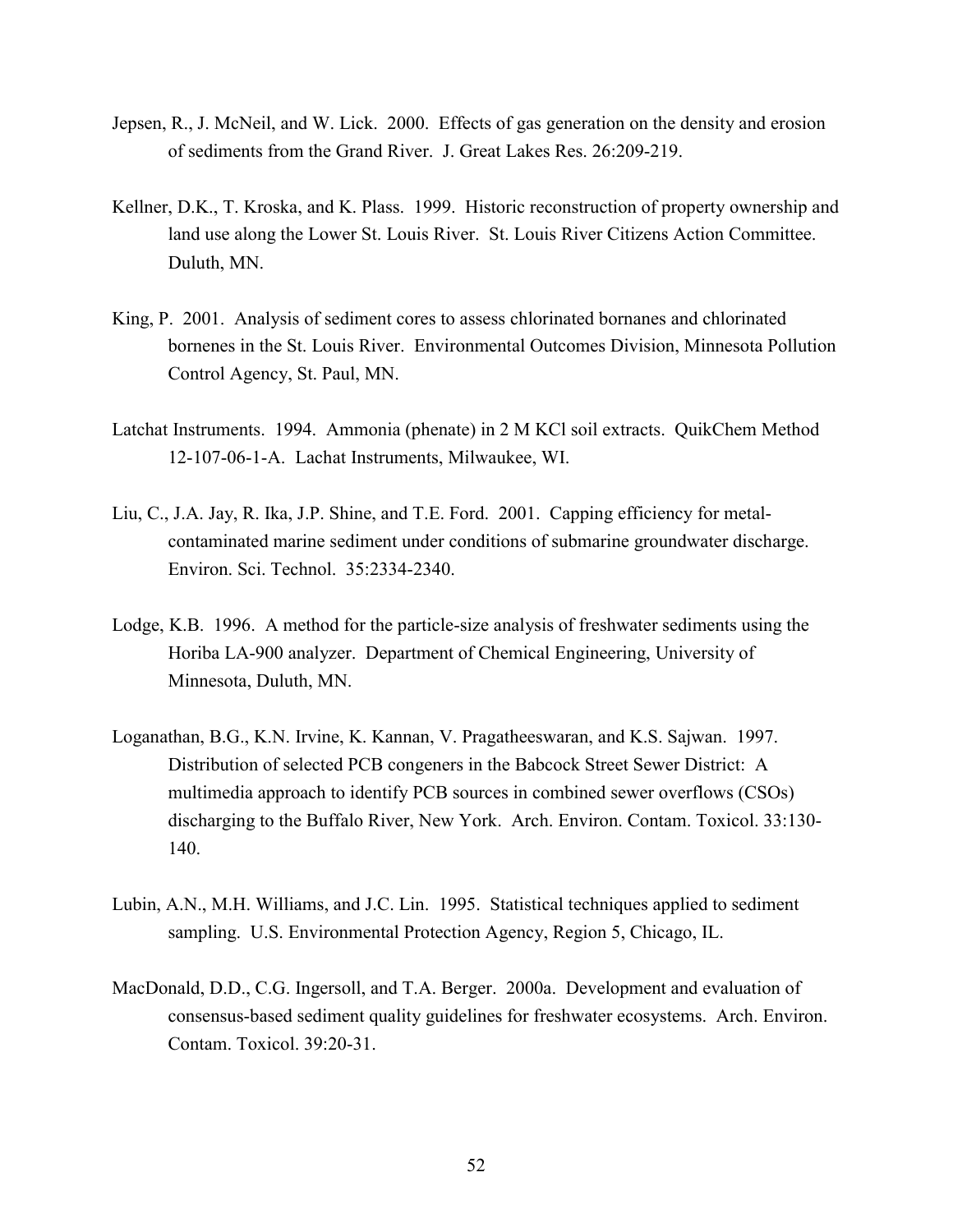Jepsen, R., J. McNeil, and W. Lick. 2000. Effects of gas generation on the density and erosion of sediments from the Grand River. J. Great Lakes Res. 26:209-219.

Kellner, D.K., T. Kroska, and K. Plass. 1999. Historic reconstruction of property ownership and land use along the Lower St. Louis River. St. Louis River Citizens Action Committee. Duluth, MN.

King, P. 2001. Analysis of sediment cores to assess chlorinated bornanes and chlorinated bornenes in the St. Louis River. Environmental Outcomes Division, Minnesota Pollution Control Agency, St. Paul, MN.

Latchat Instruments. 1994. Ammonia (phenate) in 2 M KCl soil extracts. QuikChem Method 12-107-06-1-A. Lachat Instruments, Milwaukee, WI.

Liu, C., J.A. Jay, R. Ika, J.P. Shine, and T.E. Ford. 2001. Capping efficiency for metal-contaminated marine sediment under conditions of submarine groundwater discharge. Environ. Sci. Technol. 35:2334-2340.

Lodge, K.B. 1996. A method for the particle-size analysis of freshwater sediments using the Horiba LA-900 analyzer. Department of Chemical Engineering, University of Minnesota, Duluth, MN.

Loganathan, B.G., K.N. Irvine, K. Kannan, V. Pragatheeswaran, and K.S. Sajwan. 1997. Distribution of selected PCB congeners in the Babcock Street Sewer District: A multimedia approach to identify PCB sources in combined sewer overflows (CSOs) discharging to the Buffalo River, New York. Arch. Environ. Contam. Toxicol. 33:130-140.

Lubin, A.N., M.H. Williams, and J.C. Lin. 1995. Statistical techniques applied to sediment sampling. U.S. Environmental Protection Agency, Region 5, Chicago, IL.

MacDonald, D.D., C.G. Ingersoll, and T.A. Berger. 2000a. Development and evaluation of consensus-based sediment quality guidelines for freshwater ecosystems. Arch. Environ. Contam. Toxicol. 39:20-31.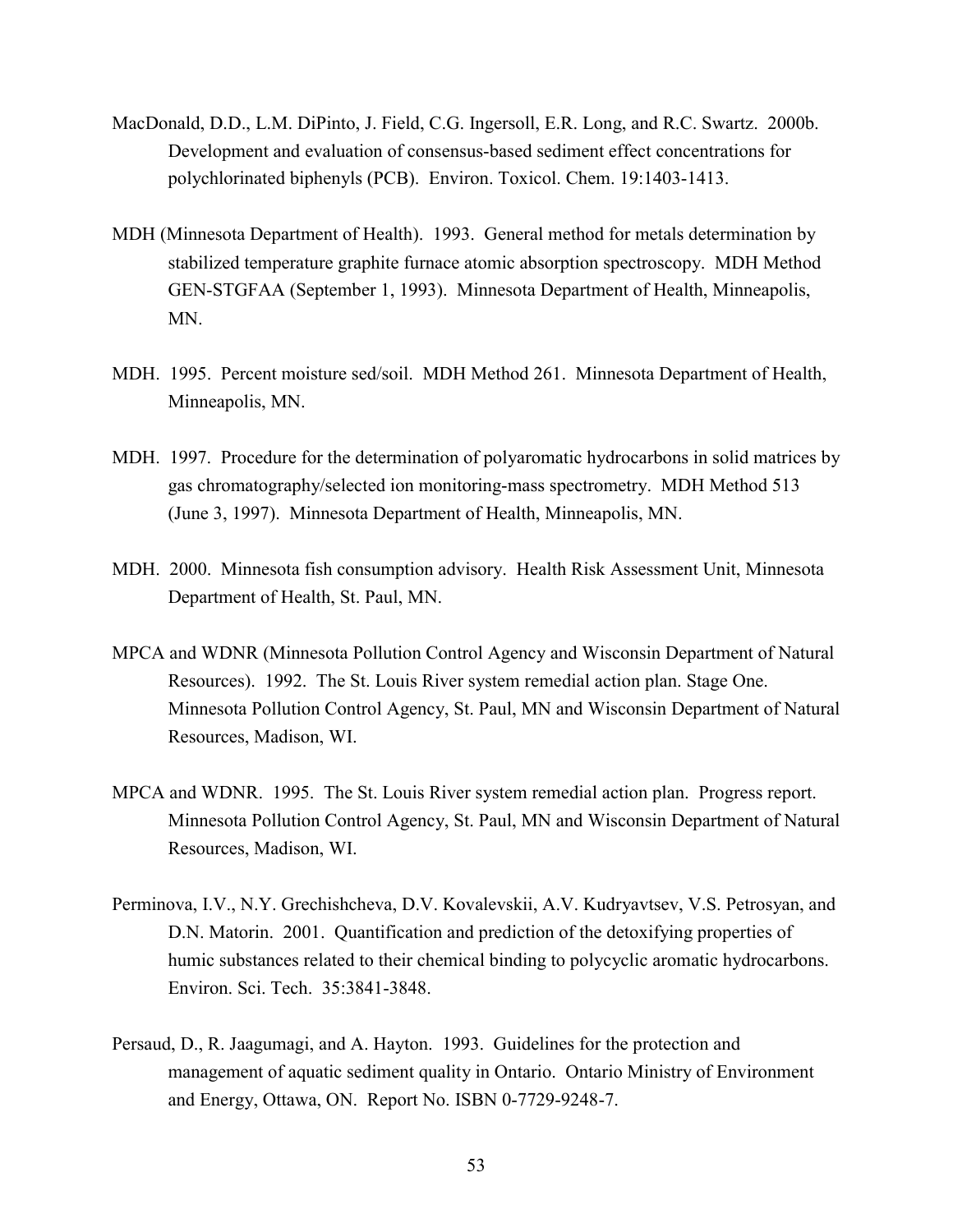MacDonald, D.D., L.M. DiPinto, J. Field, C.G. Ingersoll, E.R. Long, and R.C. Swartz. 2000b. Development and evaluation of consensus-based sediment effect concentrations for polychlorinated biphenyls (PCB). Environ. Toxicol. Chem. 19:1403-1413.

MDH (Minnesota Department of Health). 1993. General method for metals determination by stabilized temperature graphite furnace atomic absorption spectroscopy. MDH Method GEN-STGFAA (September 1, 1993). Minnesota Department of Health, Minneapolis, MN.

MDH. 1995. Percent moisture sed/soil. MDH Method 261. Minnesota Department of Health, Minneapolis, MN.

MDH. 1997. Procedure for the determination of polyaromatic hydrocarbons in solid matrices by gas chromatography/selected ion monitoring-mass spectrometry. MDH Method 513 (June 3, 1997). Minnesota Department of Health, Minneapolis, MN.

MDH. 2000. Minnesota fish consumption advisory. Health Risk Assessment Unit, Minnesota Department of Health, St. Paul, MN.

MPCA and WDNR (Minnesota Pollution Control Agency and Wisconsin Department of Natural Resources). 1992. The St. Louis River system remedial action plan. Stage One. Minnesota Pollution Control Agency, St. Paul, MN and Wisconsin Department of Natural Resources, Madison, WI.

MPCA and WDNR. 1995. The St. Louis River system remedial action plan. Progress report. Minnesota Pollution Control Agency, St. Paul, MN and Wisconsin Department of Natural Resources, Madison, WI.

Perminova, I.V., N.Y. Grechishcheva, D.V. Kovalevskii, A.V. Kudryavtsev, V.S. Petrosyan, and D.N. Matorin. 2001. Quantification and prediction of the detoxifying properties of humic substances related to their chemical binding to polycyclic aromatic hydrocarbons. Environ. Sci. Tech. 35:3841-3848.

Persaud, D., R. Jaagumagi, and A. Hayton. 1993. Guidelines for the protection and management of aquatic sediment quality in Ontario. Ontario Ministry of Environment and Energy, Ottawa, ON. Report No. ISBN 0-7729-9248-7.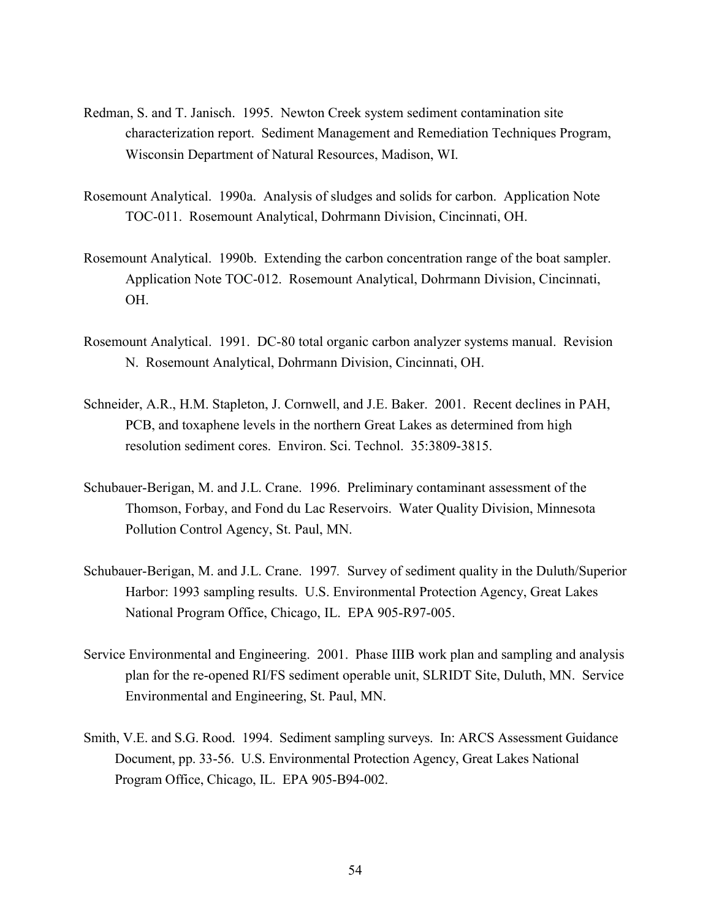Redman, S. and T. Janisch. 1995. Newton Creek system sediment contamination site characterization report. Sediment Management and Remediation Techniques Program, Wisconsin Department of Natural Resources, Madison, WI.

Rosemount Analytical. 1990a. Analysis of sludges and solids for carbon. Application Note TOC-011. Rosemount Analytical, Dohrmann Division, Cincinnati, OH.

Rosemount Analytical. 1990b. Extending the carbon concentration range of the boat sampler. Application Note TOC-012. Rosemount Analytical, Dohrmann Division, Cincinnati, OH.

Rosemount Analytical. 1991. DC-80 total organic carbon analyzer systems manual. Revision N. Rosemount Analytical, Dohrmann Division, Cincinnati, OH.

Schneider, A.R., H.M. Stapleton, J. Cornwell, and J.E. Baker. 2001. Recent declines in PAH, PCB, and toxaphene levels in the northern Great Lakes as determined from high resolution sediment cores. Environ. Sci. Technol. 35:3809-3815.

Schubauer-Berigan, M. and J.L. Crane. 1996. Preliminary contaminant assessment of the Thomson, Forbay, and Fond du Lac Reservoirs. Water Quality Division, Minnesota Pollution Control Agency, St. Paul, MN.

Schubauer-Berigan, M. and J.L. Crane. 1997*.* Survey of sediment quality in the Duluth/Superior Harbor: 1993 sampling results. U.S. Environmental Protection Agency, Great Lakes National Program Office, Chicago, IL. EPA 905-R97-005.

Service Environmental and Engineering. 2001. Phase IIIB work plan and sampling and analysis plan for the re-opened RI/FS sediment operable unit, SLRIDT Site, Duluth, MN. Service Environmental and Engineering, St. Paul, MN.

Smith, V.E. and S.G. Rood. 1994. Sediment sampling surveys. In: ARCS Assessment Guidance Document, pp. 33-56. U.S. Environmental Protection Agency, Great Lakes National Program Office, Chicago, IL. EPA 905-B94-002.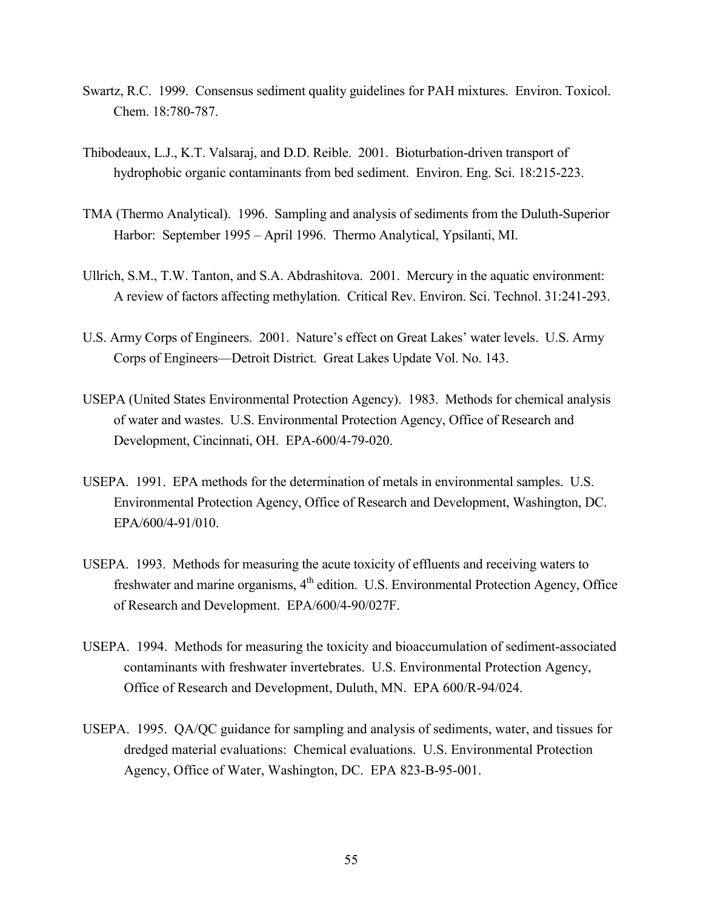Swartz, R.C. 1999. Consensus sediment quality guidelines for PAH mixtures. Environ. Toxicol. Chem. 18:780-787.

Thibodeaux, L.J., K.T. Valsaraj, and D.D. Reible. 2001. Bioturbation-driven transport of hydrophobic organic contaminants from bed sediment. Environ. Eng. Sci. 18:215-223.

TMA (Thermo Analytical). 1996. Sampling and analysis of sediments from the Duluth-Superior Harbor: September 1995 – April 1996. Thermo Analytical, Ypsilanti, MI.

Ullrich, S.M., T.W. Tanton, and S.A. Abdrashitova. 2001. Mercury in the aquatic environment: A review of factors affecting methylation. Critical Rev. Environ. Sci. Technol. 31:241-293.

U.S. Army Corps of Engineers. 2001. Nature's effect on Great Lakes' water levels. U.S. Army Corps of Engineers—Detroit District. Great Lakes Update Vol. No. 143.

USEPA (United States Environmental Protection Agency). 1983. Methods for chemical analysis of water and wastes. U.S. Environmental Protection Agency, Office of Research and Development, Cincinnati, OH. EPA-600/4-79-020.

USEPA. 1991. EPA methods for the determination of metals in environmental samples. U.S. Environmental Protection Agency, Office of Research and Development, Washington, DC. EPA/600/4-91/010.

USEPA. 1993. Methods for measuring the acute toxicity of effluents and receiving waters to freshwater and marine organisms, 4th edition. U.S. Environmental Protection Agency, Office of Research and Development. EPA/600/4-90/027F.

USEPA. 1994. Methods for measuring the toxicity and bioaccumulation of sediment-associated contaminants with freshwater invertebrates. U.S. Environmental Protection Agency, Office of Research and Development, Duluth, MN. EPA 600/R-94/024.

USEPA. 1995. QA/QC guidance for sampling and analysis of sediments, water, and tissues for dredged material evaluations: Chemical evaluations. U.S. Environmental Protection Agency, Office of Water, Washington, DC. EPA 823-B-95-001.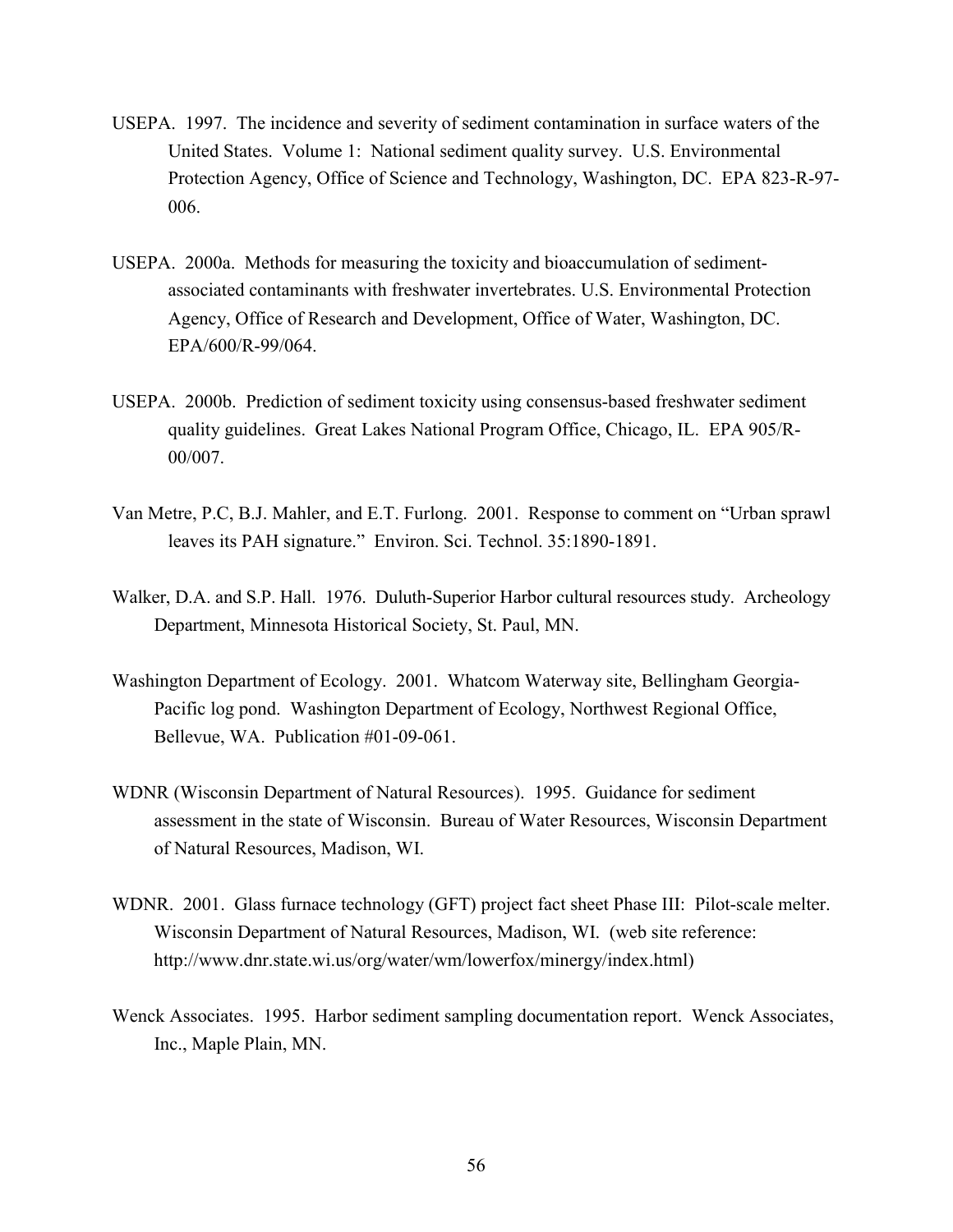USEPA. 1997. The incidence and severity of sediment contamination in surface waters of the United States. Volume 1: National sediment quality survey. U.S. Environmental Protection Agency, Office of Science and Technology, Washington, DC. EPA 823-R-97-006.

USEPA. 2000a. Methods for measuring the toxicity and bioaccumulation of sediment-associated contaminants with freshwater invertebrates. U.S. Environmental Protection Agency, Office of Research and Development, Office of Water, Washington, DC. EPA/600/R-99/064.

USEPA. 2000b. Prediction of sediment toxicity using consensus-based freshwater sediment quality guidelines. Great Lakes National Program Office, Chicago, IL. EPA 905/R-00/007.

Van Metre, P.C, B.J. Mahler, and E.T. Furlong. 2001. Response to comment on "Urban sprawl leaves its PAH signature." Environ. Sci. Technol. 35:1890-1891.

Walker, D.A. and S.P. Hall. 1976. Duluth-Superior Harbor cultural resources study. Archeology Department, Minnesota Historical Society, St. Paul, MN.

Washington Department of Ecology. 2001. Whatcom Waterway site, Bellingham Georgia-Pacific log pond. Washington Department of Ecology, Northwest Regional Office, Bellevue, WA. Publication #01-09-061.

WDNR (Wisconsin Department of Natural Resources). 1995. Guidance for sediment assessment in the state of Wisconsin. Bureau of Water Resources, Wisconsin Department of Natural Resources, Madison, WI.

WDNR. 2001. Glass furnace technology (GFT) project fact sheet Phase III: Pilot-scale melter. Wisconsin Department of Natural Resources, Madison, WI. (web site reference: http://www.dnr.state.wi.us/org/water/wm/lowerfox/minergy/index.html)

Wenck Associates. 1995. Harbor sediment sampling documentation report. Wenck Associates, Inc., Maple Plain, MN.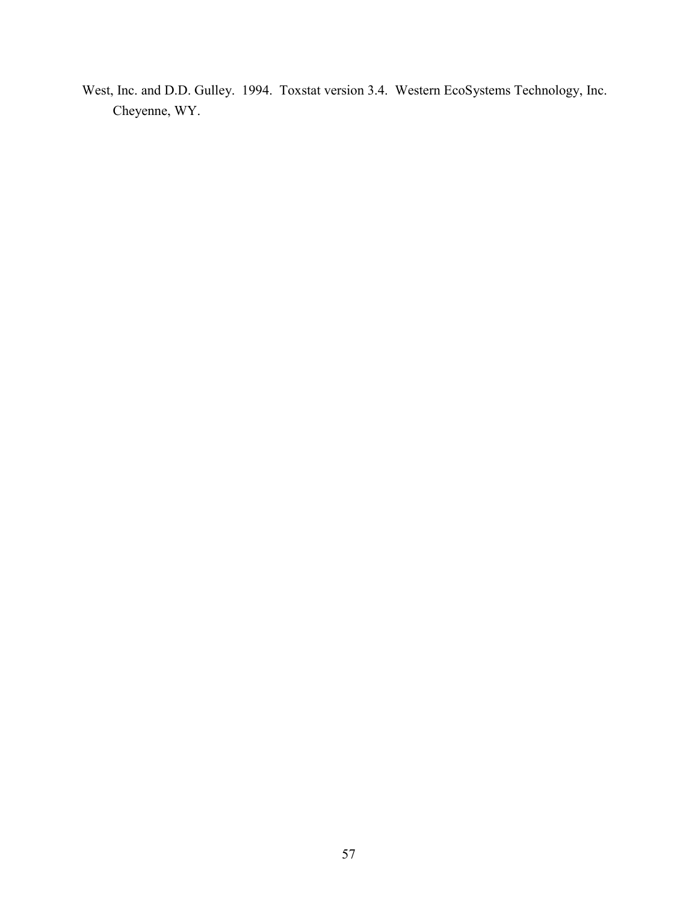West, Inc. and D.D. Gulley. 1994. Toxstat version 3.4. Western EcoSystems Technology, Inc. Cheyenne, WY.